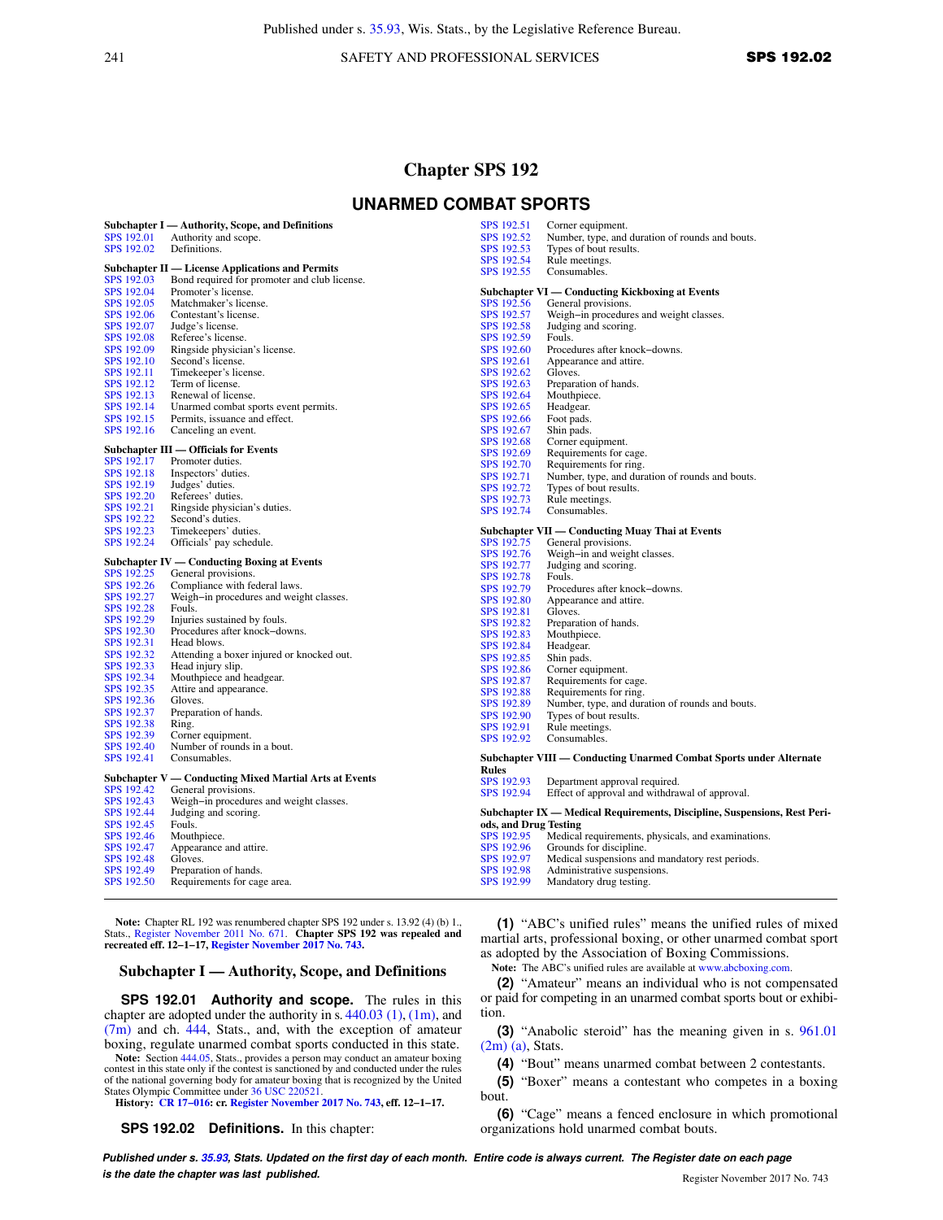# Chapter SPS 192

## UNARMED COMBAT SPORTS

**Subchapter I — Authority, Scope, and Definitions**
SPS 192.01 Authority and scope.
SPS 192.02 Definitions.

**Subchapter II — License Applications and Permits**
SPS 192.03 Bond required for promoter and club license.
SPS 192.04 Promoter's license.
SPS 192.05 Matchmaker's license.
SPS 192.06 Contestant's license.
SPS 192.07 Judge's license.
SPS 192.08 Referee's license.
SPS 192.09 Ringside physician's license.
SPS 192.10 Second's license.
SPS 192.11 Timekeeper's license.
SPS 192.12 Term of license.
SPS 192.13 Renewal of license.
SPS 192.14 Unarmed combat sports event permits.
SPS 192.15 Permits, issuance and effect.
SPS 192.16 Canceling an event.

**Subchapter III — Officials for Events**
SPS 192.17 Promoter duties.
SPS 192.18 Inspectors' duties.
SPS 192.19 Judges' duties.
SPS 192.20 Referees' duties.
SPS 192.21 Ringside physician's duties.
SPS 192.22 Second's duties.
SPS 192.23 Timekeepers' duties.
SPS 192.24 Officials' pay schedule.

**Subchapter IV — Conducting Boxing at Events**
SPS 192.25 General provisions.
SPS 192.26 Compliance with federal laws.
SPS 192.27 Weigh−in procedures and weight classes.
SPS 192.28 Fouls.
SPS 192.29 Injuries sustained by fouls.
SPS 192.30 Procedures after knock−downs.
SPS 192.31 Head blows.
SPS 192.32 Attending a boxer injured or knocked out.
SPS 192.33 Head injury slip.
SPS 192.34 Mouthpiece and headgear.
SPS 192.35 Attire and appearance.
SPS 192.36 Gloves.
SPS 192.37 Preparation of hands.
SPS 192.38 Ring.
SPS 192.39 Corner equipment.
SPS 192.40 Number of rounds in a bout.
SPS 192.41 Consumables.

**Subchapter V — Conducting Mixed Martial Arts at Events**
SPS 192.42 General provisions.
SPS 192.43 Weigh−in procedures and weight classes.
SPS 192.44 Judging and scoring.
SPS 192.45 Fouls.
SPS 192.46 Mouthpiece.
SPS 192.47 Appearance and attire.
SPS 192.48 Gloves.
SPS 192.49 Preparation of hands.
SPS 192.50 Requirements for cage area.
SPS 192.51 Corner equipment.
SPS 192.52 Number, type, and duration of rounds and bouts.
SPS 192.53 Types of bout results.
SPS 192.54 Rule meetings.
SPS 192.55 Consumables.

**Subchapter VI — Conducting Kickboxing at Events**
SPS 192.56 General provisions.
SPS 192.57 Weigh−in procedures and weight classes.
SPS 192.58 Judging and scoring.
SPS 192.59 Fouls.
SPS 192.60 Procedures after knock−downs.
SPS 192.61 Appearance and attire.
SPS 192.62 Gloves.
SPS 192.63 Preparation of hands.
SPS 192.64 Mouthpiece.
SPS 192.65 Headgear.
SPS 192.66 Foot pads.
SPS 192.67 Shin pads.
SPS 192.68 Corner equipment.
SPS 192.69 Requirements for cage.
SPS 192.70 Requirements for ring.
SPS 192.71 Number, type, and duration of rounds and bouts.
SPS 192.72 Types of bout results.
SPS 192.73 Rule meetings.
SPS 192.74 Consumables.

**Subchapter VII — Conducting Muay Thai at Events**
SPS 192.75 General provisions.
SPS 192.76 Weigh−in and weight classes.
SPS 192.77 Judging and scoring.
SPS 192.78 Fouls.
SPS 192.79 Procedures after knock−downs.
SPS 192.80 Appearance and attire.
SPS 192.81 Gloves.
SPS 192.82 Preparation of hands.
SPS 192.83 Mouthpiece.
SPS 192.84 Headgear.
SPS 192.85 Shin pads.
SPS 192.86 Corner equipment.
SPS 192.87 Requirements for cage.
SPS 192.88 Requirements for ring.
SPS 192.89 Number, type, and duration of rounds and bouts.
SPS 192.90 Types of bout results.
SPS 192.91 Rule meetings.
SPS 192.92 Consumables.

**Subchapter VIII — Conducting Unarmed Combat Sports under Alternate Rules**
SPS 192.93 Department approval required.
SPS 192.94 Effect of approval and withdrawal of approval.

**Subchapter IX — Medical Requirements, Discipline, Suspensions, Rest Periods, and Drug Testing**
SPS 192.95 Medical requirements, physicals, and examinations.
SPS 192.96 Grounds for discipline.
SPS 192.97 Medical suspensions and mandatory rest periods.
SPS 192.98 Administrative suspensions.
SPS 192.99 Mandatory drug testing.

**Note:** Chapter RL 192 was renumbered chapter SPS 192 under s. 13.92 (4) (b) 1., Stats., Register November 2011 No. 671. **Chapter SPS 192 was repealed and recreated eff. 12−1−17, Register November 2017 No. 743.**

### Subchapter I — Authority, Scope, and Definitions

**SPS 192.01 Authority and scope.** The rules in this chapter are adopted under the authority in s. 440.03 (1), (1m), and (7m) and ch. 444, Stats., and, with the exception of amateur boxing, regulate unarmed combat sports conducted in this state.

**Note:** Section 444.05, Stats., provides a person may conduct an amateur boxing contest in this state only if the contest is sanctioned by and conducted under the rules of the national governing body for amateur boxing that is recognized by the United States Olympic Committee under 36 USC 220521.

**History:** **CR 17−016: cr. Register November 2017 No. 743, eff. 12−1−17.**

**SPS 192.02 Definitions.** In this chapter:

**(1)** "ABC's unified rules" means the unified rules of mixed martial arts, professional boxing, or other unarmed combat sport as adopted by the Association of Boxing Commissions.

**Note:** The ABC's unified rules are available at www.abcboxing.com.

**(2)** "Amateur" means an individual who is not compensated or paid for competing in an unarmed combat sports bout or exhibition.

**(3)** "Anabolic steroid" has the meaning given in s. 961.01 (2m) (a), Stats.

**(4)** "Bout" means unarmed combat between 2 contestants.

**(5)** "Boxer" means a contestant who competes in a boxing bout.

**(6)** "Cage" means a fenced enclosure in which promotional organizations hold unarmed combat bouts.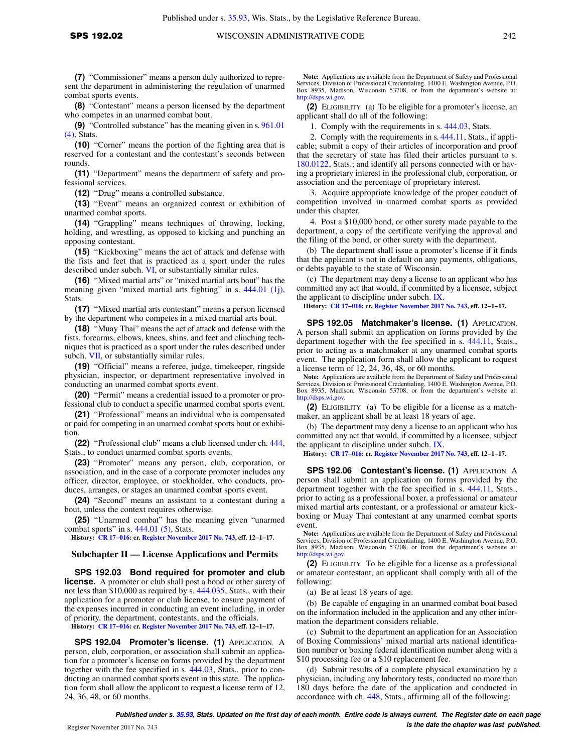**(7)** "Commissioner" means a person duly authorized to represent the department in administering the regulation of unarmed combat sports events.

**(8)** "Contestant" means a person licensed by the department who competes in an unarmed combat bout.

**(9)** "Controlled substance" has the meaning given in s. 961.01 (4), Stats.

**(10)** "Corner" means the portion of the fighting area that is reserved for a contestant and the contestant's seconds between rounds.

**(11)** "Department" means the department of safety and professional services.

**(12)** "Drug" means a controlled substance.

**(13)** "Event" means an organized contest or exhibition of unarmed combat sports.

**(14)** "Grappling" means techniques of throwing, locking, holding, and wrestling, as opposed to kicking and punching an opposing contestant.

**(15)** "Kickboxing" means the act of attack and defense with the fists and feet that is practiced as a sport under the rules described under subch. VI, or substantially similar rules.

**(16)** "Mixed martial arts" or "mixed martial arts bout" has the meaning given "mixed martial arts fighting" in s. 444.01 (1j), Stats.

**(17)** "Mixed martial arts contestant" means a person licensed by the department who competes in a mixed martial arts bout.

**(18)** "Muay Thai" means the act of attack and defense with the fists, forearms, elbows, knees, shins, and feet and clinching techniques that is practiced as a sport under the rules described under subch. VII, or substantially similar rules.

**(19)** "Official" means a referee, judge, timekeeper, ringside physician, inspector, or department representative involved in conducting an unarmed combat sports event.

**(20)** "Permit" means a credential issued to a promoter or professional club to conduct a specific unarmed combat sports event.

**(21)** "Professional" means an individual who is compensated or paid for competing in an unarmed combat sports bout or exhibition.

**(22)** "Professional club" means a club licensed under ch. 444, Stats., to conduct unarmed combat sports events.

**(23)** "Promoter" means any person, club, corporation, or association, and in the case of a corporate promoter includes any officer, director, employee, or stockholder, who conducts, produces, arranges, or stages an unarmed combat sports event.

**(24)** "Second" means an assistant to a contestant during a bout, unless the context requires otherwise.

**(25)** "Unarmed combat" has the meaning given "unarmed combat sports" in s. 444.01 (5), Stats.

**History:** CR 17–016: cr. Register November 2017 No. 743, eff. 12–1–17.

## Subchapter II — License Applications and Permits

**SPS 192.03 Bond required for promoter and club license.** A promoter or club shall post a bond or other surety of not less than $10,000 as required by s. 444.035, Stats., with their application for a promoter or club license, to ensure payment of the expenses incurred in conducting an event including, in order of priority, the department, contestants, and the officials.

**History:** CR 17–016: cr. Register November 2017 No. 743, eff. 12–1–17.

**SPS 192.04 Promoter's license. (1)** APPLICATION. A person, club, corporation, or association shall submit an application for a promoter's license on forms provided by the department together with the fee specified in s. 444.03, Stats., prior to conducting an unarmed combat sports event in this state. The application form shall allow the applicant to request a license term of 12, 24, 36, 48, or 60 months.

**Note:** Applications are available from the Department of Safety and Professional Services, Division of Professional Credentialing, 1400 E. Washington Avenue, P.O. Box 8935, Madison, Wisconsin 53708, or from the department's website at: http://dsps.wi.gov.

**(2)** ELIGIBILITY. (a) To be eligible for a promoter's license, an applicant shall do all of the following:

1. Comply with the requirements in s. 444.03, Stats.

2. Comply with the requirements in s. 444.11, Stats., if applicable; submit a copy of their articles of incorporation and proof that the secretary of state has filed their articles pursuant to s. 180.0122, Stats.; and identify all persons connected with or having a proprietary interest in the professional club, corporation, or association and the percentage of proprietary interest.

3. Acquire appropriate knowledge of the proper conduct of competition involved in unarmed combat sports as provided under this chapter.

4. Post a $10,000 bond, or other surety made payable to the department, a copy of the certificate verifying the approval and the filing of the bond, or other surety with the department.

(b) The department shall issue a promoter's license if it finds that the applicant is not in default on any payments, obligations, or debts payable to the state of Wisconsin.

(c) The department may deny a license to an applicant who has committed any act that would, if committed by a licensee, subject the applicant to discipline under subch. IX.

**History:** CR 17–016: cr. Register November 2017 No. 743, eff. 12–1–17.

**SPS 192.05 Matchmaker's license. (1)** APPLICATION. A person shall submit an application on forms provided by the department together with the fee specified in s. 444.11, Stats., prior to acting as a matchmaker at any unarmed combat sports event. The application form shall allow the applicant to request a license term of 12, 24, 36, 48, or 60 months.

**Note:** Applications are available from the Department of Safety and Professional Services, Division of Professional Credentialing, 1400 E. Washington Avenue, P.O. Box 8935, Madison, Wisconsin 53708, or from the department's website at: http://dsps.wi.gov.

**(2)** ELIGIBILITY. (a) To be eligible for a license as a matchmaker, an applicant shall be at least 18 years of age.

(b) The department may deny a license to an applicant who has committed any act that would, if committed by a licensee, subject the applicant to discipline under subch. IX.

**History:** CR 17–016: cr. Register November 2017 No. 743, eff. 12–1–17.

**SPS 192.06 Contestant's license. (1)** APPLICATION. A person shall submit an application on forms provided by the department together with the fee specified in s. 444.11, Stats., prior to acting as a professional boxer, a professional or amateur mixed martial arts contestant, or a professional or amateur kickboxing or Muay Thai contestant at any unarmed combat sports event.

**Note:** Applications are available from the Department of Safety and Professional Services, Division of Professional Credentialing, 1400 E. Washington Avenue, P.O. Box 8935, Madison, Wisconsin 53708, or from the department's website at: http://dsps.wi.gov.

**(2)** ELIGIBILITY. To be eligible for a license as a professional or amateur contestant, an applicant shall comply with all of the following:

(a) Be at least 18 years of age.

(b) Be capable of engaging in an unarmed combat bout based on the information included in the application and any other information the department considers reliable.

(c) Submit to the department an application for an Association of Boxing Commissions' mixed martial arts national identification number or boxing federal identification number along with a $10 processing fee or a $10 replacement fee.

(d) Submit results of a complete physical examination by a physician, including any laboratory tests, conducted no more than 180 days before the date of the application and conducted in accordance with ch. 448, Stats., affirming all of the following: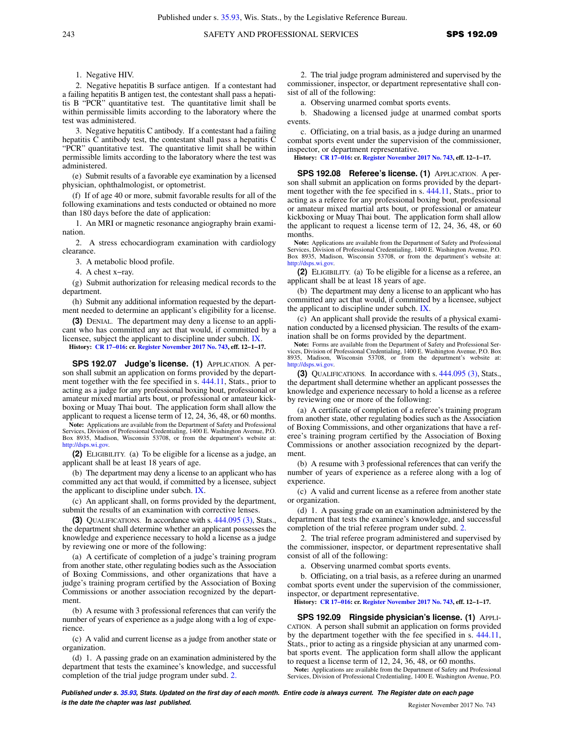1. Negative HIV.

2. Negative hepatitis B surface antigen. If a contestant had a failing hepatitis B antigen test, the contestant shall pass a hepatitis B "PCR" quantitative test. The quantitative limit shall be within permissible limits according to the laboratory where the test was administered.

3. Negative hepatitis C antibody. If a contestant had a failing hepatitis C antibody test, the contestant shall pass a hepatitis C "PCR" quantitative test. The quantitative limit shall be within permissible limits according to the laboratory where the test was administered.

(e) Submit results of a favorable eye examination by a licensed physician, ophthalmologist, or optometrist.

(f) If of age 40 or more, submit favorable results for all of the following examinations and tests conducted or obtained no more than 180 days before the date of application:

1. An MRI or magnetic resonance angiography brain examination.

2. A stress echocardiogram examination with cardiology clearance.

3. A metabolic blood profile.

4. A chest x–ray.

(g) Submit authorization for releasing medical records to the department.

(h) Submit any additional information requested by the department needed to determine an applicant's eligibility for a license.

**(3)** DENIAL. The department may deny a license to an applicant who has committed any act that would, if committed by a licensee, subject the applicant to discipline under subch. IX.

**History:** CR 17–016: cr. Register November 2017 No. 743, eff. 12–1–17.

**SPS 192.07 Judge's license. (1)** APPLICATION. A person shall submit an application on forms provided by the department together with the fee specified in s. 444.11, Stats., prior to acting as a judge for any professional boxing bout, professional or amateur mixed martial arts bout, or professional or amateur kickboxing or Muay Thai bout. The application form shall allow the applicant to request a license term of 12, 24, 36, 48, or 60 months.

**Note:** Applications are available from the Department of Safety and Professional Services, Division of Professional Credentialing, 1400 E. Washington Avenue, P.O. Box 8935, Madison, Wisconsin 53708, or from the department's website at: http://dsps.wi.gov.

**(2)** ELIGIBILITY. (a) To be eligible for a license as a judge, an applicant shall be at least 18 years of age.

(b) The department may deny a license to an applicant who has committed any act that would, if committed by a licensee, subject the applicant to discipline under subch. IX.

(c) An applicant shall, on forms provided by the department, submit the results of an examination with corrective lenses.

**(3)** QUALIFICATIONS. In accordance with s. 444.095 (3), Stats., the department shall determine whether an applicant possesses the knowledge and experience necessary to hold a license as a judge by reviewing one or more of the following:

(a) A certificate of completion of a judge's training program from another state, other regulating bodies such as the Association of Boxing Commissions, and other organizations that have a judge's training program certified by the Association of Boxing Commissions or another association recognized by the department.

(b) A resume with 3 professional references that can verify the number of years of experience as a judge along with a log of experience.

(c) A valid and current license as a judge from another state or organization.

(d) 1. A passing grade on an examination administered by the department that tests the examinee's knowledge, and successful completion of the trial judge program under subd. 2.

2. The trial judge program administered and supervised by the commissioner, inspector, or department representative shall consist of all of the following:

a. Observing unarmed combat sports events.

b. Shadowing a licensed judge at unarmed combat sports events.

c. Officiating, on a trial basis, as a judge during an unarmed combat sports event under the supervision of the commissioner, inspector, or department representative.

**History:** CR 17–016: cr. Register November 2017 No. 743, eff. 12–1–17.

**SPS 192.08 Referee's license. (1)** APPLICATION. A person shall submit an application on forms provided by the department together with the fee specified in s. 444.11, Stats., prior to acting as a referee for any professional boxing bout, professional or amateur mixed martial arts bout, or professional or amateur kickboxing or Muay Thai bout. The application form shall allow the applicant to request a license term of 12, 24, 36, 48, or 60 months.

**Note:** Applications are available from the Department of Safety and Professional Services, Division of Professional Credentialing, 1400 E. Washington Avenue, P.O. Box 8935, Madison, Wisconsin 53708, or from the department's website at: http://dsps.wi.gov.

**(2)** ELIGIBILITY. (a) To be eligible for a license as a referee, an applicant shall be at least 18 years of age.

(b) The department may deny a license to an applicant who has committed any act that would, if committed by a licensee, subject the applicant to discipline under subch. IX.

(c) An applicant shall provide the results of a physical examination conducted by a licensed physician. The results of the examination shall be on forms provided by the department.

**Note:** Forms are available from the Department of Safety and Professional Services, Division of Professional Credentialing, 1400 E. Washington Avenue, P.O. Box 8935, Madison, Wisconsin 53708, or from the department's website at: http://dsps.wi.gov.

**(3)** QUALIFICATIONS. In accordance with s. 444.095 (3), Stats., the department shall determine whether an applicant possesses the knowledge and experience necessary to hold a license as a referee by reviewing one or more of the following:

(a) A certificate of completion of a referee's training program from another state, other regulating bodies such as the Association of Boxing Commissions, and other organizations that have a referee's training program certified by the Association of Boxing Commissions or another association recognized by the department.

(b) A resume with 3 professional references that can verify the number of years of experience as a referee along with a log of experience.

(c) A valid and current license as a referee from another state or organization.

(d) 1. A passing grade on an examination administered by the department that tests the examinee's knowledge, and successful completion of the trial referee program under subd. 2.

2. The trial referee program administered and supervised by the commissioner, inspector, or department representative shall consist of all of the following:

a. Observing unarmed combat sports events.

b. Officiating, on a trial basis, as a referee during an unarmed combat sports event under the supervision of the commissioner, inspector, or department representative.

**History:** CR 17–016: cr. Register November 2017 No. 743, eff. 12–1–17.

**SPS 192.09 Ringside physician's license. (1)** APPLICATION. A person shall submit an application on forms provided by the department together with the fee specified in s. 444.11, Stats., prior to acting as a ringside physician at any unarmed combat sports event. The application form shall allow the applicant to request a license term of 12, 24, 36, 48, or 60 months.

**Note:** Applications are available from the Department of Safety and Professional Services, Division of Professional Credentialing, 1400 E. Washington Avenue, P.O.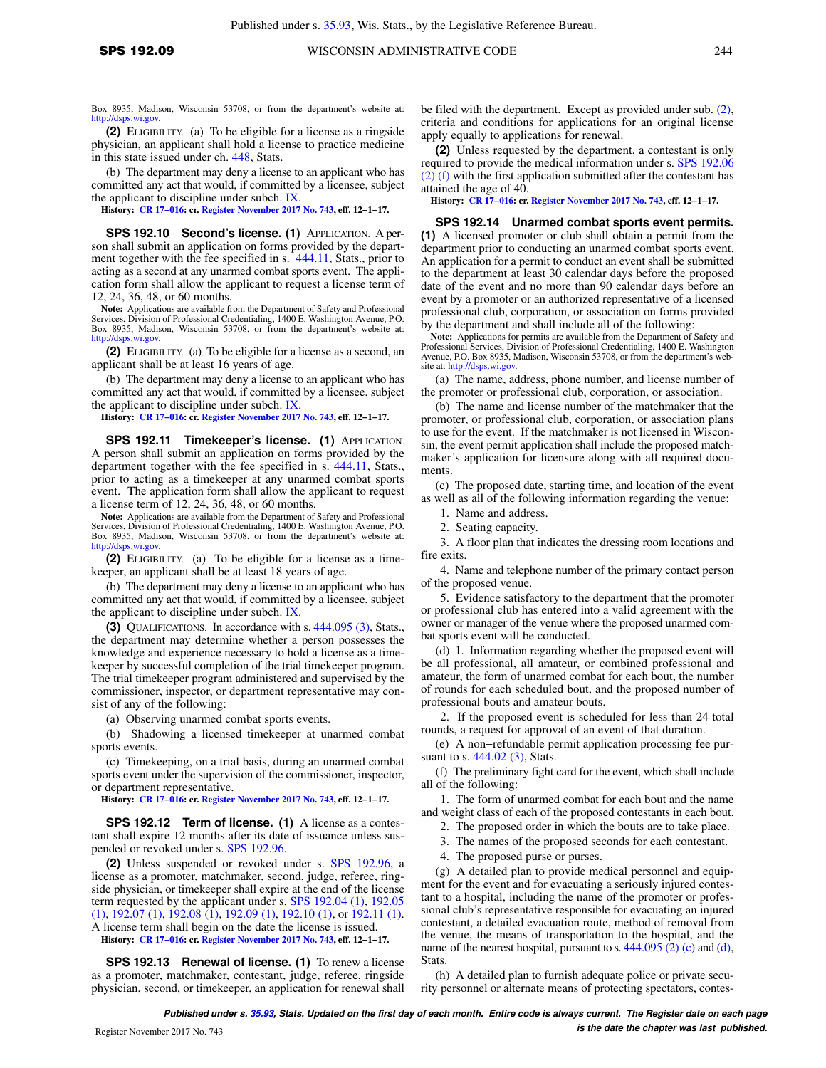Box 8935, Madison, Wisconsin 53708, or from the department's website at: http://dsps.wi.gov.

**(2)** ELIGIBILITY. (a) To be eligible for a license as a ringside physician, an applicant shall hold a license to practice medicine in this state issued under ch. 448, Stats.

(b) The department may deny a license to an applicant who has committed any act that would, if committed by a licensee, subject the applicant to discipline under subch. IX.

**History:** CR 17–016: cr. Register November 2017 No. 743, eff. 12–1–17.

**SPS 192.10 Second's license. (1)** APPLICATION. A person shall submit an application on forms provided by the department together with the fee specified in s. 444.11, Stats., prior to acting as a second at any unarmed combat sports event. The application form shall allow the applicant to request a license term of 12, 24, 36, 48, or 60 months.

**Note:** Applications are available from the Department of Safety and Professional Services, Division of Professional Credentialing, 1400 E. Washington Avenue, P.O. Box 8935, Madison, Wisconsin 53708, or from the department's website at: http://dsps.wi.gov.

**(2)** ELIGIBILITY. (a) To be eligible for a license as a second, an applicant shall be at least 16 years of age.

(b) The department may deny a license to an applicant who has committed any act that would, if committed by a licensee, subject the applicant to discipline under subch. IX.

**History:** CR 17–016: cr. Register November 2017 No. 743, eff. 12–1–17.

**SPS 192.11 Timekeeper's license. (1)** APPLICATION. A person shall submit an application on forms provided by the department together with the fee specified in s. 444.11, Stats., prior to acting as a timekeeper at any unarmed combat sports event. The application form shall allow the applicant to request a license term of 12, 24, 36, 48, or 60 months.

**Note:** Applications are available from the Department of Safety and Professional Services, Division of Professional Credentialing, 1400 E. Washington Avenue, P.O. Box 8935, Madison, Wisconsin 53708, or from the department's website at: http://dsps.wi.gov.

**(2)** ELIGIBILITY. (a) To be eligible for a license as a timekeeper, an applicant shall be at least 18 years of age.

(b) The department may deny a license to an applicant who has committed any act that would, if committed by a licensee, subject the applicant to discipline under subch. IX.

**(3)** QUALIFICATIONS. In accordance with s. 444.095 (3), Stats., the department may determine whether a person possesses the knowledge and experience necessary to hold a license as a timekeeper by successful completion of the trial timekeeper program. The trial timekeeper program administered and supervised by the commissioner, inspector, or department representative may consist of any of the following:

(a) Observing unarmed combat sports events.

(b) Shadowing a licensed timekeeper at unarmed combat sports events.

(c) Timekeeping, on a trial basis, during an unarmed combat sports event under the supervision of the commissioner, inspector, or department representative.

**History:** CR 17–016: cr. Register November 2017 No. 743, eff. 12–1–17.

**SPS 192.12 Term of license. (1)** A license as a contestant shall expire 12 months after its date of issuance unless suspended or revoked under s. SPS 192.96.

**(2)** Unless suspended or revoked under s. SPS 192.96, a license as a promoter, matchmaker, second, judge, referee, ringside physician, or timekeeper shall expire at the end of the license term requested by the applicant under s. SPS 192.04 (1), 192.05 (1), 192.07 (1), 192.08 (1), 192.09 (1), 192.10 (1), or 192.11 (1). A license term shall begin on the date the license is issued.

**History:** CR 17–016: cr. Register November 2017 No. 743, eff. 12–1–17.

**SPS 192.13 Renewal of license. (1)** To renew a license as a promoter, matchmaker, contestant, judge, referee, ringside physician, second, or timekeeper, an application for renewal shall be filed with the department. Except as provided under sub. (2), criteria and conditions for applications for an original license apply equally to applications for renewal.

**(2)** Unless requested by the department, a contestant is only required to provide the medical information under s. SPS 192.06 (2) (f) with the first application submitted after the contestant has attained the age of 40.

**History:** CR 17–016: cr. Register November 2017 No. 743, eff. 12–1–17.

**SPS 192.14 Unarmed combat sports event permits. (1)** A licensed promoter or club shall obtain a permit from the department prior to conducting an unarmed combat sports event. An application for a permit to conduct an event shall be submitted to the department at least 30 calendar days before the proposed date of the event and no more than 90 calendar days before an event by a promoter or an authorized representative of a licensed professional club, corporation, or association on forms provided by the department and shall include all of the following:

**Note:** Applications for permits are available from the Department of Safety and Professional Services, Division of Professional Credentialing, 1400 E. Washington Avenue, P.O. Box 8935, Madison, Wisconsin 53708, or from the department's website at: http://dsps.wi.gov.

(a) The name, address, phone number, and license number of the promoter or professional club, corporation, or association.

(b) The name and license number of the matchmaker that the promoter, or professional club, corporation, or association plans to use for the event. If the matchmaker is not licensed in Wisconsin, the event permit application shall include the proposed matchmaker's application for licensure along with all required documents.

(c) The proposed date, starting time, and location of the event as well as all of the following information regarding the venue:

1. Name and address.

2. Seating capacity.

3. A floor plan that indicates the dressing room locations and fire exits.

4. Name and telephone number of the primary contact person of the proposed venue.

5. Evidence satisfactory to the department that the promoter or professional club has entered into a valid agreement with the owner or manager of the venue where the proposed unarmed combat sports event will be conducted.

(d) 1. Information regarding whether the proposed event will be all professional, all amateur, or combined professional and amateur, the form of unarmed combat for each bout, the number of rounds for each scheduled bout, and the proposed number of professional bouts and amateur bouts.

2. If the proposed event is scheduled for less than 24 total rounds, a request for approval of an event of that duration.

(e) A non–refundable permit application processing fee pursuant to s. 444.02 (3), Stats.

(f) The preliminary fight card for the event, which shall include all of the following:

1. The form of unarmed combat for each bout and the name and weight class of each of the proposed contestants in each bout.

2. The proposed order in which the bouts are to take place.

3. The names of the proposed seconds for each contestant.

4. The proposed purse or purses.

(g) A detailed plan to provide medical personnel and equipment for the event and for evacuating a seriously injured contestant to a hospital, including the name of the promoter or professional club's representative responsible for evacuating an injured contestant, a detailed evacuation route, method of removal from the venue, the means of transportation to the hospital, and the name of the nearest hospital, pursuant to s. 444.095 (2) (c) and (d), Stats.

(h) A detailed plan to furnish adequate police or private security personnel or alternate means of protecting spectators, contes-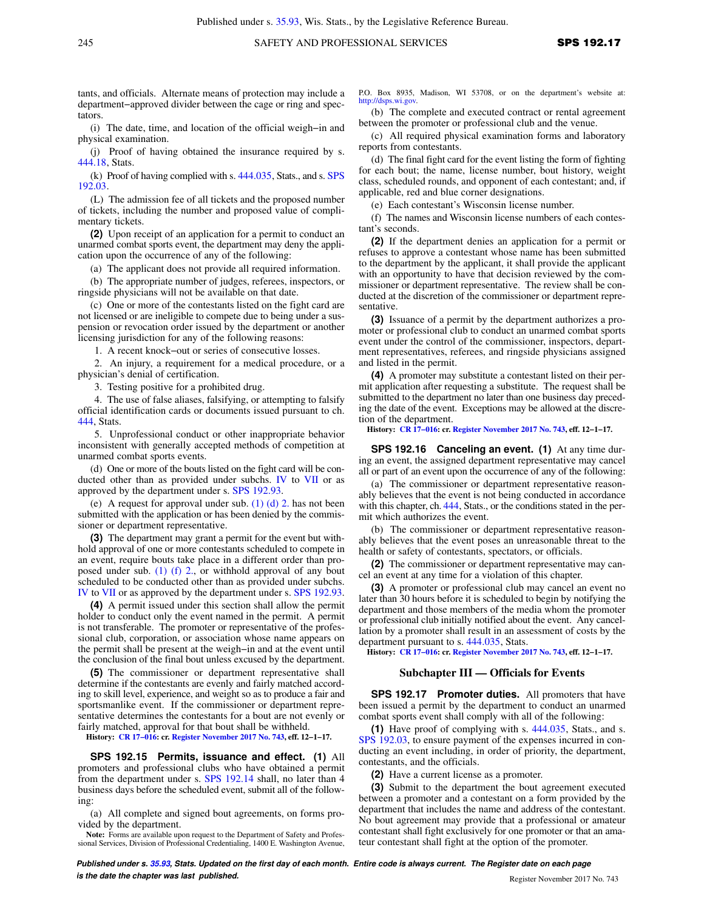tants, and officials. Alternate means of protection may include a department−approved divider between the cage or ring and spectators.

(i) The date, time, and location of the official weigh−in and physical examination.

(j) Proof of having obtained the insurance required by s. 444.18, Stats.

(k) Proof of having complied with s. 444.035, Stats., and s. SPS 192.03.

(L) The admission fee of all tickets and the proposed number of tickets, including the number and proposed value of complimentary tickets.

**(2)** Upon receipt of an application for a permit to conduct an unarmed combat sports event, the department may deny the application upon the occurrence of any of the following:

(a) The applicant does not provide all required information.

(b) The appropriate number of judges, referees, inspectors, or ringside physicians will not be available on that date.

(c) One or more of the contestants listed on the fight card are not licensed or are ineligible to compete due to being under a suspension or revocation order issued by the department or another licensing jurisdiction for any of the following reasons:

1. A recent knock−out or series of consecutive losses.

2. An injury, a requirement for a medical procedure, or a physician's denial of certification.

3. Testing positive for a prohibited drug.

4. The use of false aliases, falsifying, or attempting to falsify official identification cards or documents issued pursuant to ch. 444, Stats.

5. Unprofessional conduct or other inappropriate behavior inconsistent with generally accepted methods of competition at unarmed combat sports events.

(d) One or more of the bouts listed on the fight card will be conducted other than as provided under subchs. IV to VII or as approved by the department under s. SPS 192.93.

(e) A request for approval under sub. (1) (d) 2. has not been submitted with the application or has been denied by the commissioner or department representative.

**(3)** The department may grant a permit for the event but withhold approval of one or more contestants scheduled to compete in an event, require bouts take place in a different order than proposed under sub. (1) (f) 2., or withhold approval of any bout scheduled to be conducted other than as provided under subchs. IV to VII or as approved by the department under s. SPS 192.93.

**(4)** A permit issued under this section shall allow the permit holder to conduct only the event named in the permit. A permit is not transferable. The promoter or representative of the professional club, corporation, or association whose name appears on the permit shall be present at the weigh−in and at the event until the conclusion of the final bout unless excused by the department.

**(5)** The commissioner or department representative shall determine if the contestants are evenly and fairly matched according to skill level, experience, and weight so as to produce a fair and sportsmanlike event. If the commissioner or department representative determines the contestants for a bout are not evenly or fairly matched, approval for that bout shall be withheld.

**History:** CR 17−016: cr. Register November 2017 No. 743, eff. 12−1−17.

**SPS 192.15 Permits, issuance and effect.** **(1)** All promoters and professional clubs who have obtained a permit from the department under s. SPS 192.14 shall, no later than 4 business days before the scheduled event, submit all of the following:

(a) All complete and signed bout agreements, on forms provided by the department.

**Note:** Forms are available upon request to the Department of Safety and Professional Services, Division of Professional Credentialing, 1400 E. Washington Avenue, P.O. Box 8935, Madison, WI 53708, or on the department's website at: http://dsps.wi.gov.

(b) The complete and executed contract or rental agreement between the promoter or professional club and the venue.

(c) All required physical examination forms and laboratory reports from contestants.

(d) The final fight card for the event listing the form of fighting for each bout; the name, license number, bout history, weight class, scheduled rounds, and opponent of each contestant; and, if applicable, red and blue corner designations.

(e) Each contestant's Wisconsin license number.

(f) The names and Wisconsin license numbers of each contestant's seconds.

**(2)** If the department denies an application for a permit or refuses to approve a contestant whose name has been submitted to the department by the applicant, it shall provide the applicant with an opportunity to have that decision reviewed by the commissioner or department representative. The review shall be conducted at the discretion of the commissioner or department representative.

**(3)** Issuance of a permit by the department authorizes a promoter or professional club to conduct an unarmed combat sports event under the control of the commissioner, inspectors, department representatives, referees, and ringside physicians assigned and listed in the permit.

**(4)** A promoter may substitute a contestant listed on their permit application after requesting a substitute. The request shall be submitted to the department no later than one business day preceding the date of the event. Exceptions may be allowed at the discretion of the department.

**History:** CR 17−016: cr. Register November 2017 No. 743, eff. 12−1−17.

**SPS 192.16 Canceling an event.** **(1)** At any time during an event, the assigned department representative may cancel all or part of an event upon the occurrence of any of the following:

(a) The commissioner or department representative reasonably believes that the event is not being conducted in accordance with this chapter, ch. 444, Stats., or the conditions stated in the permit which authorizes the event.

(b) The commissioner or department representative reasonably believes that the event poses an unreasonable threat to the health or safety of contestants, spectators, or officials.

**(2)** The commissioner or department representative may cancel an event at any time for a violation of this chapter.

**(3)** A promoter or professional club may cancel an event no later than 30 hours before it is scheduled to begin by notifying the department and those members of the media whom the promoter or professional club initially notified about the event. Any cancellation by a promoter shall result in an assessment of costs by the department pursuant to s. 444.035, Stats.

**History:** CR 17−016: cr. Register November 2017 No. 743, eff. 12−1−17.

## Subchapter III — Officials for Events

**SPS 192.17 Promoter duties.** All promoters that have been issued a permit by the department to conduct an unarmed combat sports event shall comply with all of the following:

**(1)** Have proof of complying with s. 444.035, Stats., and s. SPS 192.03, to ensure payment of the expenses incurred in conducting an event including, in order of priority, the department, contestants, and the officials.

**(2)** Have a current license as a promoter.

**(3)** Submit to the department the bout agreement executed between a promoter and a contestant on a form provided by the department that includes the name and address of the contestant. No bout agreement may provide that a professional or amateur contestant shall fight exclusively for one promoter or that an amateur contestant shall fight at the option of the promoter.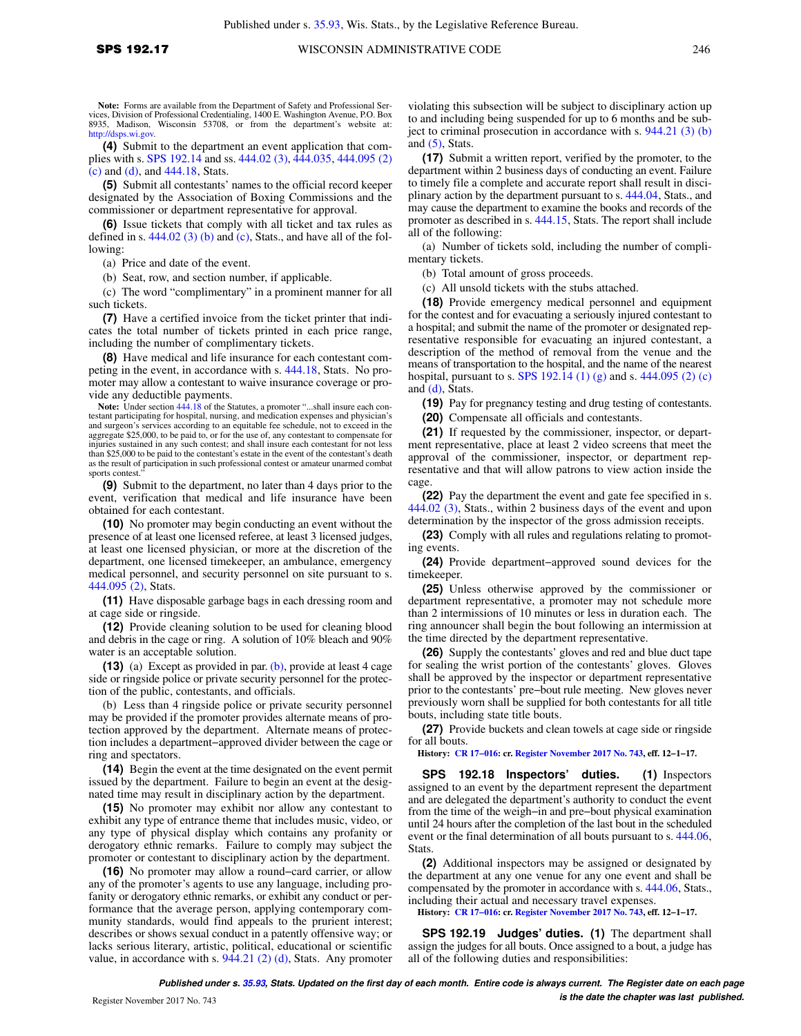**Note:** Forms are available from the Department of Safety and Professional Services, Division of Professional Credentialing, 1400 E. Washington Avenue, P.O. Box 8935, Madison, Wisconsin 53708, or from the department's website at: http://dsps.wi.gov.

**(4)** Submit to the department an event application that complies with s. SPS 192.14 and ss. 444.02 (3), 444.035, 444.095 (2) (c) and (d), and 444.18, Stats.

**(5)** Submit all contestants' names to the official record keeper designated by the Association of Boxing Commissions and the commissioner or department representative for approval.

**(6)** Issue tickets that comply with all ticket and tax rules as defined in s. 444.02 (3) (b) and (c), Stats., and have all of the following:

(a) Price and date of the event.

(b) Seat, row, and section number, if applicable.

(c) The word "complimentary" in a prominent manner for all such tickets.

**(7)** Have a certified invoice from the ticket printer that indicates the total number of tickets printed in each price range, including the number of complimentary tickets.

**(8)** Have medical and life insurance for each contestant competing in the event, in accordance with s. 444.18, Stats. No promoter may allow a contestant to waive insurance coverage or provide any deductible payments.

**Note:** Under section 444.18 of the Statutes, a promoter "...shall insure each contestant participating for hospital, nursing, and medication expenses and physician's and surgeon's services according to an equitable fee schedule, not to exceed in the aggregate $25,000, to be paid to, or for the use of, any contestant to compensate for injuries sustained in any such contest; and shall insure each contestant for not less than $25,000 to be paid to the contestant's estate in the event of the contestant's death as the result of participation in such professional contest or amateur unarmed combat sports contest."

**(9)** Submit to the department, no later than 4 days prior to the event, verification that medical and life insurance have been obtained for each contestant.

**(10)** No promoter may begin conducting an event without the presence of at least one licensed referee, at least 3 licensed judges, at least one licensed physician, or more at the discretion of the department, one licensed timekeeper, an ambulance, emergency medical personnel, and security personnel on site pursuant to s. 444.095 (2), Stats.

**(11)** Have disposable garbage bags in each dressing room and at cage side or ringside.

**(12)** Provide cleaning solution to be used for cleaning blood and debris in the cage or ring. A solution of 10% bleach and 90% water is an acceptable solution.

**(13)** (a) Except as provided in par. (b), provide at least 4 cage side or ringside police or private security personnel for the protection of the public, contestants, and officials.

(b) Less than 4 ringside police or private security personnel may be provided if the promoter provides alternate means of protection approved by the department. Alternate means of protection includes a department-approved divider between the cage or ring and spectators.

**(14)** Begin the event at the time designated on the event permit issued by the department. Failure to begin an event at the designated time may result in disciplinary action by the department.

**(15)** No promoter may exhibit nor allow any contestant to exhibit any type of entrance theme that includes music, video, or any type of physical display which contains any profanity or derogatory ethnic remarks. Failure to comply may subject the promoter or contestant to disciplinary action by the department.

**(16)** No promoter may allow a round-card carrier, or allow any of the promoter's agents to use any language, including profanity or derogatory ethnic remarks, or exhibit any conduct or performance that the average person, applying contemporary community standards, would find appeals to the prurient interest; describes or shows sexual conduct in a patently offensive way; or lacks serious literary, artistic, political, educational or scientific value, in accordance with s. 944.21 (2) (d), Stats. Any promoter violating this subsection will be subject to disciplinary action up to and including being suspended for up to 6 months and be subject to criminal prosecution in accordance with s. 944.21 (3) (b) and (5), Stats.

**(17)** Submit a written report, verified by the promoter, to the department within 2 business days of conducting an event. Failure to timely file a complete and accurate report shall result in disciplinary action by the department pursuant to s. 444.04, Stats., and may cause the department to examine the books and records of the promoter as described in s. 444.15, Stats. The report shall include all of the following:

(a) Number of tickets sold, including the number of complimentary tickets.

(b) Total amount of gross proceeds.

(c) All unsold tickets with the stubs attached.

**(18)** Provide emergency medical personnel and equipment for the contest and for evacuating a seriously injured contestant to a hospital; and submit the name of the promoter or designated representative responsible for evacuating an injured contestant, a description of the method of removal from the venue and the means of transportation to the hospital, and the name of the nearest hospital, pursuant to s. SPS 192.14 (1) (g) and s. 444.095 (2) (c) and (d), Stats.

**(19)** Pay for pregnancy testing and drug testing of contestants.

**(20)** Compensate all officials and contestants.

**(21)** If requested by the commissioner, inspector, or department representative, place at least 2 video screens that meet the approval of the commissioner, inspector, or department representative and that will allow patrons to view action inside the cage.

**(22)** Pay the department the event and gate fee specified in s. 444.02 (3), Stats., within 2 business days of the event and upon determination by the inspector of the gross admission receipts.

**(23)** Comply with all rules and regulations relating to promoting events.

**(24)** Provide department-approved sound devices for the timekeeper.

**(25)** Unless otherwise approved by the commissioner or department representative, a promoter may not schedule more than 2 intermissions of 10 minutes or less in duration each. The ring announcer shall begin the bout following an intermission at the time directed by the department representative.

**(26)** Supply the contestants' gloves and red and blue duct tape for sealing the wrist portion of the contestants' gloves. Gloves shall be approved by the inspector or department representative prior to the contestants' pre-bout rule meeting. New gloves never previously worn shall be supplied for both contestants for all title bouts, including state title bouts.

**(27)** Provide buckets and clean towels at cage side or ringside for all bouts.

**History:** CR 17-016: cr. Register November 2017 No. 743, eff. 12-1-17.

**SPS 192.18 Inspectors' duties.** **(1)** Inspectors assigned to an event by the department represent the department and are delegated the department's authority to conduct the event from the time of the weigh-in and pre-bout physical examination until 24 hours after the completion of the last bout in the scheduled event or the final determination of all bouts pursuant to s. 444.06, Stats.

**(2)** Additional inspectors may be assigned or designated by the department at any one venue for any one event and shall be compensated by the promoter in accordance with s. 444.06, Stats., including their actual and necessary travel expenses.

**History:** CR 17-016: cr. Register November 2017 No. 743, eff. 12-1-17.

**SPS 192.19 Judges' duties.** **(1)** The department shall assign the judges for all bouts. Once assigned to a bout, a judge has all of the following duties and responsibilities: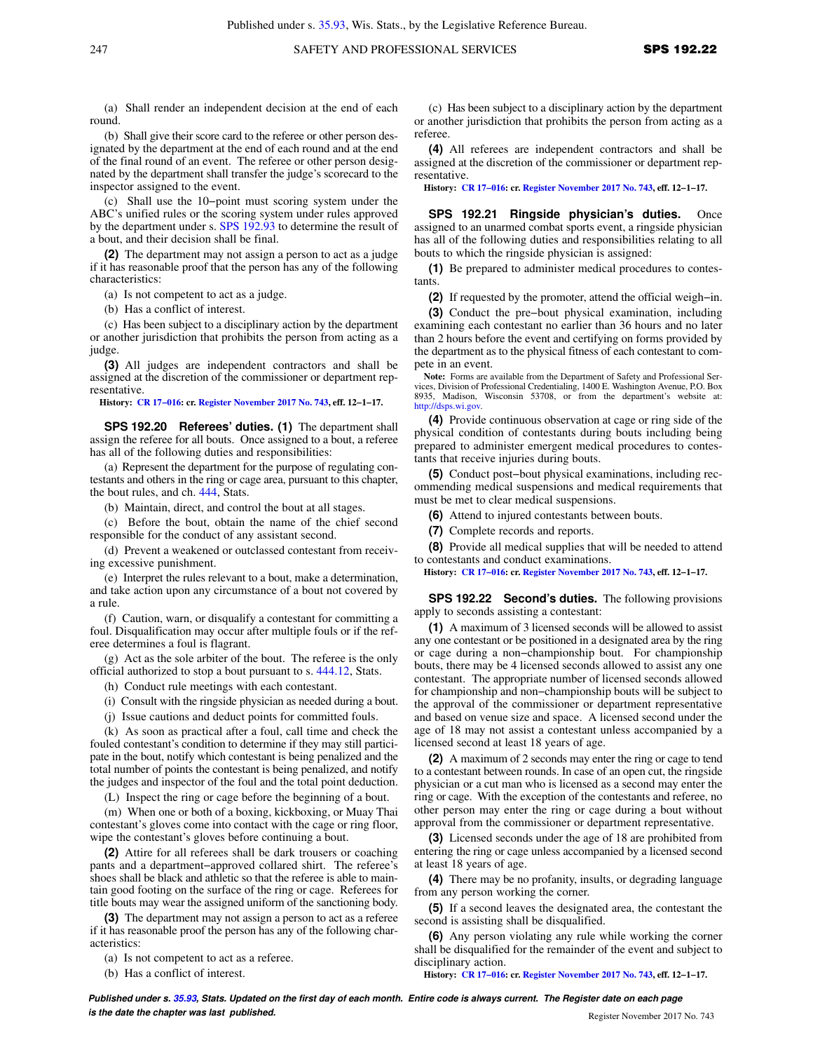(a) Shall render an independent decision at the end of each round.

(b) Shall give their score card to the referee or other person designated by the department at the end of each round and at the end of the final round of an event. The referee or other person designated by the department shall transfer the judge's scorecard to the inspector assigned to the event.

(c) Shall use the 10−point must scoring system under the ABC's unified rules or the scoring system under rules approved by the department under s. SPS 192.93 to determine the result of a bout, and their decision shall be final.

**(2)** The department may not assign a person to act as a judge if it has reasonable proof that the person has any of the following characteristics:

(a) Is not competent to act as a judge.

(b) Has a conflict of interest.

(c) Has been subject to a disciplinary action by the department or another jurisdiction that prohibits the person from acting as a judge.

**(3)** All judges are independent contractors and shall be assigned at the discretion of the commissioner or department representative.

**History:** CR 17−016: cr. Register November 2017 No. 743, eff. 12−1−17.

**SPS 192.20 Referees' duties. (1)** The department shall assign the referee for all bouts. Once assigned to a bout, a referee has all of the following duties and responsibilities:

(a) Represent the department for the purpose of regulating contestants and others in the ring or cage area, pursuant to this chapter, the bout rules, and ch. 444, Stats.

(b) Maintain, direct, and control the bout at all stages.

(c) Before the bout, obtain the name of the chief second responsible for the conduct of any assistant second.

(d) Prevent a weakened or outclassed contestant from receiving excessive punishment.

(e) Interpret the rules relevant to a bout, make a determination, and take action upon any circumstance of a bout not covered by a rule.

(f) Caution, warn, or disqualify a contestant for committing a foul. Disqualification may occur after multiple fouls or if the referee determines a foul is flagrant.

(g) Act as the sole arbiter of the bout. The referee is the only official authorized to stop a bout pursuant to s. 444.12, Stats.

(h) Conduct rule meetings with each contestant.

(i) Consult with the ringside physician as needed during a bout.

(j) Issue cautions and deduct points for committed fouls.

(k) As soon as practical after a foul, call time and check the fouled contestant's condition to determine if they may still participate in the bout, notify which contestant is being penalized and the total number of points the contestant is being penalized, and notify the judges and inspector of the foul and the total point deduction.

(L) Inspect the ring or cage before the beginning of a bout.

(m) When one or both of a boxing, kickboxing, or Muay Thai contestant's gloves come into contact with the cage or ring floor, wipe the contestant's gloves before continuing a bout.

**(2)** Attire for all referees shall be dark trousers or coaching pants and a department−approved collared shirt. The referee's shoes shall be black and athletic so that the referee is able to maintain good footing on the surface of the ring or cage. Referees for title bouts may wear the assigned uniform of the sanctioning body.

**(3)** The department may not assign a person to act as a referee if it has reasonable proof the person has any of the following characteristics:

(a) Is not competent to act as a referee.

(b) Has a conflict of interest.

(c) Has been subject to a disciplinary action by the department or another jurisdiction that prohibits the person from acting as a referee.

**(4)** All referees are independent contractors and shall be assigned at the discretion of the commissioner or department representative.

**History:** CR 17−016: cr. Register November 2017 No. 743, eff. 12−1−17.

**SPS 192.21 Ringside physician's duties.** Once assigned to an unarmed combat sports event, a ringside physician has all of the following duties and responsibilities relating to all bouts to which the ringside physician is assigned:

**(1)** Be prepared to administer medical procedures to contestants.

**(2)** If requested by the promoter, attend the official weigh−in.

**(3)** Conduct the pre−bout physical examination, including examining each contestant no earlier than 36 hours and no later than 2 hours before the event and certifying on forms provided by the department as to the physical fitness of each contestant to compete in an event.

**Note:** Forms are available from the Department of Safety and Professional Services, Division of Professional Credentialing, 1400 E. Washington Avenue, P.O. Box 8935, Madison, Wisconsin 53708, or from the department's website at: http://dsps.wi.gov.

**(4)** Provide continuous observation at cage or ring side of the physical condition of contestants during bouts including being prepared to administer emergent medical procedures to contestants that receive injuries during bouts.

**(5)** Conduct post−bout physical examinations, including recommending medical suspensions and medical requirements that must be met to clear medical suspensions.

**(6)** Attend to injured contestants between bouts.

**(7)** Complete records and reports.

**(8)** Provide all medical supplies that will be needed to attend to contestants and conduct examinations.

**History:** CR 17−016: cr. Register November 2017 No. 743, eff. 12−1−17.

**SPS 192.22 Second's duties.** The following provisions apply to seconds assisting a contestant:

**(1)** A maximum of 3 licensed seconds will be allowed to assist any one contestant or be positioned in a designated area by the ring or cage during a non−championship bout. For championship bouts, there may be 4 licensed seconds allowed to assist any one contestant. The appropriate number of licensed seconds allowed for championship and non−championship bouts will be subject to the approval of the commissioner or department representative and based on venue size and space. A licensed second under the age of 18 may not assist a contestant unless accompanied by a licensed second at least 18 years of age.

**(2)** A maximum of 2 seconds may enter the ring or cage to tend to a contestant between rounds. In case of an open cut, the ringside physician or a cut man who is licensed as a second may enter the ring or cage. With the exception of the contestants and referee, no other person may enter the ring or cage during a bout without approval from the commissioner or department representative.

**(3)** Licensed seconds under the age of 18 are prohibited from entering the ring or cage unless accompanied by a licensed second at least 18 years of age.

**(4)** There may be no profanity, insults, or degrading language from any person working the corner.

**(5)** If a second leaves the designated area, the contestant the second is assisting shall be disqualified.

**(6)** Any person violating any rule while working the corner shall be disqualified for the remainder of the event and subject to disciplinary action.

**History:** CR 17−016: cr. Register November 2017 No. 743, eff. 12−1−17.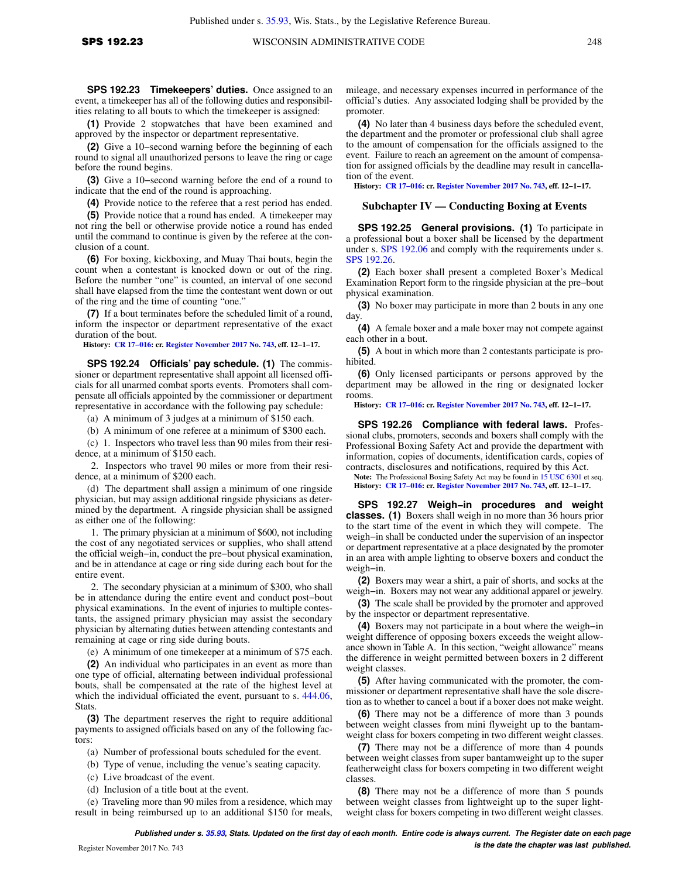**SPS 192.23 Timekeepers' duties.** Once assigned to an event, a timekeeper has all of the following duties and responsibilities relating to all bouts to which the timekeeper is assigned:

**(1)** Provide 2 stopwatches that have been examined and approved by the inspector or department representative.

**(2)** Give a 10−second warning before the beginning of each round to signal all unauthorized persons to leave the ring or cage before the round begins.

**(3)** Give a 10−second warning before the end of a round to indicate that the end of the round is approaching.

**(4)** Provide notice to the referee that a rest period has ended.

**(5)** Provide notice that a round has ended. A timekeeper may not ring the bell or otherwise provide notice a round has ended until the command to continue is given by the referee at the conclusion of a count.

**(6)** For boxing, kickboxing, and Muay Thai bouts, begin the count when a contestant is knocked down or out of the ring. Before the number "one" is counted, an interval of one second shall have elapsed from the time the contestant went down or out of the ring and the time of counting "one."

**(7)** If a bout terminates before the scheduled limit of a round, inform the inspector or department representative of the exact duration of the bout.

**History:** CR 17−016: cr. Register November 2017 No. 743, eff. 12−1−17.

**SPS 192.24 Officials' pay schedule. (1)** The commissioner or department representative shall appoint all licensed officials for all unarmed combat sports events. Promoters shall compensate all officials appointed by the commissioner or department representative in accordance with the following pay schedule:

(a) A minimum of 3 judges at a minimum of $150 each.

(b) A minimum of one referee at a minimum of $300 each.

(c) 1. Inspectors who travel less than 90 miles from their residence, at a minimum of $150 each.

2. Inspectors who travel 90 miles or more from their residence, at a minimum of $200 each.

(d) The department shall assign a minimum of one ringside physician, but may assign additional ringside physicians as determined by the department. A ringside physician shall be assigned as either one of the following:

1. The primary physician at a minimum of $600, not including the cost of any negotiated services or supplies, who shall attend the official weigh−in, conduct the pre−bout physical examination, and be in attendance at cage or ring side during each bout for the entire event.

2. The secondary physician at a minimum of $300, who shall be in attendance during the entire event and conduct post−bout physical examinations. In the event of injuries to multiple contestants, the assigned primary physician may assist the secondary physician by alternating duties between attending contestants and remaining at cage or ring side during bouts.

(e) A minimum of one timekeeper at a minimum of $75 each.

**(2)** An individual who participates in an event as more than one type of official, alternating between individual professional bouts, shall be compensated at the rate of the highest level at which the individual officiated the event, pursuant to s. 444.06, Stats.

**(3)** The department reserves the right to require additional payments to assigned officials based on any of the following factors:

(a) Number of professional bouts scheduled for the event.

(b) Type of venue, including the venue's seating capacity.

(c) Live broadcast of the event.

(d) Inclusion of a title bout at the event.

(e) Traveling more than 90 miles from a residence, which may result in being reimbursed up to an additional $150 for meals, mileage, and necessary expenses incurred in performance of the official's duties. Any associated lodging shall be provided by the promoter.

**(4)** No later than 4 business days before the scheduled event, the department and the promoter or professional club shall agree to the amount of compensation for the officials assigned to the event. Failure to reach an agreement on the amount of compensation for assigned officials by the deadline may result in cancellation of the event.

**History:** CR 17−016: cr. Register November 2017 No. 743, eff. 12−1−17.

## Subchapter IV — Conducting Boxing at Events

**SPS 192.25 General provisions. (1)** To participate in a professional bout a boxer shall be licensed by the department under s. SPS 192.06 and comply with the requirements under s. SPS 192.26.

**(2)** Each boxer shall present a completed Boxer's Medical Examination Report form to the ringside physician at the pre−bout physical examination.

**(3)** No boxer may participate in more than 2 bouts in any one day.

**(4)** A female boxer and a male boxer may not compete against each other in a bout.

**(5)** A bout in which more than 2 contestants participate is prohibited.

**(6)** Only licensed participants or persons approved by the department may be allowed in the ring or designated locker rooms.

**History:** CR 17−016: cr. Register November 2017 No. 743, eff. 12−1−17.

**SPS 192.26 Compliance with federal laws.** Professional clubs, promoters, seconds and boxers shall comply with the Professional Boxing Safety Act and provide the department with information, copies of documents, identification cards, copies of contracts, disclosures and notifications, required by this Act.

**Note:** The Professional Boxing Safety Act may be found in 15 USC 6301 et seq.

**History:** CR 17−016: cr. Register November 2017 No. 743, eff. 12−1−17.

**SPS 192.27 Weigh−in procedures and weight classes. (1)** Boxers shall weigh in no more than 36 hours prior to the start time of the event in which they will compete. The weigh−in shall be conducted under the supervision of an inspector or department representative at a place designated by the promoter in an area with ample lighting to observe boxers and conduct the weigh−in.

**(2)** Boxers may wear a shirt, a pair of shorts, and socks at the weigh−in. Boxers may not wear any additional apparel or jewelry.

**(3)** The scale shall be provided by the promoter and approved by the inspector or department representative.

**(4)** Boxers may not participate in a bout where the weigh−in weight difference of opposing boxers exceeds the weight allowance shown in Table A. In this section, "weight allowance" means the difference in weight permitted between boxers in 2 different weight classes.

**(5)** After having communicated with the promoter, the commissioner or department representative shall have the sole discretion as to whether to cancel a bout if a boxer does not make weight.

**(6)** There may not be a difference of more than 3 pounds between weight classes from mini flyweight up to the bantamweight class for boxers competing in two different weight classes.

**(7)** There may not be a difference of more than 4 pounds between weight classes from super bantamweight up to the super featherweight class for boxers competing in two different weight classes.

**(8)** There may not be a difference of more than 5 pounds between weight classes from lightweight up to the super lightweight class for boxers competing in two different weight classes.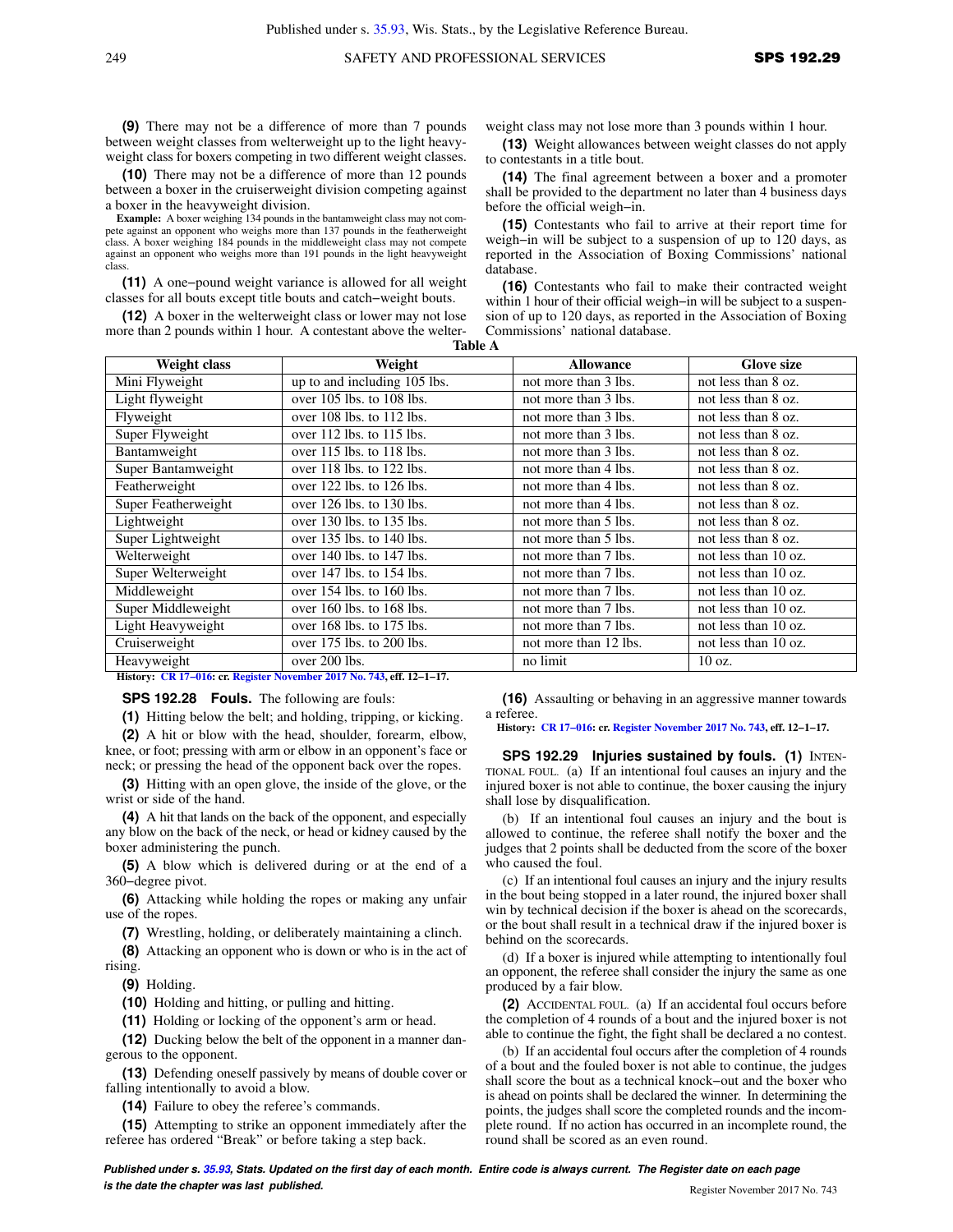**(9)** There may not be a difference of more than 7 pounds between weight classes from welterweight up to the light heavyweight class for boxers competing in two different weight classes.

**(10)** There may not be a difference of more than 12 pounds between a boxer in the cruiserweight division competing against a boxer in the heavyweight division.

**Example:** A boxer weighing 134 pounds in the bantamweight class may not compete against an opponent who weighs more than 137 pounds in the featherweight class. A boxer weighing 184 pounds in the middleweight class may not compete against an opponent who weighs more than 191 pounds in the light heavyweight class.

**(11)** A one−pound weight variance is allowed for all weight classes for all bouts except title bouts and catch−weight bouts.

**(12)** A boxer in the welterweight class or lower may not lose more than 2 pounds within 1 hour. A contestant above the welterweight class may not lose more than 3 pounds within 1 hour.

**(13)** Weight allowances between weight classes do not apply to contestants in a title bout.

**(14)** The final agreement between a boxer and a promoter shall be provided to the department no later than 4 business days before the official weigh−in.

**(15)** Contestants who fail to arrive at their report time for weigh−in will be subject to a suspension of up to 120 days, as reported in the Association of Boxing Commissions' national database.

**(16)** Contestants who fail to make their contracted weight within 1 hour of their official weigh−in will be subject to a suspension of up to 120 days, as reported in the Association of Boxing Commissions' national database.

**Table A**

| Weight class | Weight | Allowance | Glove size |
|---|---|---|---|
| Mini Flyweight | up to and including 105 lbs. | not more than 3 lbs. | not less than 8 oz. |
| Light flyweight | over 105 lbs. to 108 lbs. | not more than 3 lbs. | not less than 8 oz. |
| Flyweight | over 108 lbs. to 112 lbs. | not more than 3 lbs. | not less than 8 oz. |
| Super Flyweight | over 112 lbs. to 115 lbs. | not more than 3 lbs. | not less than 8 oz. |
| Bantamweight | over 115 lbs. to 118 lbs. | not more than 3 lbs. | not less than 8 oz. |
| Super Bantamweight | over 118 lbs. to 122 lbs. | not more than 4 lbs. | not less than 8 oz. |
| Featherweight | over 122 lbs. to 126 lbs. | not more than 4 lbs. | not less than 8 oz. |
| Super Featherweight | over 126 lbs. to 130 lbs. | not more than 4 lbs. | not less than 8 oz. |
| Lightweight | over 130 lbs. to 135 lbs. | not more than 5 lbs. | not less than 8 oz. |
| Super Lightweight | over 135 lbs. to 140 lbs. | not more than 5 lbs. | not less than 8 oz. |
| Welterweight | over 140 lbs. to 147 lbs. | not more than 7 lbs. | not less than 10 oz. |
| Super Welterweight | over 147 lbs. to 154 lbs. | not more than 7 lbs. | not less than 10 oz. |
| Middleweight | over 154 lbs. to 160 lbs. | not more than 7 lbs. | not less than 10 oz. |
| Super Middleweight | over 160 lbs. to 168 lbs. | not more than 7 lbs. | not less than 10 oz. |
| Light Heavyweight | over 168 lbs. to 175 lbs. | not more than 7 lbs. | not less than 10 oz. |
| Cruiserweight | over 175 lbs. to 200 lbs. | not more than 12 lbs. | not less than 10 oz. |
| Heavyweight | over 200 lbs. | no limit | 10 oz. |

**History:** CR 17−016: cr. Register November 2017 No. 743, eff. 12−1−17.

## SPS 192.28 Fouls.

The following are fouls:

**(1)** Hitting below the belt; and holding, tripping, or kicking.

**(2)** A hit or blow with the head, shoulder, forearm, elbow, knee, or foot; pressing with arm or elbow in an opponent's face or neck; or pressing the head of the opponent back over the ropes.

**(3)** Hitting with an open glove, the inside of the glove, or the wrist or side of the hand.

**(4)** A hit that lands on the back of the opponent, and especially any blow on the back of the neck, or head or kidney caused by the boxer administering the punch.

**(5)** A blow which is delivered during or at the end of a 360−degree pivot.

**(6)** Attacking while holding the ropes or making any unfair use of the ropes.

**(7)** Wrestling, holding, or deliberately maintaining a clinch.

**(8)** Attacking an opponent who is down or who is in the act of rising.

**(9)** Holding.

**(10)** Holding and hitting, or pulling and hitting.

**(11)** Holding or locking of the opponent's arm or head.

**(12)** Ducking below the belt of the opponent in a manner dangerous to the opponent.

**(13)** Defending oneself passively by means of double cover or falling intentionally to avoid a blow.

**(14)** Failure to obey the referee's commands.

**(15)** Attempting to strike an opponent immediately after the referee has ordered "Break" or before taking a step back.

**(16)** Assaulting or behaving in an aggressive manner towards a referee.

**History:** CR 17−016: cr. Register November 2017 No. 743, eff. 12−1−17.

## SPS 192.29 Injuries sustained by fouls.

**(1)** INTENTIONAL FOUL. (a) If an intentional foul causes an injury and the injured boxer is not able to continue, the boxer causing the injury shall lose by disqualification.

(b) If an intentional foul causes an injury and the bout is allowed to continue, the referee shall notify the boxer and the judges that 2 points shall be deducted from the score of the boxer who caused the foul.

(c) If an intentional foul causes an injury and the injury results in the bout being stopped in a later round, the injured boxer shall win by technical decision if the boxer is ahead on the scorecards, or the bout shall result in a technical draw if the injured boxer is behind on the scorecards.

(d) If a boxer is injured while attempting to intentionally foul an opponent, the referee shall consider the injury the same as one produced by a fair blow.

**(2)** ACCIDENTAL FOUL. (a) If an accidental foul occurs before the completion of 4 rounds of a bout and the injured boxer is not able to continue the fight, the fight shall be declared a no contest.

(b) If an accidental foul occurs after the completion of 4 rounds of a bout and the fouled boxer is not able to continue, the judges shall score the bout as a technical knock−out and the boxer who is ahead on points shall be declared the winner. In determining the points, the judges shall score the completed rounds and the incomplete round. If no action has occurred in an incomplete round, the round shall be scored as an even round.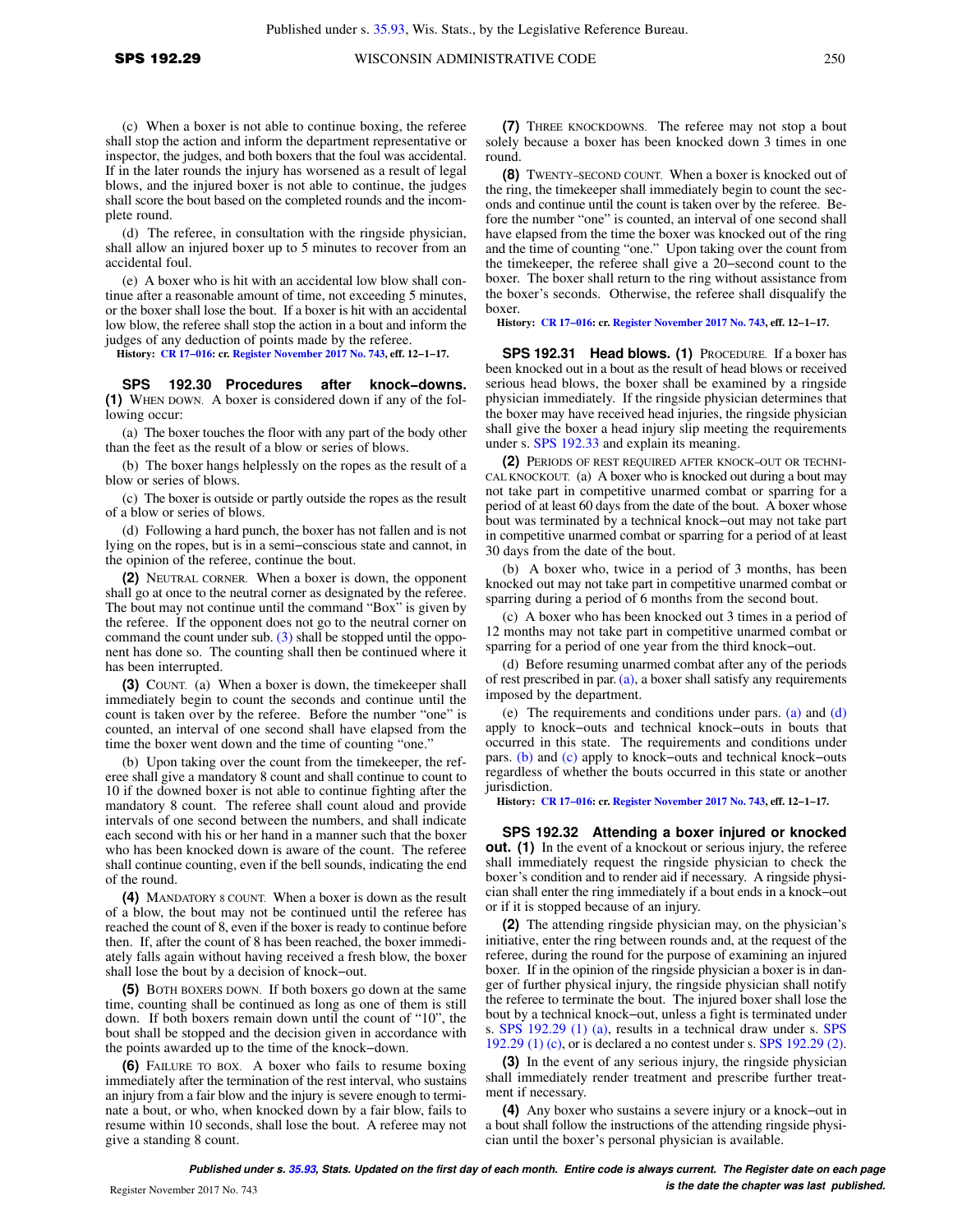(c) When a boxer is not able to continue boxing, the referee shall stop the action and inform the department representative or inspector, the judges, and both boxers that the foul was accidental. If in the later rounds the injury has worsened as a result of legal blows, and the injured boxer is not able to continue, the judges shall score the bout based on the completed rounds and the incomplete round.

(d) The referee, in consultation with the ringside physician, shall allow an injured boxer up to 5 minutes to recover from an accidental foul.

(e) A boxer who is hit with an accidental low blow shall continue after a reasonable amount of time, not exceeding 5 minutes, or the boxer shall lose the bout. If a boxer is hit with an accidental low blow, the referee shall stop the action in a bout and inform the judges of any deduction of points made by the referee.

**History:** CR 17–016: cr. Register November 2017 No. 743, eff. 12–1–17.

**SPS 192.30 Procedures after knock–downs.** **(1)** WHEN DOWN. A boxer is considered down if any of the following occur:

(a) The boxer touches the floor with any part of the body other than the feet as the result of a blow or series of blows.

(b) The boxer hangs helplessly on the ropes as the result of a blow or series of blows.

(c) The boxer is outside or partly outside the ropes as the result of a blow or series of blows.

(d) Following a hard punch, the boxer has not fallen and is not lying on the ropes, but is in a semi–conscious state and cannot, in the opinion of the referee, continue the bout.

**(2)** NEUTRAL CORNER. When a boxer is down, the opponent shall go at once to the neutral corner as designated by the referee. The bout may not continue until the command "Box" is given by the referee. If the opponent does not go to the neutral corner on command the count under sub. (3) shall be stopped until the opponent has done so. The counting shall then be continued where it has been interrupted.

**(3)** COUNT. (a) When a boxer is down, the timekeeper shall immediately begin to count the seconds and continue until the count is taken over by the referee. Before the number "one" is counted, an interval of one second shall have elapsed from the time the boxer went down and the time of counting "one."

(b) Upon taking over the count from the timekeeper, the referee shall give a mandatory 8 count and shall continue to count to 10 if the downed boxer is not able to continue fighting after the mandatory 8 count. The referee shall count aloud and provide intervals of one second between the numbers, and shall indicate each second with his or her hand in a manner such that the boxer who has been knocked down is aware of the count. The referee shall continue counting, even if the bell sounds, indicating the end of the round.

**(4)** MANDATORY 8 COUNT. When a boxer is down as the result of a blow, the bout may not be continued until the referee has reached the count of 8, even if the boxer is ready to continue before then. If, after the count of 8 has been reached, the boxer immediately falls again without having received a fresh blow, the boxer shall lose the bout by a decision of knock–out.

**(5)** BOTH BOXERS DOWN. If both boxers go down at the same time, counting shall be continued as long as one of them is still down. If both boxers remain down until the count of "10", the bout shall be stopped and the decision given in accordance with the points awarded up to the time of the knock–down.

**(6)** FAILURE TO BOX. A boxer who fails to resume boxing immediately after the termination of the rest interval, who sustains an injury from a fair blow and the injury is severe enough to terminate a bout, or who, when knocked down by a fair blow, fails to resume within 10 seconds, shall lose the bout. A referee may not give a standing 8 count.

**(7)** THREE KNOCKDOWNS. The referee may not stop a bout solely because a boxer has been knocked down 3 times in one round.

**(8)** TWENTY–SECOND COUNT. When a boxer is knocked out of the ring, the timekeeper shall immediately begin to count the seconds and continue until the count is taken over by the referee. Before the number "one" is counted, an interval of one second shall have elapsed from the time the boxer was knocked out of the ring and the time of counting "one." Upon taking over the count from the timekeeper, the referee shall give a 20–second count to the boxer. The boxer shall return to the ring without assistance from the boxer's seconds. Otherwise, the referee shall disqualify the boxer.

**History:** CR 17–016: cr. Register November 2017 No. 743, eff. 12–1–17.

**SPS 192.31 Head blows.** **(1)** PROCEDURE. If a boxer has been knocked out in a bout as the result of head blows or received serious head blows, the boxer shall be examined by a ringside physician immediately. If the ringside physician determines that the boxer may have received head injuries, the ringside physician shall give the boxer a head injury slip meeting the requirements under s. SPS 192.33 and explain its meaning.

**(2)** PERIODS OF REST REQUIRED AFTER KNOCK–OUT OR TECHNICAL KNOCKOUT. (a) A boxer who is knocked out during a bout may not take part in competitive unarmed combat or sparring for a period of at least 60 days from the date of the bout. A boxer whose bout was terminated by a technical knock–out may not take part in competitive unarmed combat or sparring for a period of at least 30 days from the date of the bout.

(b) A boxer who, twice in a period of 3 months, has been knocked out may not take part in competitive unarmed combat or sparring during a period of 6 months from the second bout.

(c) A boxer who has been knocked out 3 times in a period of 12 months may not take part in competitive unarmed combat or sparring for a period of one year from the third knock–out.

(d) Before resuming unarmed combat after any of the periods of rest prescribed in par. (a), a boxer shall satisfy any requirements imposed by the department.

(e) The requirements and conditions under pars. (a) and (d) apply to knock–outs and technical knock–outs in bouts that occurred in this state. The requirements and conditions under pars. (b) and (c) apply to knock–outs and technical knock–outs regardless of whether the bouts occurred in this state or another jurisdiction.

**History:** CR 17–016: cr. Register November 2017 No. 743, eff. 12–1–17.

**SPS 192.32 Attending a boxer injured or knocked out.** **(1)** In the event of a knockout or serious injury, the referee shall immediately request the ringside physician to check the boxer's condition and to render aid if necessary. A ringside physician shall enter the ring immediately if a bout ends in a knock–out or if it is stopped because of an injury.

**(2)** The attending ringside physician may, on the physician's initiative, enter the ring between rounds and, at the request of the referee, during the round for the purpose of examining an injured boxer. If in the opinion of the ringside physician a boxer is in danger of further physical injury, the ringside physician shall notify the referee to terminate the bout. The injured boxer shall lose the bout by a technical knock–out, unless a fight is terminated under s. SPS 192.29 (1) (a), results in a technical draw under s. SPS 192.29 (1) (c), or is declared a no contest under s. SPS 192.29 (2).

**(3)** In the event of any serious injury, the ringside physician shall immediately render treatment and prescribe further treatment if necessary.

**(4)** Any boxer who sustains a severe injury or a knock–out in a bout shall follow the instructions of the attending ringside physician until the boxer's personal physician is available.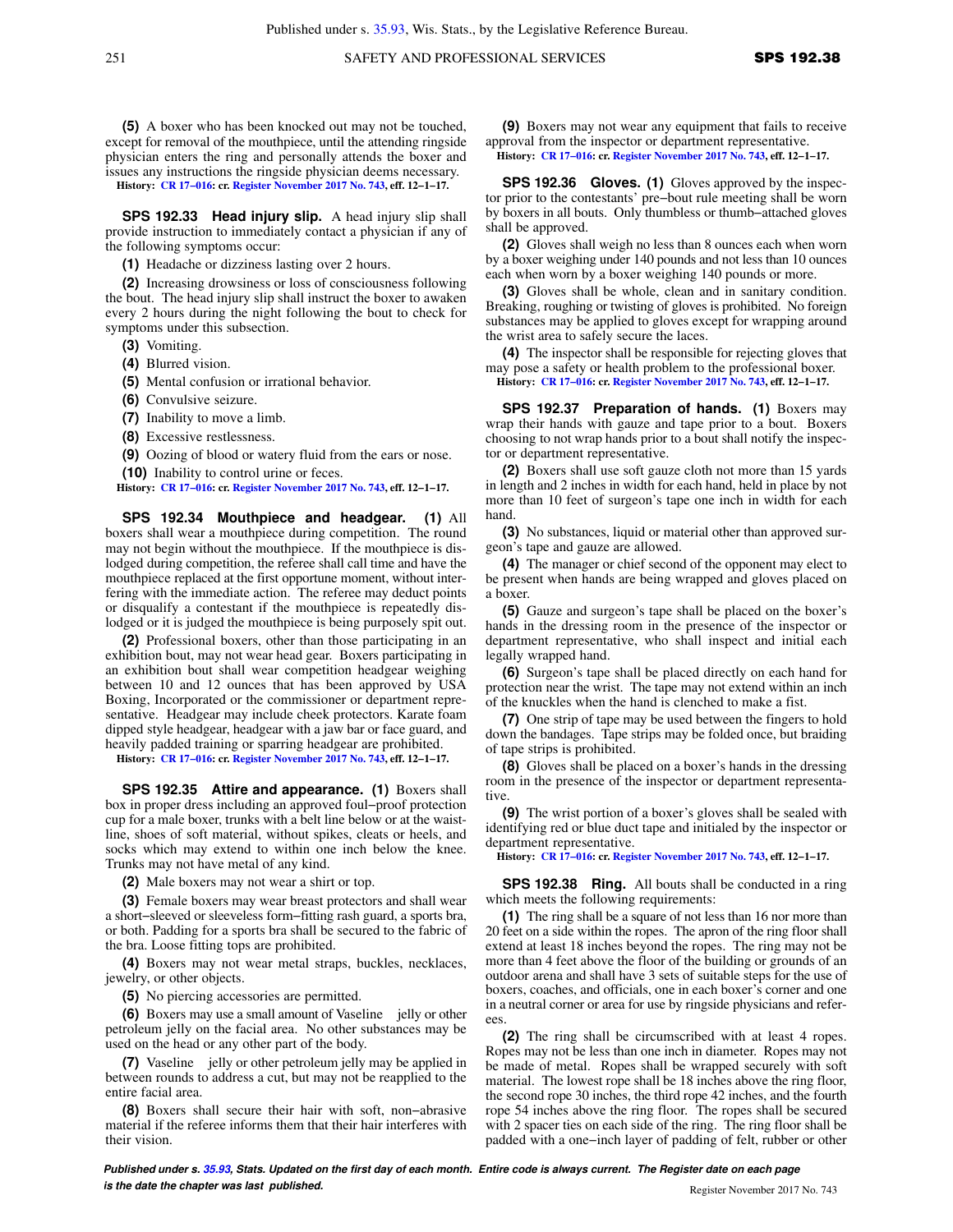**(5)** A boxer who has been knocked out may not be touched, except for removal of the mouthpiece, until the attending ringside physician enters the ring and personally attends the boxer and issues any instructions the ringside physician deems necessary.

**History:** CR 17–016: cr. Register November 2017 No. 743, eff. 12–1–17.

**SPS 192.33 Head injury slip.** A head injury slip shall provide instruction to immediately contact a physician if any of the following symptoms occur:

**(1)** Headache or dizziness lasting over 2 hours.

**(2)** Increasing drowsiness or loss of consciousness following the bout. The head injury slip shall instruct the boxer to awaken every 2 hours during the night following the bout to check for symptoms under this subsection.

**(3)** Vomiting.

**(4)** Blurred vision.

**(5)** Mental confusion or irrational behavior.

**(6)** Convulsive seizure.

**(7)** Inability to move a limb.

**(8)** Excessive restlessness.

**(9)** Oozing of blood or watery fluid from the ears or nose.

**(10)** Inability to control urine or feces.

**History:** CR 17–016: cr. Register November 2017 No. 743, eff. 12–1–17.

**SPS 192.34 Mouthpiece and headgear.** **(1)** All boxers shall wear a mouthpiece during competition. The round may not begin without the mouthpiece. If the mouthpiece is dislodged during competition, the referee shall call time and have the mouthpiece replaced at the first opportune moment, without interfering with the immediate action. The referee may deduct points or disqualify a contestant if the mouthpiece is repeatedly dislodged or it is judged the mouthpiece is being purposely spit out.

**(2)** Professional boxers, other than those participating in an exhibition bout, may not wear head gear. Boxers participating in an exhibition bout shall wear competition headgear weighing between 10 and 12 ounces that has been approved by USA Boxing, Incorporated or the commissioner or department representative. Headgear may include cheek protectors. Karate foam dipped style headgear, headgear with a jaw bar or face guard, and heavily padded training or sparring headgear are prohibited.

**History:** CR 17–016: cr. Register November 2017 No. 743, eff. 12–1–17.

**SPS 192.35 Attire and appearance.** **(1)** Boxers shall box in proper dress including an approved foul–proof protection cup for a male boxer, trunks with a belt line below or at the waistline, shoes of soft material, without spikes, cleats or heels, and socks which may extend to within one inch below the knee. Trunks may not have metal of any kind.

**(2)** Male boxers may not wear a shirt or top.

**(3)** Female boxers may wear breast protectors and shall wear a short–sleeved or sleeveless form–fitting rash guard, a sports bra, or both. Padding for a sports bra shall be secured to the fabric of the bra. Loose fitting tops are prohibited.

**(4)** Boxers may not wear metal straps, buckles, necklaces, jewelry, or other objects.

**(5)** No piercing accessories are permitted.

**(6)** Boxers may use a small amount of Vaseline jelly or other petroleum jelly on the facial area. No other substances may be used on the head or any other part of the body.

**(7)** Vaseline jelly or other petroleum jelly may be applied in between rounds to address a cut, but may not be reapplied to the entire facial area.

**(8)** Boxers shall secure their hair with soft, non–abrasive material if the referee informs them that their hair interferes with their vision.

**(9)** Boxers may not wear any equipment that fails to receive approval from the inspector or department representative.

**History:** CR 17–016: cr. Register November 2017 No. 743, eff. 12–1–17.

**SPS 192.36 Gloves.** **(1)** Gloves approved by the inspector prior to the contestants' pre–bout rule meeting shall be worn by boxers in all bouts. Only thumbless or thumb–attached gloves shall be approved.

**(2)** Gloves shall weigh no less than 8 ounces each when worn by a boxer weighing under 140 pounds and not less than 10 ounces each when worn by a boxer weighing 140 pounds or more.

**(3)** Gloves shall be whole, clean and in sanitary condition. Breaking, roughing or twisting of gloves is prohibited. No foreign substances may be applied to gloves except for wrapping around the wrist area to safely secure the laces.

**(4)** The inspector shall be responsible for rejecting gloves that may pose a safety or health problem to the professional boxer.

**History:** CR 17–016: cr. Register November 2017 No. 743, eff. 12–1–17.

**SPS 192.37 Preparation of hands.** **(1)** Boxers may wrap their hands with gauze and tape prior to a bout. Boxers choosing to not wrap hands prior to a bout shall notify the inspector or department representative.

**(2)** Boxers shall use soft gauze cloth not more than 15 yards in length and 2 inches in width for each hand, held in place by not more than 10 feet of surgeon's tape one inch in width for each hand.

**(3)** No substances, liquid or material other than approved surgeon's tape and gauze are allowed.

**(4)** The manager or chief second of the opponent may elect to be present when hands are being wrapped and gloves placed on a boxer.

**(5)** Gauze and surgeon's tape shall be placed on the boxer's hands in the dressing room in the presence of the inspector or department representative, who shall inspect and initial each legally wrapped hand.

**(6)** Surgeon's tape shall be placed directly on each hand for protection near the wrist. The tape may not extend within an inch of the knuckles when the hand is clenched to make a fist.

**(7)** One strip of tape may be used between the fingers to hold down the bandages. Tape strips may be folded once, but braiding of tape strips is prohibited.

**(8)** Gloves shall be placed on a boxer's hands in the dressing room in the presence of the inspector or department representative.

**(9)** The wrist portion of a boxer's gloves shall be sealed with identifying red or blue duct tape and initialed by the inspector or department representative.

**History:** CR 17–016: cr. Register November 2017 No. 743, eff. 12–1–17.

**SPS 192.38 Ring.** All bouts shall be conducted in a ring which meets the following requirements:

**(1)** The ring shall be a square of not less than 16 nor more than 20 feet on a side within the ropes. The apron of the ring floor shall extend at least 18 inches beyond the ropes. The ring may not be more than 4 feet above the floor of the building or grounds of an outdoor arena and shall have 3 sets of suitable steps for the use of boxers, coaches, and officials, one in each boxer's corner and one in a neutral corner or area for use by ringside physicians and referees.

**(2)** The ring shall be circumscribed with at least 4 ropes. Ropes may not be less than one inch in diameter. Ropes may not be made of metal. Ropes shall be wrapped securely with soft material. The lowest rope shall be 18 inches above the ring floor, the second rope 30 inches, the third rope 42 inches, and the fourth rope 54 inches above the ring floor. The ropes shall be secured with 2 spacer ties on each side of the ring. The ring floor shall be padded with a one–inch layer of padding of felt, rubber or other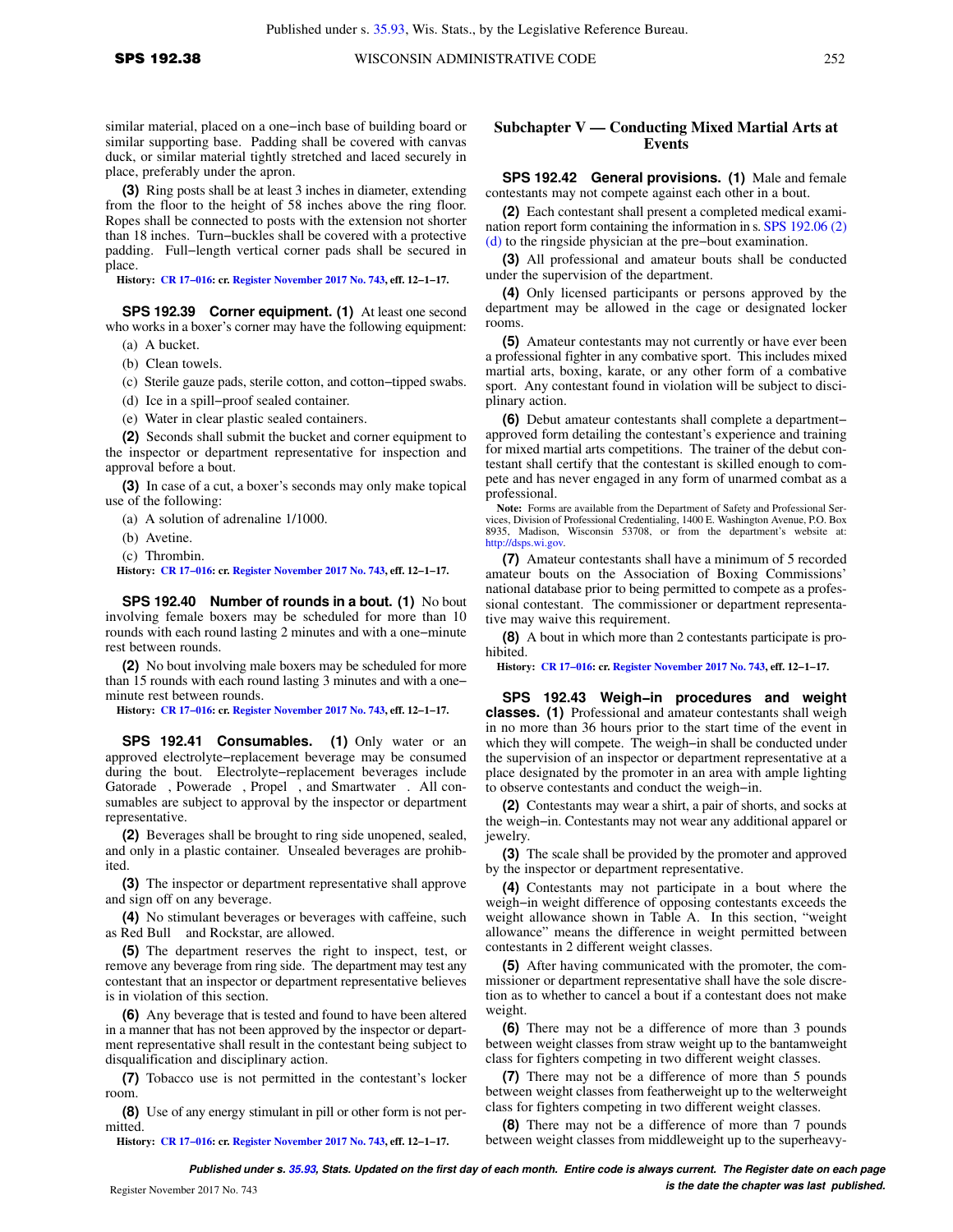similar material, placed on a one−inch base of building board or similar supporting base. Padding shall be covered with canvas duck, or similar material tightly stretched and laced securely in place, preferably under the apron.

**(3)** Ring posts shall be at least 3 inches in diameter, extending from the floor to the height of 58 inches above the ring floor. Ropes shall be connected to posts with the extension not shorter than 18 inches. Turn−buckles shall be covered with a protective padding. Full−length vertical corner pads shall be secured in place.

**History:** CR 17−016: cr. Register November 2017 No. 743, eff. 12−1−17.

**SPS 192.39 Corner equipment. (1)** At least one second who works in a boxer's corner may have the following equipment:

(a) A bucket.

(b) Clean towels.

(c) Sterile gauze pads, sterile cotton, and cotton−tipped swabs.

(d) Ice in a spill−proof sealed container.

(e) Water in clear plastic sealed containers.

**(2)** Seconds shall submit the bucket and corner equipment to the inspector or department representative for inspection and approval before a bout.

**(3)** In case of a cut, a boxer's seconds may only make topical use of the following:

(a) A solution of adrenaline 1/1000.

(b) Avetine.

(c) Thrombin.

**History:** CR 17−016: cr. Register November 2017 No. 743, eff. 12−1−17.

**SPS 192.40 Number of rounds in a bout. (1)** No bout involving female boxers may be scheduled for more than 10 rounds with each round lasting 2 minutes and with a one−minute rest between rounds.

**(2)** No bout involving male boxers may be scheduled for more than 15 rounds with each round lasting 3 minutes and with a one−minute rest between rounds.

**History:** CR 17−016: cr. Register November 2017 No. 743, eff. 12−1−17.

**SPS 192.41 Consumables. (1)** Only water or an approved electrolyte−replacement beverage may be consumed during the bout. Electrolyte−replacement beverages include Gatorade , Powerade , Propel , and Smartwater . All consumables are subject to approval by the inspector or department representative.

**(2)** Beverages shall be brought to ring side unopened, sealed, and only in a plastic container. Unsealed beverages are prohibited.

**(3)** The inspector or department representative shall approve and sign off on any beverage.

**(4)** No stimulant beverages or beverages with caffeine, such as Red Bull and Rockstar, are allowed.

**(5)** The department reserves the right to inspect, test, or remove any beverage from ring side. The department may test any contestant that an inspector or department representative believes is in violation of this section.

**(6)** Any beverage that is tested and found to have been altered in a manner that has not been approved by the inspector or department representative shall result in the contestant being subject to disqualification and disciplinary action.

**(7)** Tobacco use is not permitted in the contestant's locker room.

**(8)** Use of any energy stimulant in pill or other form is not permitted.

**History:** CR 17−016: cr. Register November 2017 No. 743, eff. 12−1−17.

## Subchapter V — Conducting Mixed Martial Arts at Events

**SPS 192.42 General provisions. (1)** Male and female contestants may not compete against each other in a bout.

**(2)** Each contestant shall present a completed medical examination report form containing the information in s. SPS 192.06 (2) (d) to the ringside physician at the pre−bout examination.

**(3)** All professional and amateur bouts shall be conducted under the supervision of the department.

**(4)** Only licensed participants or persons approved by the department may be allowed in the cage or designated locker rooms.

**(5)** Amateur contestants may not currently or have ever been a professional fighter in any combative sport. This includes mixed martial arts, boxing, karate, or any other form of a combative sport. Any contestant found in violation will be subject to disciplinary action.

**(6)** Debut amateur contestants shall complete a department−approved form detailing the contestant's experience and training for mixed martial arts competitions. The trainer of the debut contestant shall certify that the contestant is skilled enough to compete and has never engaged in any form of unarmed combat as a professional.

**Note:** Forms are available from the Department of Safety and Professional Services, Division of Professional Credentialing, 1400 E. Washington Avenue, P.O. Box 8935, Madison, Wisconsin 53708, or from the department's website at: http://dsps.wi.gov.

**(7)** Amateur contestants shall have a minimum of 5 recorded amateur bouts on the Association of Boxing Commissions' national database prior to being permitted to compete as a professional contestant. The commissioner or department representative may waive this requirement.

**(8)** A bout in which more than 2 contestants participate is prohibited.

**History:** CR 17−016: cr. Register November 2017 No. 743, eff. 12−1−17.

**SPS 192.43 Weigh−in procedures and weight classes. (1)** Professional and amateur contestants shall weigh in no more than 36 hours prior to the start time of the event in which they will compete. The weigh−in shall be conducted under the supervision of an inspector or department representative at a place designated by the promoter in an area with ample lighting to observe contestants and conduct the weigh−in.

**(2)** Contestants may wear a shirt, a pair of shorts, and socks at the weigh−in. Contestants may not wear any additional apparel or jewelry.

**(3)** The scale shall be provided by the promoter and approved by the inspector or department representative.

**(4)** Contestants may not participate in a bout where the weigh−in weight difference of opposing contestants exceeds the weight allowance shown in Table A. In this section, "weight allowance" means the difference in weight permitted between contestants in 2 different weight classes.

**(5)** After having communicated with the promoter, the commissioner or department representative shall have the sole discretion as to whether to cancel a bout if a contestant does not make weight.

**(6)** There may not be a difference of more than 3 pounds between weight classes from straw weight up to the bantamweight class for fighters competing in two different weight classes.

**(7)** There may not be a difference of more than 5 pounds between weight classes from featherweight up to the welterweight class for fighters competing in two different weight classes.

**(8)** There may not be a difference of more than 7 pounds between weight classes from middleweight up to the superheavy-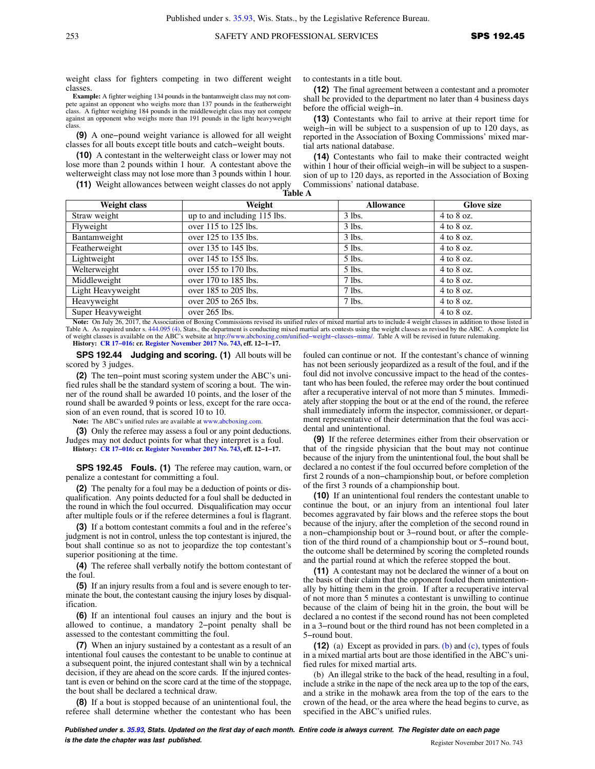weight class for fighters competing in two different weight classes.

**Example:** A fighter weighing 134 pounds in the bantamweight class may not compete against an opponent who weighs more than 137 pounds in the featherweight class. A fighter weighing 184 pounds in the middleweight class may not compete against an opponent who weighs more than 191 pounds in the light heavyweight class.

**(9)** A one–pound weight variance is allowed for all weight classes for all bouts except title bouts and catch–weight bouts.

**(10)** A contestant in the welterweight class or lower may not lose more than 2 pounds within 1 hour. A contestant above the welterweight class may not lose more than 3 pounds within 1 hour.

**(11)** Weight allowances between weight classes do not apply to contestants in a title bout.

**(12)** The final agreement between a contestant and a promoter shall be provided to the department no later than 4 business days before the official weigh–in.

**(13)** Contestants who fail to arrive at their report time for weigh–in will be subject to a suspension of up to 120 days, as reported in the Association of Boxing Commissions' mixed martial arts national database.

**(14)** Contestants who fail to make their contracted weight within 1 hour of their official weigh–in will be subject to a suspension of up to 120 days, as reported in the Association of Boxing Commissions' national database.

**Table A**

| Weight class | Weight | Allowance | Glove size |
|---|---|---|---|
| Straw weight | up to and including 115 lbs. | 3 lbs. | 4 to 8 oz. |
| Flyweight | over 115 to 125 lbs. | 3 lbs. | 4 to 8 oz. |
| Bantamweight | over 125 to 135 lbs. | 3 lbs. | 4 to 8 oz. |
| Featherweight | over 135 to 145 lbs. | 5 lbs. | 4 to 8 oz. |
| Lightweight | over 145 to 155 lbs. | 5 lbs. | 4 to 8 oz. |
| Welterweight | over 155 to 170 lbs. | 5 lbs. | 4 to 8 oz. |
| Middleweight | over 170 to 185 lbs. | 7 lbs. | 4 to 8 oz. |
| Light Heavyweight | over 185 to 205 lbs. | 7 lbs. | 4 to 8 oz. |
| Heavyweight | over 205 to 265 lbs. | 7 lbs. | 4 to 8 oz. |
| Super Heavyweight | over 265 lbs. | | 4 to 8 oz. |

**Note:** On July 26, 2017, the Association of Boxing Commissions revised its unified rules of mixed martial arts to include 4 weight classes in addition to those listed in Table A. As required under s. 444.095 (4), Stats., the department is conducting mixed martial arts contests using the weight classes as revised by the ABC. A complete list of weight classes is available on the ABC's website at http://www.abcboxing.com/unified–weight–classes–mma/. Table A will be revised in future rulemaking.

**History:** CR 17–016: cr. Register November 2017 No. 743, eff. 12–1–17.

**SPS 192.44 Judging and scoring. (1)** All bouts will be scored by 3 judges.

**(2)** The ten–point must scoring system under the ABC's unified rules shall be the standard system of scoring a bout. The winner of the round shall be awarded 10 points, and the loser of the round shall be awarded 9 points or less, except for the rare occasion of an even round, that is scored 10 to 10.

**Note:** The ABC's unified rules are available at www.abcboxing.com.

**(3)** Only the referee may assess a foul or any point deductions. Judges may not deduct points for what they interpret is a foul.

**History:** CR 17–016: cr. Register November 2017 No. 743, eff. 12–1–17.

**SPS 192.45 Fouls. (1)** The referee may caution, warn, or penalize a contestant for committing a foul.

**(2)** The penalty for a foul may be a deduction of points or disqualification. Any points deducted for a foul shall be deducted in the round in which the foul occurred. Disqualification may occur after multiple fouls or if the referee determines a foul is flagrant.

**(3)** If a bottom contestant commits a foul and in the referee's judgment is not in control, unless the top contestant is injured, the bout shall continue so as not to jeopardize the top contestant's superior positioning at the time.

**(4)** The referee shall verbally notify the bottom contestant of the foul.

**(5)** If an injury results from a foul and is severe enough to terminate the bout, the contestant causing the injury loses by disqualification.

**(6)** If an intentional foul causes an injury and the bout is allowed to continue, a mandatory 2–point penalty shall be assessed to the contestant committing the foul.

**(7)** When an injury sustained by a contestant as a result of an intentional foul causes the contestant to be unable to continue at a subsequent point, the injured contestant shall win by a technical decision, if they are ahead on the score cards. If the injured contestant is even or behind on the score card at the time of the stoppage, the bout shall be declared a technical draw.

**(8)** If a bout is stopped because of an unintentional foul, the referee shall determine whether the contestant who has been fouled can continue or not. If the contestant's chance of winning has not been seriously jeopardized as a result of the foul, and if the foul did not involve concussive impact to the head of the contestant who has been fouled, the referee may order the bout continued after a recuperative interval of not more than 5 minutes. Immediately after stopping the bout or at the end of the round, the referee shall immediately inform the inspector, commissioner, or department representative of their determination that the foul was accidental and unintentional.

**(9)** If the referee determines either from their observation or that of the ringside physician that the bout may not continue because of the injury from the unintentional foul, the bout shall be declared a no contest if the foul occurred before completion of the first 2 rounds of a non–championship bout, or before completion of the first 3 rounds of a championship bout.

**(10)** If an unintentional foul renders the contestant unable to continue the bout, or an injury from an intentional foul later becomes aggravated by fair blows and the referee stops the bout because of the injury, after the completion of the second round in a non–championship bout or 3–round bout, or after the completion of the third round of a championship bout or 5–round bout, the outcome shall be determined by scoring the completed rounds and the partial round at which the referee stopped the bout.

**(11)** A contestant may not be declared the winner of a bout on the basis of their claim that the opponent fouled them unintentionally by hitting them in the groin. If after a recuperative interval of not more than 5 minutes a contestant is unwilling to continue because of the claim of being hit in the groin, the bout will be declared a no contest if the second round has not been completed in a 3–round bout or the third round has not been completed in a 5–round bout.

**(12)** (a) Except as provided in pars. (b) and (c), types of fouls in a mixed martial arts bout are those identified in the ABC's unified rules for mixed martial arts.

(b) An illegal strike to the back of the head, resulting in a foul, include a strike in the nape of the neck area up to the top of the ears, and a strike in the mohawk area from the top of the ears to the crown of the head, or the area where the head begins to curve, as specified in the ABC's unified rules.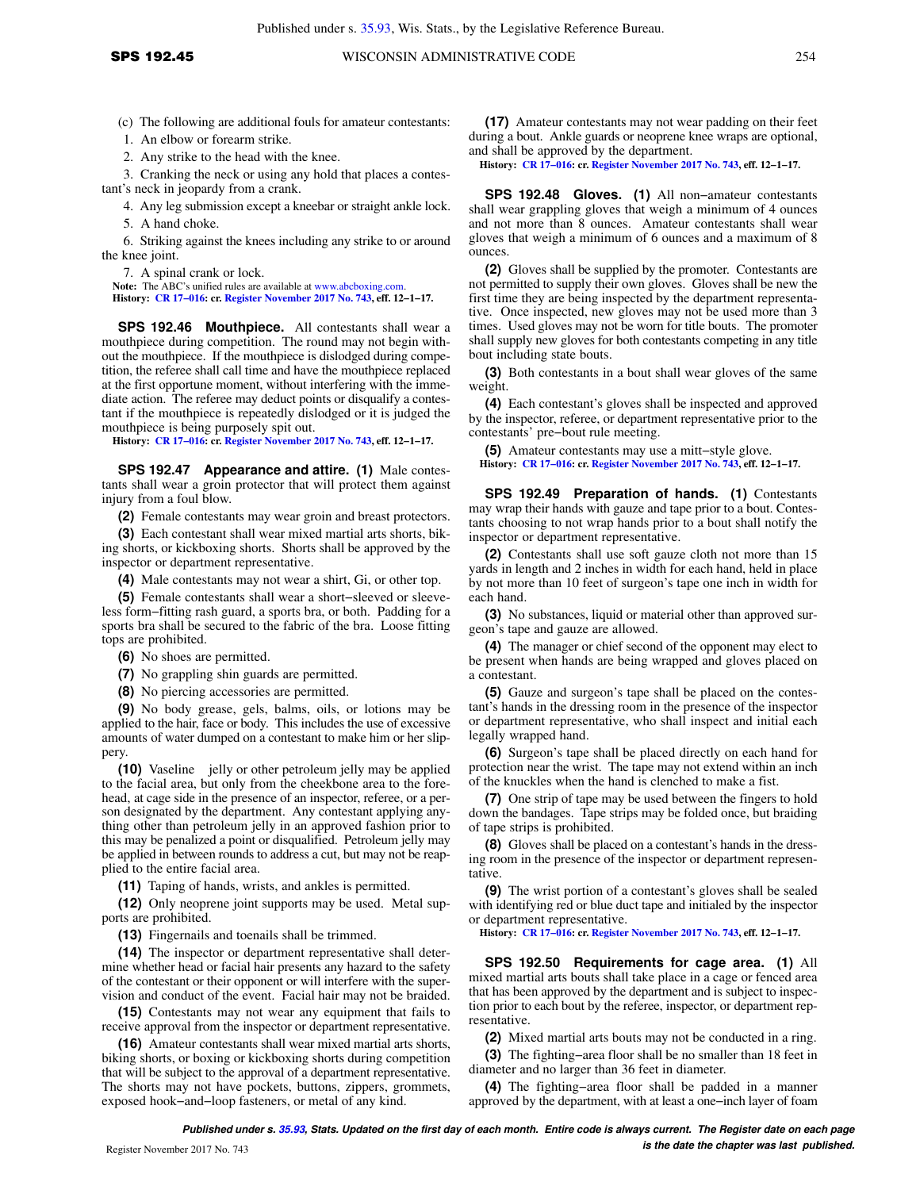(c) The following are additional fouls for amateur contestants:

1. An elbow or forearm strike.

2. Any strike to the head with the knee.

3. Cranking the neck or using any hold that places a contestant's neck in jeopardy from a crank.

4. Any leg submission except a kneebar or straight ankle lock.

5. A hand choke.

6. Striking against the knees including any strike to or around the knee joint.

7. A spinal crank or lock.

**Note:** The ABC's unified rules are available at www.abcboxing.com.

**History:** CR 17–016: cr. Register November 2017 No. 743, eff. 12–1–17.

**SPS 192.46 Mouthpiece.** All contestants shall wear a mouthpiece during competition. The round may not begin without the mouthpiece. If the mouthpiece is dislodged during competition, the referee shall call time and have the mouthpiece replaced at the first opportune moment, without interfering with the immediate action. The referee may deduct points or disqualify a contestant if the mouthpiece is repeatedly dislodged or it is judged the mouthpiece is being purposely spit out.

**History:** CR 17–016: cr. Register November 2017 No. 743, eff. 12–1–17.

**SPS 192.47 Appearance and attire. (1)** Male contestants shall wear a groin protector that will protect them against injury from a foul blow.

**(2)** Female contestants may wear groin and breast protectors.

**(3)** Each contestant shall wear mixed martial arts shorts, biking shorts, or kickboxing shorts. Shorts shall be approved by the inspector or department representative.

**(4)** Male contestants may not wear a shirt, Gi, or other top.

**(5)** Female contestants shall wear a short–sleeved or sleeveless form–fitting rash guard, a sports bra, or both. Padding for a sports bra shall be secured to the fabric of the bra. Loose fitting tops are prohibited.

**(6)** No shoes are permitted.

**(7)** No grappling shin guards are permitted.

**(8)** No piercing accessories are permitted.

**(9)** No body grease, gels, balms, oils, or lotions may be applied to the hair, face or body. This includes the use of excessive amounts of water dumped on a contestant to make him or her slippery.

**(10)** Vaseline jelly or other petroleum jelly may be applied to the facial area, but only from the cheekbone area to the forehead, at cage side in the presence of an inspector, referee, or a person designated by the department. Any contestant applying anything other than petroleum jelly in an approved fashion prior to this may be penalized a point or disqualified. Petroleum jelly may be applied in between rounds to address a cut, but may not be reapplied to the entire facial area.

**(11)** Taping of hands, wrists, and ankles is permitted.

**(12)** Only neoprene joint supports may be used. Metal supports are prohibited.

**(13)** Fingernails and toenails shall be trimmed.

**(14)** The inspector or department representative shall determine whether head or facial hair presents any hazard to the safety of the contestant or their opponent or will interfere with the supervision and conduct of the event. Facial hair may not be braided.

**(15)** Contestants may not wear any equipment that fails to receive approval from the inspector or department representative.

**(16)** Amateur contestants shall wear mixed martial arts shorts, biking shorts, or boxing or kickboxing shorts during competition that will be subject to the approval of a department representative. The shorts may not have pockets, buttons, zippers, grommets, exposed hook–and–loop fasteners, or metal of any kind.

**(17)** Amateur contestants may not wear padding on their feet during a bout. Ankle guards or neoprene knee wraps are optional, and shall be approved by the department.

**History:** CR 17–016: cr. Register November 2017 No. 743, eff. 12–1–17.

**SPS 192.48 Gloves. (1)** All non–amateur contestants shall wear grappling gloves that weigh a minimum of 4 ounces and not more than 8 ounces. Amateur contestants shall wear gloves that weigh a minimum of 6 ounces and a maximum of 8 ounces.

**(2)** Gloves shall be supplied by the promoter. Contestants are not permitted to supply their own gloves. Gloves shall be new the first time they are being inspected by the department representative. Once inspected, new gloves may not be used more than 3 times. Used gloves may not be worn for title bouts. The promoter shall supply new gloves for both contestants competing in any title bout including state bouts.

**(3)** Both contestants in a bout shall wear gloves of the same weight.

**(4)** Each contestant's gloves shall be inspected and approved by the inspector, referee, or department representative prior to the contestants' pre–bout rule meeting.

**(5)** Amateur contestants may use a mitt–style glove.

**History:** CR 17–016: cr. Register November 2017 No. 743, eff. 12–1–17.

**SPS 192.49 Preparation of hands. (1)** Contestants may wrap their hands with gauze and tape prior to a bout. Contestants choosing to not wrap hands prior to a bout shall notify the inspector or department representative.

**(2)** Contestants shall use soft gauze cloth not more than 15 yards in length and 2 inches in width for each hand, held in place by not more than 10 feet of surgeon's tape one inch in width for each hand.

**(3)** No substances, liquid or material other than approved surgeon's tape and gauze are allowed.

**(4)** The manager or chief second of the opponent may elect to be present when hands are being wrapped and gloves placed on a contestant.

**(5)** Gauze and surgeon's tape shall be placed on the contestant's hands in the dressing room in the presence of the inspector or department representative, who shall inspect and initial each legally wrapped hand.

**(6)** Surgeon's tape shall be placed directly on each hand for protection near the wrist. The tape may not extend within an inch of the knuckles when the hand is clenched to make a fist.

**(7)** One strip of tape may be used between the fingers to hold down the bandages. Tape strips may be folded once, but braiding of tape strips is prohibited.

**(8)** Gloves shall be placed on a contestant's hands in the dressing room in the presence of the inspector or department representative.

**(9)** The wrist portion of a contestant's gloves shall be sealed with identifying red or blue duct tape and initialed by the inspector or department representative.

**History:** CR 17–016: cr. Register November 2017 No. 743, eff. 12–1–17.

**SPS 192.50 Requirements for cage area. (1)** All mixed martial arts bouts shall take place in a cage or fenced area that has been approved by the department and is subject to inspection prior to each bout by the referee, inspector, or department representative.

**(2)** Mixed martial arts bouts may not be conducted in a ring.

**(3)** The fighting–area floor shall be no smaller than 18 feet in diameter and no larger than 36 feet in diameter.

**(4)** The fighting–area floor shall be padded in a manner approved by the department, with at least a one–inch layer of foam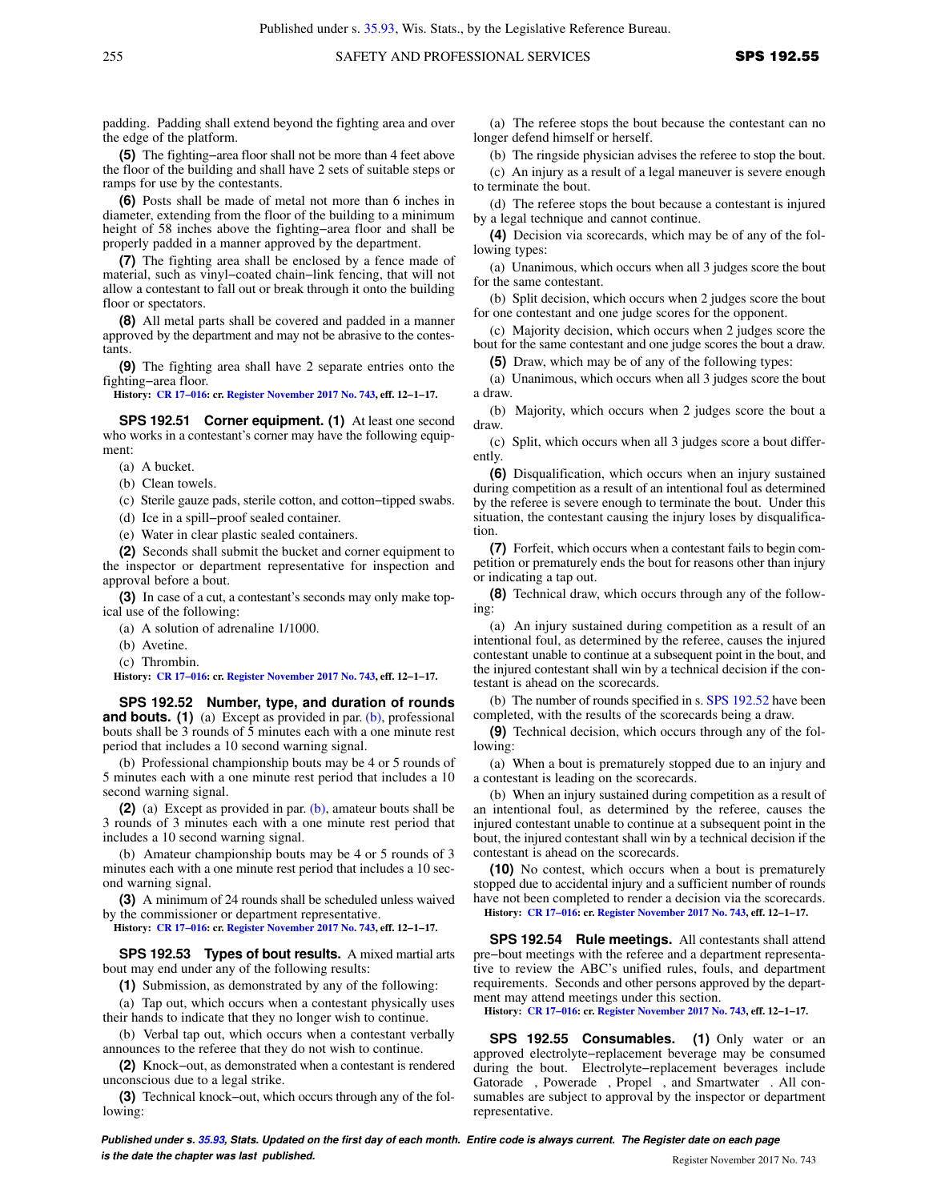padding. Padding shall extend beyond the fighting area and over the edge of the platform.

**(5)** The fighting−area floor shall not be more than 4 feet above the floor of the building and shall have 2 sets of suitable steps or ramps for use by the contestants.

**(6)** Posts shall be made of metal not more than 6 inches in diameter, extending from the floor of the building to a minimum height of 58 inches above the fighting−area floor and shall be properly padded in a manner approved by the department.

**(7)** The fighting area shall be enclosed by a fence made of material, such as vinyl−coated chain−link fencing, that will not allow a contestant to fall out or break through it onto the building floor or spectators.

**(8)** All metal parts shall be covered and padded in a manner approved by the department and may not be abrasive to the contestants.

**(9)** The fighting area shall have 2 separate entries onto the fighting−area floor.

**History:** CR 17−016: cr. Register November 2017 No. 743, eff. 12−1−17.

**SPS 192.51 Corner equipment. (1)** At least one second who works in a contestant's corner may have the following equipment:

(a) A bucket.

(b) Clean towels.

(c) Sterile gauze pads, sterile cotton, and cotton−tipped swabs.

(d) Ice in a spill−proof sealed container.

(e) Water in clear plastic sealed containers.

**(2)** Seconds shall submit the bucket and corner equipment to the inspector or department representative for inspection and approval before a bout.

**(3)** In case of a cut, a contestant's seconds may only make topical use of the following:

(a) A solution of adrenaline 1/1000.

(b) Avetine.

(c) Thrombin.

**History:** CR 17−016: cr. Register November 2017 No. 743, eff. 12−1−17.

**SPS 192.52 Number, type, and duration of rounds and bouts. (1)** (a) Except as provided in par. (b), professional bouts shall be 3 rounds of 5 minutes each with a one minute rest period that includes a 10 second warning signal.

(b) Professional championship bouts may be 4 or 5 rounds of 5 minutes each with a one minute rest period that includes a 10 second warning signal.

**(2)** (a) Except as provided in par. (b), amateur bouts shall be 3 rounds of 3 minutes each with a one minute rest period that includes a 10 second warning signal.

(b) Amateur championship bouts may be 4 or 5 rounds of 3 minutes each with a one minute rest period that includes a 10 second warning signal.

**(3)** A minimum of 24 rounds shall be scheduled unless waived by the commissioner or department representative.

**History:** CR 17−016: cr. Register November 2017 No. 743, eff. 12−1−17.

**SPS 192.53 Types of bout results.** A mixed martial arts bout may end under any of the following results:

**(1)** Submission, as demonstrated by any of the following:

(a) Tap out, which occurs when a contestant physically uses their hands to indicate that they no longer wish to continue.

(b) Verbal tap out, which occurs when a contestant verbally announces to the referee that they do not wish to continue.

**(2)** Knock−out, as demonstrated when a contestant is rendered unconscious due to a legal strike.

**(3)** Technical knock−out, which occurs through any of the following:

(a) The referee stops the bout because the contestant can no longer defend himself or herself.

(b) The ringside physician advises the referee to stop the bout.

(c) An injury as a result of a legal maneuver is severe enough to terminate the bout.

(d) The referee stops the bout because a contestant is injured by a legal technique and cannot continue.

**(4)** Decision via scorecards, which may be of any of the following types:

(a) Unanimous, which occurs when all 3 judges score the bout for the same contestant.

(b) Split decision, which occurs when 2 judges score the bout for one contestant and one judge scores for the opponent.

(c) Majority decision, which occurs when 2 judges score the bout for the same contestant and one judge scores the bout a draw.

**(5)** Draw, which may be of any of the following types:

(a) Unanimous, which occurs when all 3 judges score the bout a draw.

(b) Majority, which occurs when 2 judges score the bout a draw.

(c) Split, which occurs when all 3 judges score a bout differently.

**(6)** Disqualification, which occurs when an injury sustained during competition as a result of an intentional foul as determined by the referee is severe enough to terminate the bout. Under this situation, the contestant causing the injury loses by disqualification.

**(7)** Forfeit, which occurs when a contestant fails to begin competition or prematurely ends the bout for reasons other than injury or indicating a tap out.

**(8)** Technical draw, which occurs through any of the following:

(a) An injury sustained during competition as a result of an intentional foul, as determined by the referee, causes the injured contestant unable to continue at a subsequent point in the bout, and the injured contestant shall win by a technical decision if the contestant is ahead on the scorecards.

(b) The number of rounds specified in s. SPS 192.52 have been completed, with the results of the scorecards being a draw.

**(9)** Technical decision, which occurs through any of the following:

(a) When a bout is prematurely stopped due to an injury and a contestant is leading on the scorecards.

(b) When an injury sustained during competition as a result of an intentional foul, as determined by the referee, causes the injured contestant unable to continue at a subsequent point in the bout, the injured contestant shall win by a technical decision if the contestant is ahead on the scorecards.

**(10)** No contest, which occurs when a bout is prematurely stopped due to accidental injury and a sufficient number of rounds have not been completed to render a decision via the scorecards.

**History:** CR 17−016: cr. Register November 2017 No. 743, eff. 12−1−17.

**SPS 192.54 Rule meetings.** All contestants shall attend pre−bout meetings with the referee and a department representative to review the ABC's unified rules, fouls, and department requirements. Seconds and other persons approved by the department may attend meetings under this section.

**History:** CR 17−016: cr. Register November 2017 No. 743, eff. 12−1−17.

**SPS 192.55 Consumables. (1)** Only water or an approved electrolyte−replacement beverage may be consumed during the bout. Electrolyte−replacement beverages include Gatorade , Powerade , Propel , and Smartwater . All consumables are subject to approval by the inspector or department representative.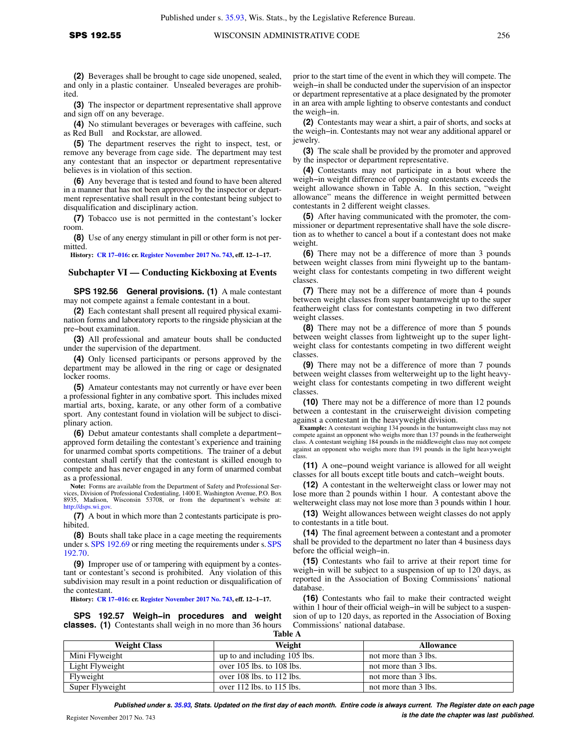**(2)** Beverages shall be brought to cage side unopened, sealed, and only in a plastic container. Unsealed beverages are prohibited.

**(3)** The inspector or department representative shall approve and sign off on any beverage.

**(4)** No stimulant beverages or beverages with caffeine, such as Red Bull and Rockstar, are allowed.

**(5)** The department reserves the right to inspect, test, or remove any beverage from cage side. The department may test any contestant that an inspector or department representative believes is in violation of this section.

**(6)** Any beverage that is tested and found to have been altered in a manner that has not been approved by the inspector or department representative shall result in the contestant being subject to disqualification and disciplinary action.

**(7)** Tobacco use is not permitted in the contestant's locker room.

**(8)** Use of any energy stimulant in pill or other form is not permitted.

**History:** CR 17–016: cr. Register November 2017 No. 743, eff. 12–1–17.

## Subchapter VI — Conducting Kickboxing at Events

**SPS 192.56 General provisions.** **(1)** A male contestant may not compete against a female contestant in a bout.

**(2)** Each contestant shall present all required physical examination forms and laboratory reports to the ringside physician at the pre–bout examination.

**(3)** All professional and amateur bouts shall be conducted under the supervision of the department.

**(4)** Only licensed participants or persons approved by the department may be allowed in the ring or cage or designated locker rooms.

**(5)** Amateur contestants may not currently or have ever been a professional fighter in any combative sport. This includes mixed martial arts, boxing, karate, or any other form of a combative sport. Any contestant found in violation will be subject to disciplinary action.

**(6)** Debut amateur contestants shall complete a department–approved form detailing the contestant's experience and training for unarmed combat sports competitions. The trainer of a debut contestant shall certify that the contestant is skilled enough to compete and has never engaged in any form of unarmed combat as a professional.

**Note:** Forms are available from the Department of Safety and Professional Services, Division of Professional Credentialing, 1400 E. Washington Avenue, P.O. Box 8935, Madison, Wisconsin 53708, or from the department's website at: http://dsps.wi.gov.

**(7)** A bout in which more than 2 contestants participate is prohibited.

**(8)** Bouts shall take place in a cage meeting the requirements under s. SPS 192.69 or ring meeting the requirements under s. SPS 192.70.

**(9)** Improper use of or tampering with equipment by a contestant or contestant's second is prohibited. Any violation of this subdivision may result in a point reduction or disqualification of the contestant.

**History:** CR 17–016: cr. Register November 2017 No. 743, eff. 12–1–17.

**SPS 192.57 Weigh–in procedures and weight classes.** **(1)** Contestants shall weigh in no more than 36 hours prior to the start time of the event in which they will compete. The weigh–in shall be conducted under the supervision of an inspector or department representative at a place designated by the promoter in an area with ample lighting to observe contestants and conduct the weigh–in.

**(2)** Contestants may wear a shirt, a pair of shorts, and socks at the weigh–in. Contestants may not wear any additional apparel or jewelry.

**(3)** The scale shall be provided by the promoter and approved by the inspector or department representative.

**(4)** Contestants may not participate in a bout where the weigh–in weight difference of opposing contestants exceeds the weight allowance shown in Table A. In this section, "weight allowance" means the difference in weight permitted between contestants in 2 different weight classes.

**(5)** After having communicated with the promoter, the commissioner or department representative shall have the sole discretion as to whether to cancel a bout if a contestant does not make weight.

**(6)** There may not be a difference of more than 3 pounds between weight classes from mini flyweight up to the bantamweight class for contestants competing in two different weight classes.

**(7)** There may not be a difference of more than 4 pounds between weight classes from super bantamweight up to the super featherweight class for contestants competing in two different weight classes.

**(8)** There may not be a difference of more than 5 pounds between weight classes from lightweight up to the super lightweight class for contestants competing in two different weight classes.

**(9)** There may not be a difference of more than 7 pounds between weight classes from welterweight up to the light heavyweight class for contestants competing in two different weight classes.

**(10)** There may not be a difference of more than 12 pounds between a contestant in the cruiserweight division competing against a contestant in the heavyweight division.

**Example:** A contestant weighing 134 pounds in the bantamweight class may not compete against an opponent who weighs more than 137 pounds in the featherweight class. A contestant weighing 184 pounds in the middleweight class may not compete against an opponent who weighs more than 191 pounds in the light heavyweight class.

**(11)** A one–pound weight variance is allowed for all weight classes for all bouts except title bouts and catch–weight bouts.

**(12)** A contestant in the welterweight class or lower may not lose more than 2 pounds within 1 hour. A contestant above the welterweight class may not lose more than 3 pounds within 1 hour.

**(13)** Weight allowances between weight classes do not apply to contestants in a title bout.

**(14)** The final agreement between a contestant and a promoter shall be provided to the department no later than 4 business days before the official weigh–in.

**(15)** Contestants who fail to arrive at their report time for weigh–in will be subject to a suspension of up to 120 days, as reported in the Association of Boxing Commissions' national database.

**(16)** Contestants who fail to make their contracted weight within 1 hour of their official weigh–in will be subject to a suspension of up to 120 days, as reported in the Association of Boxing Commissions' national database.

**Table A**

| Weight Class | Weight | Allowance |
|---|---|---|
| Mini Flyweight | up to and including 105 lbs. | not more than 3 lbs. |
| Light Flyweight | over 105 lbs. to 108 lbs. | not more than 3 lbs. |
| Flyweight | over 108 lbs. to 112 lbs. | not more than 3 lbs. |
| Super Flyweight | over 112 lbs. to 115 lbs. | not more than 3 lbs. |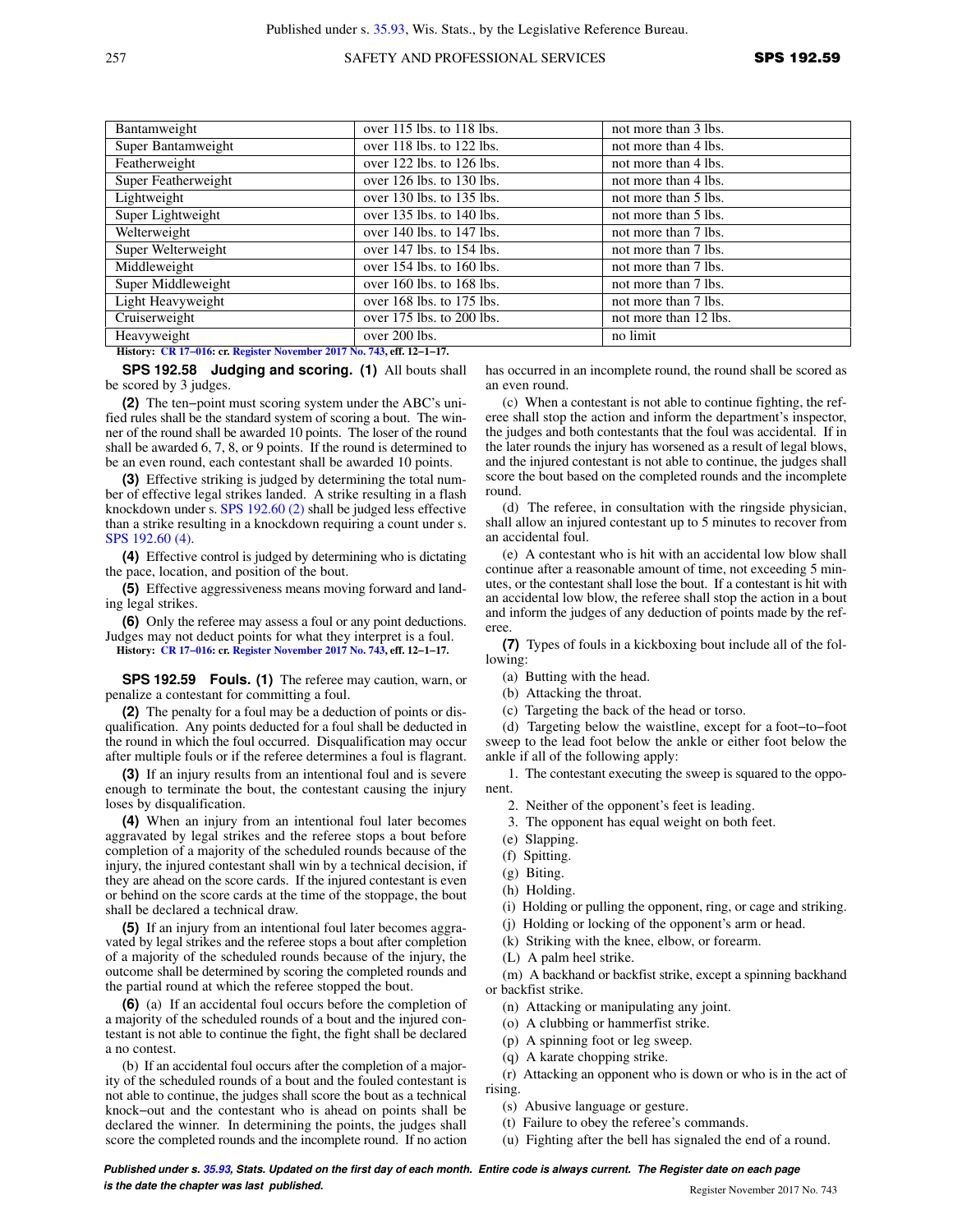| Bantamweight | over 115 lbs. to 118 lbs. | not more than 3 lbs. |
|---|---|---|
| Super Bantamweight | over 118 lbs. to 122 lbs. | not more than 4 lbs. |
| Featherweight | over 122 lbs. to 126 lbs. | not more than 4 lbs. |
| Super Featherweight | over 126 lbs. to 130 lbs. | not more than 4 lbs. |
| Lightweight | over 130 lbs. to 135 lbs. | not more than 5 lbs. |
| Super Lightweight | over 135 lbs. to 140 lbs. | not more than 5 lbs. |
| Welterweight | over 140 lbs. to 147 lbs. | not more than 7 lbs. |
| Super Welterweight | over 147 lbs. to 154 lbs. | not more than 7 lbs. |
| Middleweight | over 154 lbs. to 160 lbs. | not more than 7 lbs. |
| Super Middleweight | over 160 lbs. to 168 lbs. | not more than 7 lbs. |
| Light Heavyweight | over 168 lbs. to 175 lbs. | not more than 7 lbs. |
| Cruiserweight | over 175 lbs. to 200 lbs. | not more than 12 lbs. |
| Heavyweight | over 200 lbs. | no limit |

**History:** CR 17−016: cr. Register November 2017 No. 743, eff. 12−1−17.

**SPS 192.58 Judging and scoring. (1)** All bouts shall be scored by 3 judges.

**(2)** The ten−point must scoring system under the ABC's unified rules shall be the standard system of scoring a bout. The winner of the round shall be awarded 10 points. The loser of the round shall be awarded 6, 7, 8, or 9 points. If the round is determined to be an even round, each contestant shall be awarded 10 points.

**(3)** Effective striking is judged by determining the total number of effective legal strikes landed. A strike resulting in a flash knockdown under s. SPS 192.60 (2) shall be judged less effective than a strike resulting in a knockdown requiring a count under s. SPS 192.60 (4).

**(4)** Effective control is judged by determining who is dictating the pace, location, and position of the bout.

**(5)** Effective aggressiveness means moving forward and landing legal strikes.

**(6)** Only the referee may assess a foul or any point deductions. Judges may not deduct points for what they interpret is a foul.

**History:** CR 17−016: cr. Register November 2017 No. 743, eff. 12−1−17.

**SPS 192.59 Fouls. (1)** The referee may caution, warn, or penalize a contestant for committing a foul.

**(2)** The penalty for a foul may be a deduction of points or disqualification. Any points deducted for a foul shall be deducted in the round in which the foul occurred. Disqualification may occur after multiple fouls or if the referee determines a foul is flagrant.

**(3)** If an injury results from an intentional foul and is severe enough to terminate the bout, the contestant causing the injury loses by disqualification.

**(4)** When an injury from an intentional foul later becomes aggravated by legal strikes and the referee stops a bout before completion of a majority of the scheduled rounds because of the injury, the injured contestant shall win by a technical decision, if they are ahead on the score cards. If the injured contestant is even or behind on the score cards at the time of the stoppage, the bout shall be declared a technical draw.

**(5)** If an injury from an intentional foul later becomes aggravated by legal strikes and the referee stops a bout after completion of a majority of the scheduled rounds because of the injury, the outcome shall be determined by scoring the completed rounds and the partial round at which the referee stopped the bout.

**(6)** (a) If an accidental foul occurs before the completion of a majority of the scheduled rounds of a bout and the injured contestant is not able to continue the fight, the fight shall be declared a no contest.

(b) If an accidental foul occurs after the completion of a majority of the scheduled rounds of a bout and the fouled contestant is not able to continue, the judges shall score the bout as a technical knock−out and the contestant who is ahead on points shall be declared the winner. In determining the points, the judges shall score the completed rounds and the incomplete round. If no action has occurred in an incomplete round, the round shall be scored as an even round.

(c) When a contestant is not able to continue fighting, the referee shall stop the action and inform the department's inspector, the judges and both contestants that the foul was accidental. If in the later rounds the injury has worsened as a result of legal blows, and the injured contestant is not able to continue, the judges shall score the bout based on the completed rounds and the incomplete round.

(d) The referee, in consultation with the ringside physician, shall allow an injured contestant up to 5 minutes to recover from an accidental foul.

(e) A contestant who is hit with an accidental low blow shall continue after a reasonable amount of time, not exceeding 5 minutes, or the contestant shall lose the bout. If a contestant is hit with an accidental low blow, the referee shall stop the action in a bout and inform the judges of any deduction of points made by the referee.

**(7)** Types of fouls in a kickboxing bout include all of the following:

(a) Butting with the head.

(b) Attacking the throat.

(c) Targeting the back of the head or torso.

(d) Targeting below the waistline, except for a foot−to−foot sweep to the lead foot below the ankle or either foot below the ankle if all of the following apply:

1. The contestant executing the sweep is squared to the opponent.

2. Neither of the opponent's feet is leading.

3. The opponent has equal weight on both feet.

(e) Slapping.

(f) Spitting.

(g) Biting.

(h) Holding.

(i) Holding or pulling the opponent, ring, or cage and striking.

(j) Holding or locking of the opponent's arm or head.

(k) Striking with the knee, elbow, or forearm.

(L) A palm heel strike.

(m) A backhand or backfist strike, except a spinning backhand or backfist strike.

(n) Attacking or manipulating any joint.

(o) A clubbing or hammerfist strike.

(p) A spinning foot or leg sweep.

(q) A karate chopping strike.

(r) Attacking an opponent who is down or who is in the act of rising.

(s) Abusive language or gesture.

(t) Failure to obey the referee's commands.

(u) Fighting after the bell has signaled the end of a round.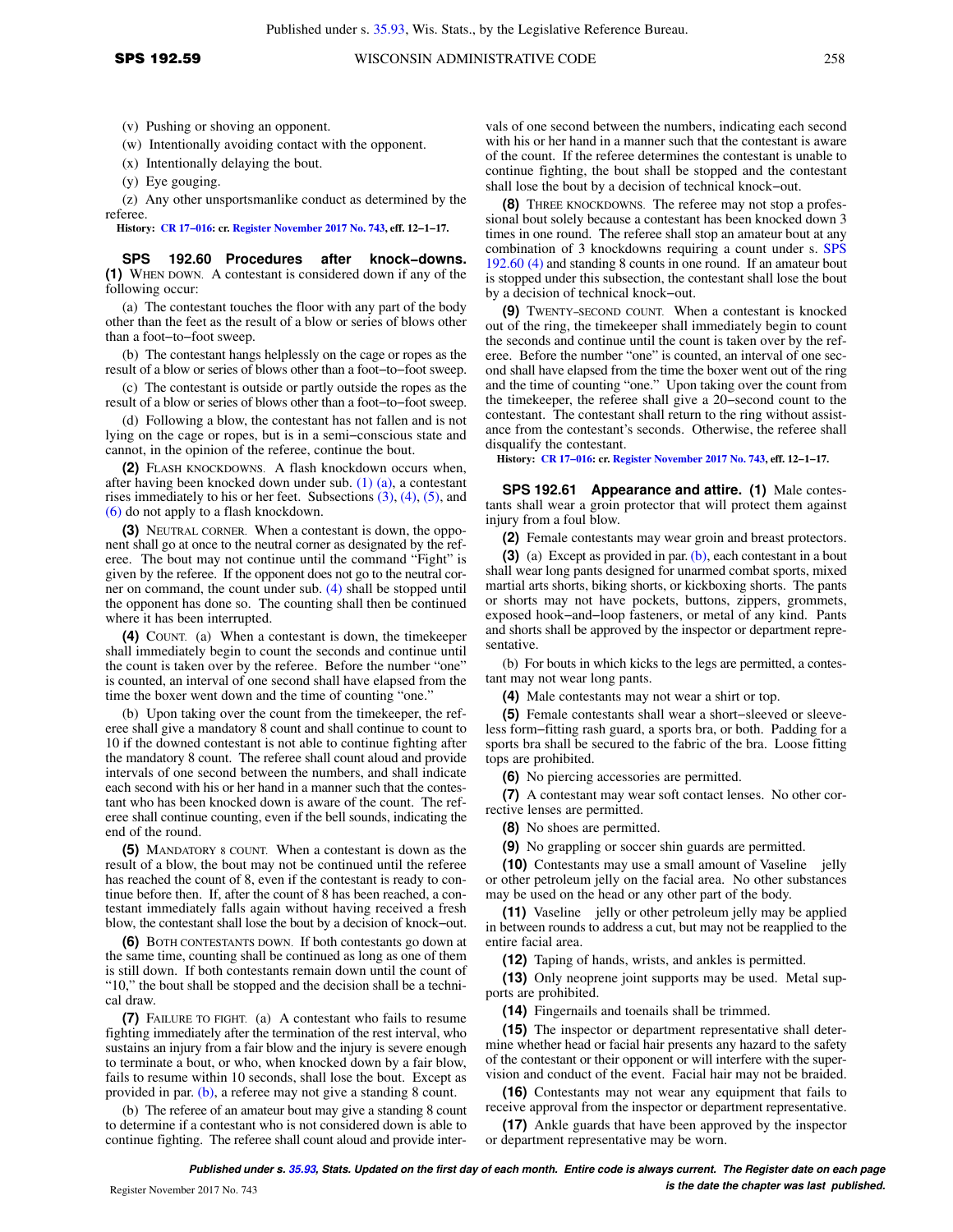(v) Pushing or shoving an opponent.

(w) Intentionally avoiding contact with the opponent.

(x) Intentionally delaying the bout.

(y) Eye gouging.

(z) Any other unsportsmanlike conduct as determined by the referee.

**History:** **CR 17–016: cr. Register November 2017 No. 743, eff. 12–1–17.**

**SPS 192.60 Procedures after knock–downs.** **(1)** WHEN DOWN. A contestant is considered down if any of the following occur:

(a) The contestant touches the floor with any part of the body other than the feet as the result of a blow or series of blows other than a foot–to–foot sweep.

(b) The contestant hangs helplessly on the cage or ropes as the result of a blow or series of blows other than a foot–to–foot sweep.

(c) The contestant is outside or partly outside the ropes as the result of a blow or series of blows other than a foot–to–foot sweep.

(d) Following a blow, the contestant has not fallen and is not lying on the cage or ropes, but is in a semi–conscious state and cannot, in the opinion of the referee, continue the bout.

**(2)** FLASH KNOCKDOWNS. A flash knockdown occurs when, after having been knocked down under sub. (1) (a), a contestant rises immediately to his or her feet. Subsections (3), (4), (5), and (6) do not apply to a flash knockdown.

**(3)** NEUTRAL CORNER. When a contestant is down, the opponent shall go at once to the neutral corner as designated by the referee. The bout may not continue until the command "Fight" is given by the referee. If the opponent does not go to the neutral corner on command, the count under sub. (4) shall be stopped until the opponent has done so. The counting shall then be continued where it has been interrupted.

**(4)** COUNT. (a) When a contestant is down, the timekeeper shall immediately begin to count the seconds and continue until the count is taken over by the referee. Before the number "one" is counted, an interval of one second shall have elapsed from the time the boxer went down and the time of counting "one."

(b) Upon taking over the count from the timekeeper, the referee shall give a mandatory 8 count and shall continue to count to 10 if the downed contestant is not able to continue fighting after the mandatory 8 count. The referee shall count aloud and provide intervals of one second between the numbers, and shall indicate each second with his or her hand in a manner such that the contestant who has been knocked down is aware of the count. The referee shall continue counting, even if the bell sounds, indicating the end of the round.

**(5)** MANDATORY 8 COUNT. When a contestant is down as the result of a blow, the bout may not be continued until the referee has reached the count of 8, even if the contestant is ready to continue before then. If, after the count of 8 has been reached, a contestant immediately falls again without having received a fresh blow, the contestant shall lose the bout by a decision of knock–out.

**(6)** BOTH CONTESTANTS DOWN. If both contestants go down at the same time, counting shall be continued as long as one of them is still down. If both contestants remain down until the count of "10," the bout shall be stopped and the decision shall be a technical draw.

**(7)** FAILURE TO FIGHT. (a) A contestant who fails to resume fighting immediately after the termination of the rest interval, who sustains an injury from a fair blow and the injury is severe enough to terminate a bout, or who, when knocked down by a fair blow, fails to resume within 10 seconds, shall lose the bout. Except as provided in par. (b), a referee may not give a standing 8 count.

(b) The referee of an amateur bout may give a standing 8 count to determine if a contestant who is not considered down is able to continue fighting. The referee shall count aloud and provide intervals of one second between the numbers, indicating each second with his or her hand in a manner such that the contestant is aware of the count. If the referee determines the contestant is unable to continue fighting, the bout shall be stopped and the contestant shall lose the bout by a decision of technical knock–out.

**(8)** THREE KNOCKDOWNS. The referee may not stop a professional bout solely because a contestant has been knocked down 3 times in one round. The referee shall stop an amateur bout at any combination of 3 knockdowns requiring a count under s. SPS 192.60 (4) and standing 8 counts in one round. If an amateur bout is stopped under this subsection, the contestant shall lose the bout by a decision of technical knock–out.

**(9)** TWENTY–SECOND COUNT. When a contestant is knocked out of the ring, the timekeeper shall immediately begin to count the seconds and continue until the count is taken over by the referee. Before the number "one" is counted, an interval of one second shall have elapsed from the time the boxer went out of the ring and the time of counting "one." Upon taking over the count from the timekeeper, the referee shall give a 20–second count to the contestant. The contestant shall return to the ring without assistance from the contestant's seconds. Otherwise, the referee shall disqualify the contestant.

**History:** **CR 17–016: cr. Register November 2017 No. 743, eff. 12–1–17.**

**SPS 192.61 Appearance and attire.** **(1)** Male contestants shall wear a groin protector that will protect them against injury from a foul blow.

**(2)** Female contestants may wear groin and breast protectors.

**(3)** (a) Except as provided in par. (b), each contestant in a bout shall wear long pants designed for unarmed combat sports, mixed martial arts shorts, biking shorts, or kickboxing shorts. The pants or shorts may not have pockets, buttons, zippers, grommets, exposed hook–and–loop fasteners, or metal of any kind. Pants and shorts shall be approved by the inspector or department representative.

(b) For bouts in which kicks to the legs are permitted, a contestant may not wear long pants.

**(4)** Male contestants may not wear a shirt or top.

**(5)** Female contestants shall wear a short–sleeved or sleeveless form–fitting rash guard, a sports bra, or both. Padding for a sports bra shall be secured to the fabric of the bra. Loose fitting tops are prohibited.

**(6)** No piercing accessories are permitted.

**(7)** A contestant may wear soft contact lenses. No other corrective lenses are permitted.

**(8)** No shoes are permitted.

**(9)** No grappling or soccer shin guards are permitted.

**(10)** Contestants may use a small amount of Vaseline jelly or other petroleum jelly on the facial area. No other substances may be used on the head or any other part of the body.

**(11)** Vaseline jelly or other petroleum jelly may be applied in between rounds to address a cut, but may not be reapplied to the entire facial area.

**(12)** Taping of hands, wrists, and ankles is permitted.

**(13)** Only neoprene joint supports may be used. Metal supports are prohibited.

**(14)** Fingernails and toenails shall be trimmed.

**(15)** The inspector or department representative shall determine whether head or facial hair presents any hazard to the safety of the contestant or their opponent or will interfere with the supervision and conduct of the event. Facial hair may not be braided.

**(16)** Contestants may not wear any equipment that fails to receive approval from the inspector or department representative.

**(17)** Ankle guards that have been approved by the inspector or department representative may be worn.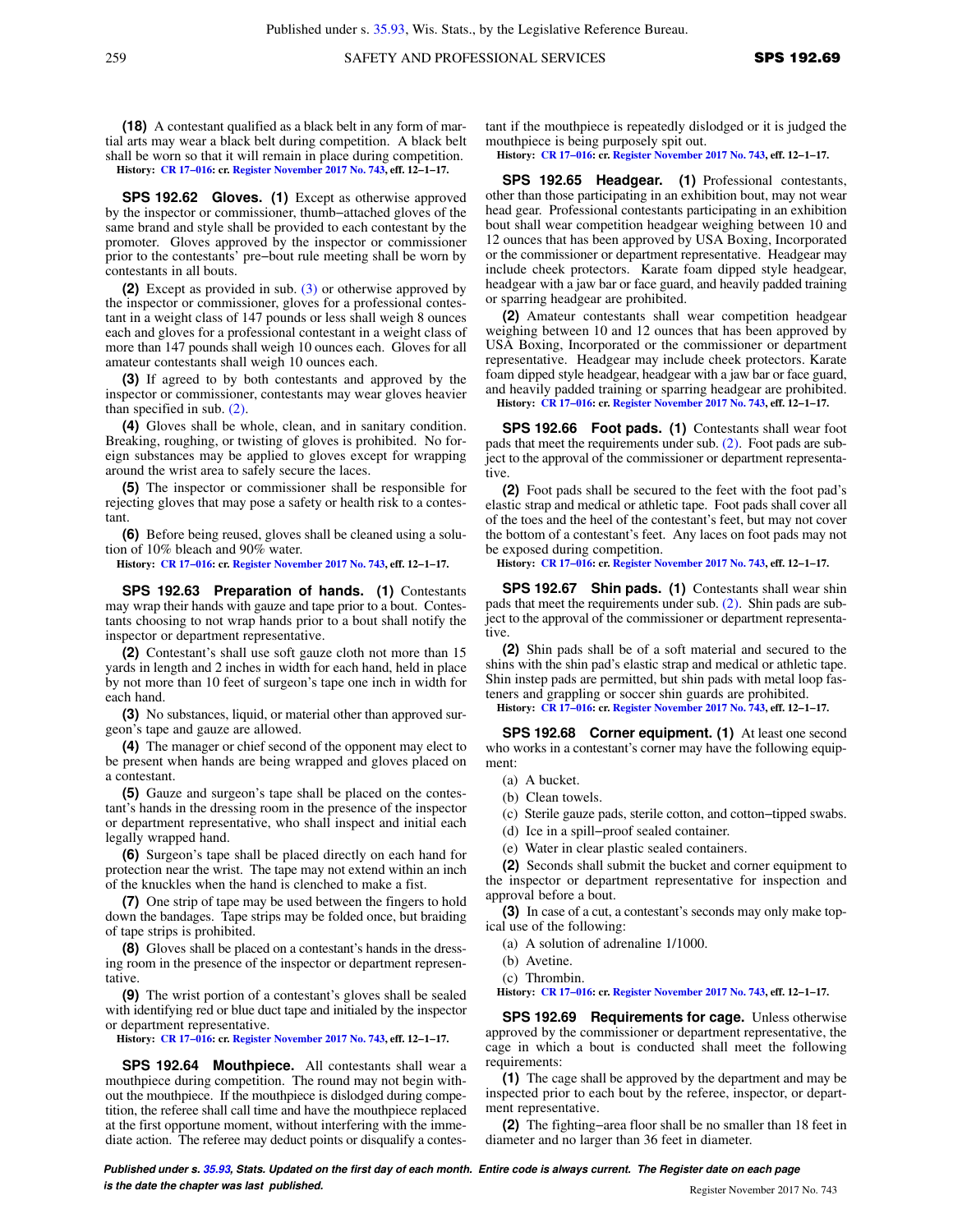**(18)** A contestant qualified as a black belt in any form of martial arts may wear a black belt during competition. A black belt shall be worn so that it will remain in place during competition.

**History:** CR 17–016: cr. Register November 2017 No. 743, eff. 12–1–17.

**SPS 192.62 Gloves.** **(1)** Except as otherwise approved by the inspector or commissioner, thumb–attached gloves of the same brand and style shall be provided to each contestant by the promoter. Gloves approved by the inspector or commissioner prior to the contestants' pre–bout rule meeting shall be worn by contestants in all bouts.

**(2)** Except as provided in sub. (3) or otherwise approved by the inspector or commissioner, gloves for a professional contestant in a weight class of 147 pounds or less shall weigh 8 ounces each and gloves for a professional contestant in a weight class of more than 147 pounds shall weigh 10 ounces each. Gloves for all amateur contestants shall weigh 10 ounces each.

**(3)** If agreed to by both contestants and approved by the inspector or commissioner, contestants may wear gloves heavier than specified in sub. (2).

**(4)** Gloves shall be whole, clean, and in sanitary condition. Breaking, roughing, or twisting of gloves is prohibited. No foreign substances may be applied to gloves except for wrapping around the wrist area to safely secure the laces.

**(5)** The inspector or commissioner shall be responsible for rejecting gloves that may pose a safety or health risk to a contestant.

**(6)** Before being reused, gloves shall be cleaned using a solution of 10% bleach and 90% water.

**History:** CR 17–016: cr. Register November 2017 No. 743, eff. 12–1–17.

**SPS 192.63 Preparation of hands.** **(1)** Contestants may wrap their hands with gauze and tape prior to a bout. Contestants choosing to not wrap hands prior to a bout shall notify the inspector or department representative.

**(2)** Contestant's shall use soft gauze cloth not more than 15 yards in length and 2 inches in width for each hand, held in place by not more than 10 feet of surgeon's tape one inch in width for each hand.

**(3)** No substances, liquid, or material other than approved surgeon's tape and gauze are allowed.

**(4)** The manager or chief second of the opponent may elect to be present when hands are being wrapped and gloves placed on a contestant.

**(5)** Gauze and surgeon's tape shall be placed on the contestant's hands in the dressing room in the presence of the inspector or department representative, who shall inspect and initial each legally wrapped hand.

**(6)** Surgeon's tape shall be placed directly on each hand for protection near the wrist. The tape may not extend within an inch of the knuckles when the hand is clenched to make a fist.

**(7)** One strip of tape may be used between the fingers to hold down the bandages. Tape strips may be folded once, but braiding of tape strips is prohibited.

**(8)** Gloves shall be placed on a contestant's hands in the dressing room in the presence of the inspector or department representative.

**(9)** The wrist portion of a contestant's gloves shall be sealed with identifying red or blue duct tape and initialed by the inspector or department representative.

**History:** CR 17–016: cr. Register November 2017 No. 743, eff. 12–1–17.

**SPS 192.64 Mouthpiece.** All contestants shall wear a mouthpiece during competition. The round may not begin without the mouthpiece. If the mouthpiece is dislodged during competition, the referee shall call time and have the mouthpiece replaced at the first opportune moment, without interfering with the immediate action. The referee may deduct points or disqualify a contestant if the mouthpiece is repeatedly dislodged or it is judged the mouthpiece is being purposely spit out.

**History:** CR 17–016: cr. Register November 2017 No. 743, eff. 12–1–17.

**SPS 192.65 Headgear.** **(1)** Professional contestants, other than those participating in an exhibition bout, may not wear head gear. Professional contestants participating in an exhibition bout shall wear competition headgear weighing between 10 and 12 ounces that has been approved by USA Boxing, Incorporated or the commissioner or department representative. Headgear may include cheek protectors. Karate foam dipped style headgear, headgear with a jaw bar or face guard, and heavily padded training or sparring headgear are prohibited.

**(2)** Amateur contestants shall wear competition headgear weighing between 10 and 12 ounces that has been approved by USA Boxing, Incorporated or the commissioner or department representative. Headgear may include cheek protectors. Karate foam dipped style headgear, headgear with a jaw bar or face guard, and heavily padded training or sparring headgear are prohibited.

**History:** CR 17–016: cr. Register November 2017 No. 743, eff. 12–1–17.

**SPS 192.66 Foot pads.** **(1)** Contestants shall wear foot pads that meet the requirements under sub. (2). Foot pads are subject to the approval of the commissioner or department representative.

**(2)** Foot pads shall be secured to the feet with the foot pad's elastic strap and medical or athletic tape. Foot pads shall cover all of the toes and the heel of the contestant's feet, but may not cover the bottom of a contestant's feet. Any laces on foot pads may not be exposed during competition.

**History:** CR 17–016: cr. Register November 2017 No. 743, eff. 12–1–17.

**SPS 192.67 Shin pads.** **(1)** Contestants shall wear shin pads that meet the requirements under sub. (2). Shin pads are subject to the approval of the commissioner or department representative.

**(2)** Shin pads shall be of a soft material and secured to the shins with the shin pad's elastic strap and medical or athletic tape. Shin instep pads are permitted, but shin pads with metal loop fasteners and grappling or soccer shin guards are prohibited.

**History:** CR 17–016: cr. Register November 2017 No. 743, eff. 12–1–17.

**SPS 192.68 Corner equipment.** **(1)** At least one second who works in a contestant's corner may have the following equipment:

(a) A bucket.

(b) Clean towels.

(c) Sterile gauze pads, sterile cotton, and cotton–tipped swabs.

(d) Ice in a spill–proof sealed container.

(e) Water in clear plastic sealed containers.

**(2)** Seconds shall submit the bucket and corner equipment to the inspector or department representative for inspection and approval before a bout.

**(3)** In case of a cut, a contestant's seconds may only make topical use of the following:

(a) A solution of adrenaline 1/1000.

(b) Avetine.

(c) Thrombin.

**History:** CR 17–016: cr. Register November 2017 No. 743, eff. 12–1–17.

**SPS 192.69 Requirements for cage.** Unless otherwise approved by the commissioner or department representative, the cage in which a bout is conducted shall meet the following requirements:

**(1)** The cage shall be approved by the department and may be inspected prior to each bout by the referee, inspector, or department representative.

**(2)** The fighting–area floor shall be no smaller than 18 feet in diameter and no larger than 36 feet in diameter.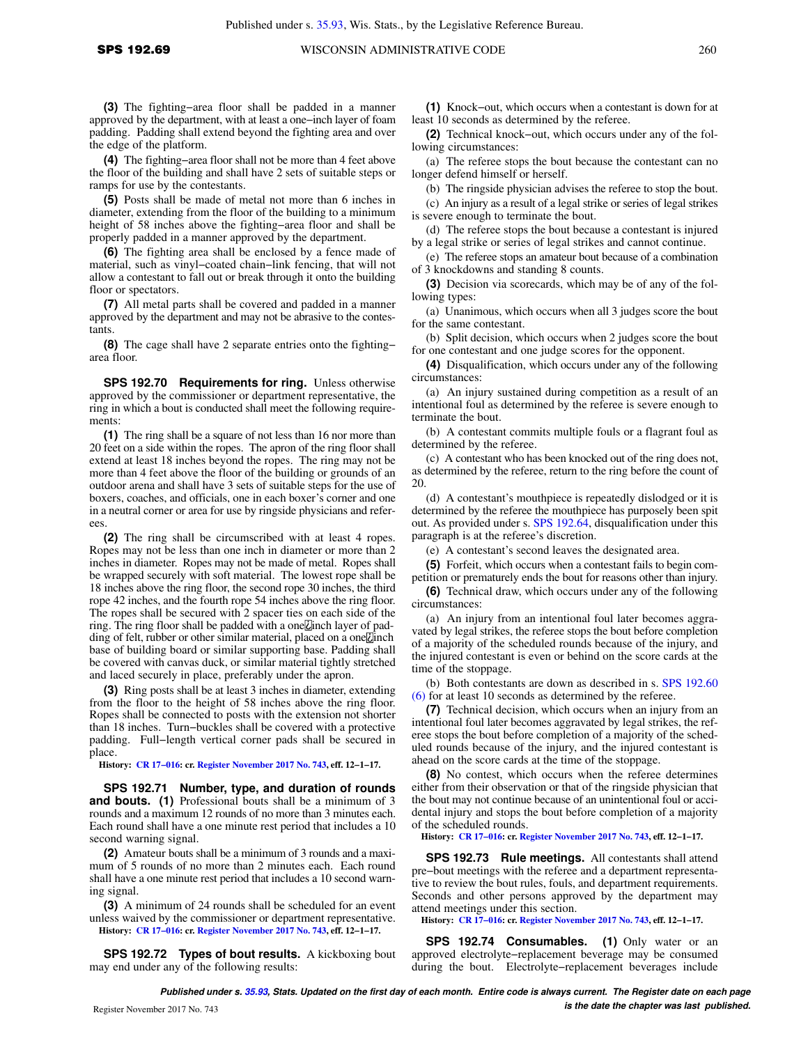**(3)** The fighting–area floor shall be padded in a manner approved by the department, with at least a one–inch layer of foam padding. Padding shall extend beyond the fighting area and over the edge of the platform.

**(4)** The fighting–area floor shall not be more than 4 feet above the floor of the building and shall have 2 sets of suitable steps or ramps for use by the contestants.

**(5)** Posts shall be made of metal not more than 6 inches in diameter, extending from the floor of the building to a minimum height of 58 inches above the fighting–area floor and shall be properly padded in a manner approved by the department.

**(6)** The fighting area shall be enclosed by a fence made of material, such as vinyl–coated chain–link fencing, that will not allow a contestant to fall out or break through it onto the building floor or spectators.

**(7)** All metal parts shall be covered and padded in a manner approved by the department and may not be abrasive to the contestants.

**(8)** The cage shall have 2 separate entries onto the fighting–area floor.

**SPS 192.70 Requirements for ring.** Unless otherwise approved by the commissioner or department representative, the ring in which a bout is conducted shall meet the following requirements:

**(1)** The ring shall be a square of not less than 16 nor more than 20 feet on a side within the ropes. The apron of the ring floor shall extend at least 18 inches beyond the ropes. The ring may not be more than 4 feet above the floor of the building or grounds of an outdoor arena and shall have 3 sets of suitable steps for the use of boxers, coaches, and officials, one in each boxer's corner and one in a neutral corner or area for use by ringside physicians and referees.

**(2)** The ring shall be circumscribed with at least 4 ropes. Ropes may not be less than one inch in diameter or more than 2 inches in diameter. Ropes may not be made of metal. Ropes shall be wrapped securely with soft material. The lowest rope shall be 18 inches above the ring floor, the second rope 30 inches, the third rope 42 inches, and the fourth rope 54 inches above the ring floor. The ropes shall be secured with 2 spacer ties on each side of the ring. The ring floor shall be padded with a one–inch layer of padding of felt, rubber or other similar material, placed on a one–inch base of building board or similar supporting base. Padding shall be covered with canvas duck, or similar material tightly stretched and laced securely in place, preferably under the apron.

**(3)** Ring posts shall be at least 3 inches in diameter, extending from the floor to the height of 58 inches above the ring floor. Ropes shall be connected to posts with the extension not shorter than 18 inches. Turn–buckles shall be covered with a protective padding. Full–length vertical corner pads shall be secured in place.

**History:** CR 17–016: cr. Register November 2017 No. 743, eff. 12–1–17.

**SPS 192.71 Number, type, and duration of rounds and bouts.** **(1)** Professional bouts shall be a minimum of 3 rounds and a maximum 12 rounds of no more than 3 minutes each. Each round shall have a one minute rest period that includes a 10 second warning signal.

**(2)** Amateur bouts shall be a minimum of 3 rounds and a maximum of 5 rounds of no more than 2 minutes each. Each round shall have a one minute rest period that includes a 10 second warning signal.

**(3)** A minimum of 24 rounds shall be scheduled for an event unless waived by the commissioner or department representative.

**History:** CR 17–016: cr. Register November 2017 No. 743, eff. 12–1–17.

**SPS 192.72 Types of bout results.** A kickboxing bout may end under any of the following results:

**(1)** Knock–out, which occurs when a contestant is down for at least 10 seconds as determined by the referee.

**(2)** Technical knock–out, which occurs under any of the following circumstances:

(a) The referee stops the bout because the contestant can no longer defend himself or herself.

(b) The ringside physician advises the referee to stop the bout.

(c) An injury as a result of a legal strike or series of legal strikes is severe enough to terminate the bout.

(d) The referee stops the bout because a contestant is injured by a legal strike or series of legal strikes and cannot continue.

(e) The referee stops an amateur bout because of a combination of 3 knockdowns and standing 8 counts.

**(3)** Decision via scorecards, which may be of any of the following types:

(a) Unanimous, which occurs when all 3 judges score the bout for the same contestant.

(b) Split decision, which occurs when 2 judges score the bout for one contestant and one judge scores for the opponent.

**(4)** Disqualification, which occurs under any of the following circumstances:

(a) An injury sustained during competition as a result of an intentional foul as determined by the referee is severe enough to terminate the bout.

(b) A contestant commits multiple fouls or a flagrant foul as determined by the referee.

(c) A contestant who has been knocked out of the ring does not, as determined by the referee, return to the ring before the count of 20.

(d) A contestant's mouthpiece is repeatedly dislodged or it is determined by the referee the mouthpiece has purposely been spit out. As provided under s. SPS 192.64, disqualification under this paragraph is at the referee's discretion.

(e) A contestant's second leaves the designated area.

**(5)** Forfeit, which occurs when a contestant fails to begin competition or prematurely ends the bout for reasons other than injury.

**(6)** Technical draw, which occurs under any of the following circumstances:

(a) An injury from an intentional foul later becomes aggravated by legal strikes, the referee stops the bout before completion of a majority of the scheduled rounds because of the injury, and the injured contestant is even or behind on the score cards at the time of the stoppage.

(b) Both contestants are down as described in s. SPS 192.60 (6) for at least 10 seconds as determined by the referee.

**(7)** Technical decision, which occurs when an injury from an intentional foul later becomes aggravated by legal strikes, the referee stops the bout before completion of a majority of the scheduled rounds because of the injury, and the injured contestant is ahead on the score cards at the time of the stoppage.

**(8)** No contest, which occurs when the referee determines either from their observation or that of the ringside physician that the bout may not continue because of an unintentional foul or accidental injury and stops the bout before completion of a majority of the scheduled rounds.

**History:** CR 17–016: cr. Register November 2017 No. 743, eff. 12–1–17.

**SPS 192.73 Rule meetings.** All contestants shall attend pre–bout meetings with the referee and a department representative to review the bout rules, fouls, and department requirements. Seconds and other persons approved by the department may attend meetings under this section.

**History:** CR 17–016: cr. Register November 2017 No. 743, eff. 12–1–17.

**SPS 192.74 Consumables.** **(1)** Only water or an approved electrolyte–replacement beverage may be consumed during the bout. Electrolyte–replacement beverages include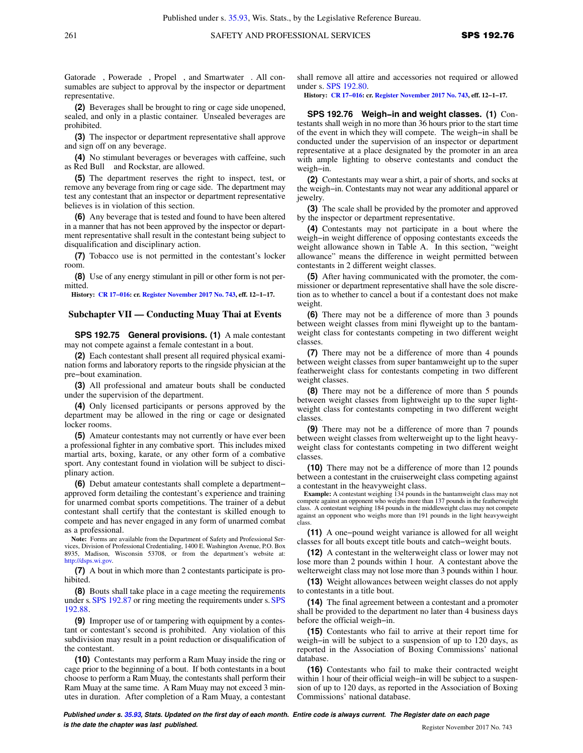Gatorade, Powerade, Propel, and Smartwater. All consumables are subject to approval by the inspector or department representative.

**(2)** Beverages shall be brought to ring or cage side unopened, sealed, and only in a plastic container. Unsealed beverages are prohibited.

**(3)** The inspector or department representative shall approve and sign off on any beverage.

**(4)** No stimulant beverages or beverages with caffeine, such as Red Bull and Rockstar, are allowed.

**(5)** The department reserves the right to inspect, test, or remove any beverage from ring or cage side. The department may test any contestant that an inspector or department representative believes is in violation of this section.

**(6)** Any beverage that is tested and found to have been altered in a manner that has not been approved by the inspector or department representative shall result in the contestant being subject to disqualification and disciplinary action.

**(7)** Tobacco use is not permitted in the contestant's locker room.

**(8)** Use of any energy stimulant in pill or other form is not permitted.

**History:** CR 17–016: cr. Register November 2017 No. 743, eff. 12–1–17.

## Subchapter VII — Conducting Muay Thai at Events

**SPS 192.75 General provisions. (1)** A male contestant may not compete against a female contestant in a bout.

**(2)** Each contestant shall present all required physical examination forms and laboratory reports to the ringside physician at the pre–bout examination.

**(3)** All professional and amateur bouts shall be conducted under the supervision of the department.

**(4)** Only licensed participants or persons approved by the department may be allowed in the ring or cage or designated locker rooms.

**(5)** Amateur contestants may not currently or have ever been a professional fighter in any combative sport. This includes mixed martial arts, boxing, karate, or any other form of a combative sport. Any contestant found in violation will be subject to disciplinary action.

**(6)** Debut amateur contestants shall complete a department–approved form detailing the contestant's experience and training for unarmed combat sports competitions. The trainer of a debut contestant shall certify that the contestant is skilled enough to compete and has never engaged in any form of unarmed combat as a professional.

**Note:** Forms are available from the Department of Safety and Professional Services, Division of Professional Credentialing, 1400 E. Washington Avenue, P.O. Box 8935, Madison, Wisconsin 53708, or from the department's website at: http://dsps.wi.gov.

**(7)** A bout in which more than 2 contestants participate is prohibited.

**(8)** Bouts shall take place in a cage meeting the requirements under s. SPS 192.87 or ring meeting the requirements under s. SPS 192.88.

**(9)** Improper use of or tampering with equipment by a contestant or contestant's second is prohibited. Any violation of this subdivision may result in a point reduction or disqualification of the contestant.

**(10)** Contestants may perform a Ram Muay inside the ring or cage prior to the beginning of a bout. If both contestants in a bout choose to perform a Ram Muay, the contestants shall perform their Ram Muay at the same time. A Ram Muay may not exceed 3 minutes in duration. After completion of a Ram Muay, a contestant shall remove all attire and accessories not required or allowed under s. SPS 192.80.

**History:** CR 17–016: cr. Register November 2017 No. 743, eff. 12–1–17.

**SPS 192.76 Weigh–in and weight classes. (1)** Contestants shall weigh in no more than 36 hours prior to the start time of the event in which they will compete. The weigh–in shall be conducted under the supervision of an inspector or department representative at a place designated by the promoter in an area with ample lighting to observe contestants and conduct the weigh–in.

**(2)** Contestants may wear a shirt, a pair of shorts, and socks at the weigh–in. Contestants may not wear any additional apparel or jewelry.

**(3)** The scale shall be provided by the promoter and approved by the inspector or department representative.

**(4)** Contestants may not participate in a bout where the weigh–in weight difference of opposing contestants exceeds the weight allowance shown in Table A. In this section, "weight allowance" means the difference in weight permitted between contestants in 2 different weight classes.

**(5)** After having communicated with the promoter, the commissioner or department representative shall have the sole discretion as to whether to cancel a bout if a contestant does not make weight.

**(6)** There may not be a difference of more than 3 pounds between weight classes from mini flyweight up to the bantamweight class for contestants competing in two different weight classes.

**(7)** There may not be a difference of more than 4 pounds between weight classes from super bantamweight up to the super featherweight class for contestants competing in two different weight classes.

**(8)** There may not be a difference of more than 5 pounds between weight classes from lightweight up to the super lightweight class for contestants competing in two different weight classes.

**(9)** There may not be a difference of more than 7 pounds between weight classes from welterweight up to the light heavyweight class for contestants competing in two different weight classes.

**(10)** There may not be a difference of more than 12 pounds between a contestant in the cruiserweight class competing against a contestant in the heavyweight class.

**Example:** A contestant weighing 134 pounds in the bantamweight class may not compete against an opponent who weighs more than 137 pounds in the featherweight class. A contestant weighing 184 pounds in the middleweight class may not compete against an opponent who weighs more than 191 pounds in the light heavyweight class.

**(11)** A one–pound weight variance is allowed for all weight classes for all bouts except title bouts and catch–weight bouts.

**(12)** A contestant in the welterweight class or lower may not lose more than 2 pounds within 1 hour. A contestant above the welterweight class may not lose more than 3 pounds within 1 hour.

**(13)** Weight allowances between weight classes do not apply to contestants in a title bout.

**(14)** The final agreement between a contestant and a promoter shall be provided to the department no later than 4 business days before the official weigh–in.

**(15)** Contestants who fail to arrive at their report time for weigh–in will be subject to a suspension of up to 120 days, as reported in the Association of Boxing Commissions' national database.

**(16)** Contestants who fail to make their contracted weight within 1 hour of their official weigh–in will be subject to a suspension of up to 120 days, as reported in the Association of Boxing Commissions' national database.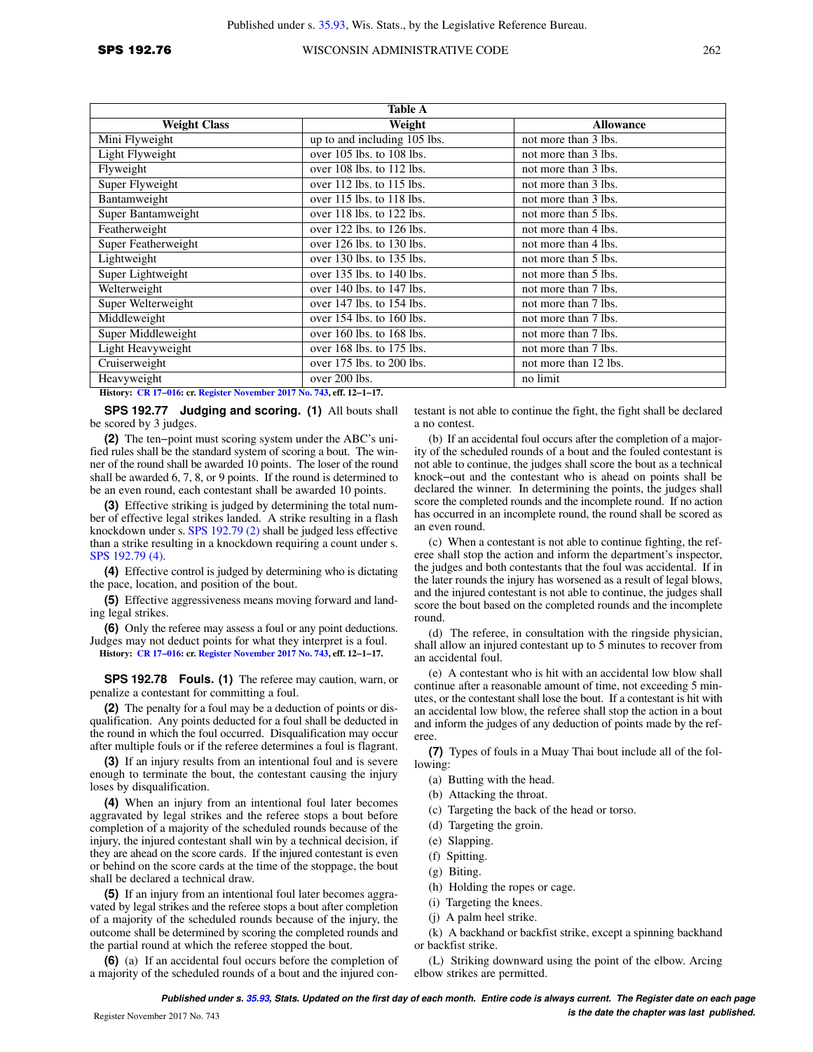| Table A | | |
|---|---|---|
| **Weight Class** | **Weight** | **Allowance** |
| Mini Flyweight | up to and including 105 lbs. | not more than 3 lbs. |
| Light Flyweight | over 105 lbs. to 108 lbs. | not more than 3 lbs. |
| Flyweight | over 108 lbs. to 112 lbs. | not more than 3 lbs. |
| Super Flyweight | over 112 lbs. to 115 lbs. | not more than 3 lbs. |
| Bantamweight | over 115 lbs. to 118 lbs. | not more than 3 lbs. |
| Super Bantamweight | over 118 lbs. to 122 lbs. | not more than 5 lbs. |
| Featherweight | over 122 lbs. to 126 lbs. | not more than 4 lbs. |
| Super Featherweight | over 126 lbs. to 130 lbs. | not more than 4 lbs. |
| Lightweight | over 130 lbs. to 135 lbs. | not more than 5 lbs. |
| Super Lightweight | over 135 lbs. to 140 lbs. | not more than 5 lbs. |
| Welterweight | over 140 lbs. to 147 lbs. | not more than 7 lbs. |
| Super Welterweight | over 147 lbs. to 154 lbs. | not more than 7 lbs. |
| Middleweight | over 154 lbs. to 160 lbs. | not more than 7 lbs. |
| Super Middleweight | over 160 lbs. to 168 lbs. | not more than 7 lbs. |
| Light Heavyweight | over 168 lbs. to 175 lbs. | not more than 7 lbs. |
| Cruiserweight | over 175 lbs. to 200 lbs. | not more than 12 lbs. |
| Heavyweight | over 200 lbs. | no limit |

**History:** CR 17–016: cr. Register November 2017 No. 743, eff. 12–1–17.

**SPS 192.77 Judging and scoring. (1)** All bouts shall be scored by 3 judges.

**(2)** The ten–point must scoring system under the ABC's unified rules shall be the standard system of scoring a bout. The winner of the round shall be awarded 10 points. The loser of the round shall be awarded 6, 7, 8, or 9 points. If the round is determined to be an even round, each contestant shall be awarded 10 points.

**(3)** Effective striking is judged by determining the total number of effective legal strikes landed. A strike resulting in a flash knockdown under s. SPS 192.79 (2) shall be judged less effective than a strike resulting in a knockdown requiring a count under s. SPS 192.79 (4).

**(4)** Effective control is judged by determining who is dictating the pace, location, and position of the bout.

**(5)** Effective aggressiveness means moving forward and landing legal strikes.

**(6)** Only the referee may assess a foul or any point deductions. Judges may not deduct points for what they interpret is a foul.

**History:** CR 17–016: cr. Register November 2017 No. 743, eff. 12–1–17.

**SPS 192.78 Fouls. (1)** The referee may caution, warn, or penalize a contestant for committing a foul.

**(2)** The penalty for a foul may be a deduction of points or disqualification. Any points deducted for a foul shall be deducted in the round in which the foul occurred. Disqualification may occur after multiple fouls or if the referee determines a foul is flagrant.

**(3)** If an injury results from an intentional foul and is severe enough to terminate the bout, the contestant causing the injury loses by disqualification.

**(4)** When an injury from an intentional foul later becomes aggravated by legal strikes and the referee stops a bout before completion of a majority of the scheduled rounds because of the injury, the injured contestant shall win by a technical decision, if they are ahead on the score cards. If the injured contestant is even or behind on the score cards at the time of the stoppage, the bout shall be declared a technical draw.

**(5)** If an injury from an intentional foul later becomes aggravated by legal strikes and the referee stops a bout after completion of a majority of the scheduled rounds because of the injury, the outcome shall be determined by scoring the completed rounds and the partial round at which the referee stopped the bout.

**(6)** (a) If an accidental foul occurs before the completion of a majority of the scheduled rounds of a bout and the injured contestant is not able to continue the fight, the fight shall be declared a no contest.

(b) If an accidental foul occurs after the completion of a majority of the scheduled rounds of a bout and the fouled contestant is not able to continue, the judges shall score the bout as a technical knock–out and the contestant who is ahead on points shall be declared the winner. In determining the points, the judges shall score the completed rounds and the incomplete round. If no action has occurred in an incomplete round, the round shall be scored as an even round.

(c) When a contestant is not able to continue fighting, the referee shall stop the action and inform the department's inspector, the judges and both contestants that the foul was accidental. If in the later rounds the injury has worsened as a result of legal blows, and the injured contestant is not able to continue, the judges shall score the bout based on the completed rounds and the incomplete round.

(d) The referee, in consultation with the ringside physician, shall allow an injured contestant up to 5 minutes to recover from an accidental foul.

(e) A contestant who is hit with an accidental low blow shall continue after a reasonable amount of time, not exceeding 5 minutes, or the contestant shall lose the bout. If a contestant is hit with an accidental low blow, the referee shall stop the action in a bout and inform the judges of any deduction of points made by the referee.

**(7)** Types of fouls in a Muay Thai bout include all of the following:

(a) Butting with the head.

(b) Attacking the throat.

(c) Targeting the back of the head or torso.

(d) Targeting the groin.

(e) Slapping.

(f) Spitting.

(g) Biting.

(h) Holding the ropes or cage.

(i) Targeting the knees.

(j) A palm heel strike.

(k) A backhand or backfist strike, except a spinning backhand or backfist strike.

(L) Striking downward using the point of the elbow. Arcing elbow strikes are permitted.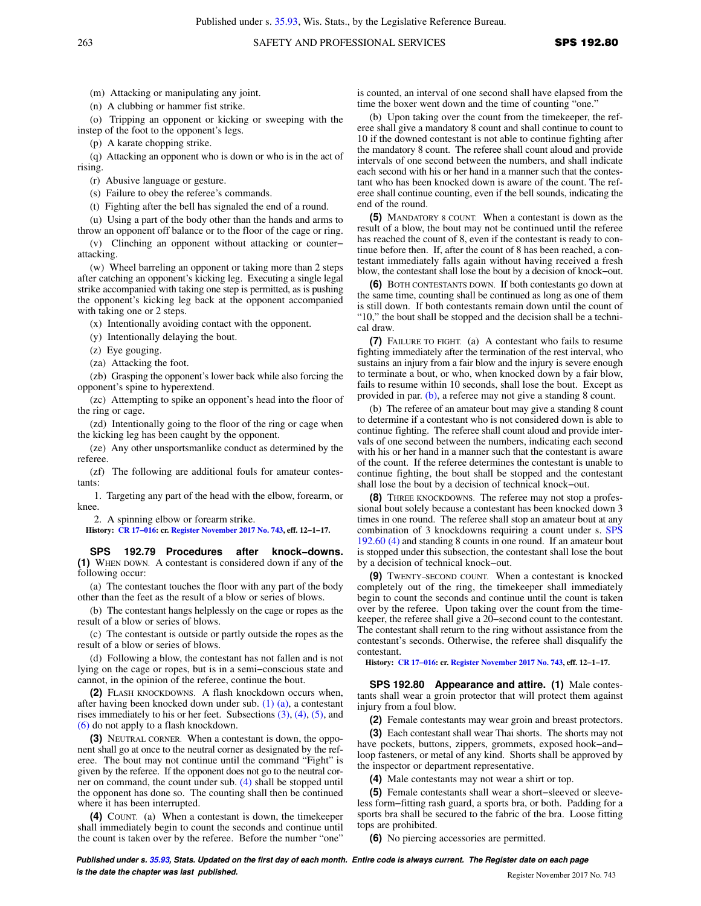(m) Attacking or manipulating any joint.

(n) A clubbing or hammer fist strike.

(o) Tripping an opponent or kicking or sweeping with the instep of the foot to the opponent's legs.

(p) A karate chopping strike.

(q) Attacking an opponent who is down or who is in the act of rising.

(r) Abusive language or gesture.

(s) Failure to obey the referee's commands.

(t) Fighting after the bell has signaled the end of a round.

(u) Using a part of the body other than the hands and arms to throw an opponent off balance or to the floor of the cage or ring.

(v) Clinching an opponent without attacking or counter-attacking.

(w) Wheel barreling an opponent or taking more than 2 steps after catching an opponent's kicking leg. Executing a single legal strike accompanied with taking one step is permitted, as is pushing the opponent's kicking leg back at the opponent accompanied with taking one or 2 steps.

(x) Intentionally avoiding contact with the opponent.

(y) Intentionally delaying the bout.

(z) Eye gouging.

(za) Attacking the foot.

(zb) Grasping the opponent's lower back while also forcing the opponent's spine to hyperextend.

(zc) Attempting to spike an opponent's head into the floor of the ring or cage.

(zd) Intentionally going to the floor of the ring or cage when the kicking leg has been caught by the opponent.

(ze) Any other unsportsmanlike conduct as determined by the referee.

(zf) The following are additional fouls for amateur contestants:

1. Targeting any part of the head with the elbow, forearm, or knee.

2. A spinning elbow or forearm strike.

**History:** CR 17-016: cr. Register November 2017 No. 743, eff. 12-1-17.

**SPS 192.79 Procedures after knock-downs.** **(1)** When down. A contestant is considered down if any of the following occur:

(a) The contestant touches the floor with any part of the body other than the feet as the result of a blow or series of blows.

(b) The contestant hangs helplessly on the cage or ropes as the result of a blow or series of blows.

(c) The contestant is outside or partly outside the ropes as the result of a blow or series of blows.

(d) Following a blow, the contestant has not fallen and is not lying on the cage or ropes, but is in a semi-conscious state and cannot, in the opinion of the referee, continue the bout.

**(2)** Flash knockdowns. A flash knockdown occurs when, after having been knocked down under sub. (1) (a), a contestant rises immediately to his or her feet. Subsections (3), (4), (5), and (6) do not apply to a flash knockdown.

**(3)** Neutral corner. When a contestant is down, the opponent shall go at once to the neutral corner as designated by the referee. The bout may not continue until the command "Fight" is given by the referee. If the opponent does not go to the neutral corner on command, the count under sub. (4) shall be stopped until the opponent has done so. The counting shall then be continued where it has been interrupted.

**(4)** Count. (a) When a contestant is down, the timekeeper shall immediately begin to count the seconds and continue until the count is taken over by the referee. Before the number "one" is counted, an interval of one second shall have elapsed from the time the boxer went down and the time of counting "one."

(b) Upon taking over the count from the timekeeper, the referee shall give a mandatory 8 count and shall continue to count to 10 if the downed contestant is not able to continue fighting after the mandatory 8 count. The referee shall count aloud and provide intervals of one second between the numbers, and shall indicate each second with his or her hand in a manner such that the contestant who has been knocked down is aware of the count. The referee shall continue counting, even if the bell sounds, indicating the end of the round.

**(5)** Mandatory 8 count. When a contestant is down as the result of a blow, the bout may not be continued until the referee has reached the count of 8, even if the contestant is ready to continue before then. If, after the count of 8 has been reached, a contestant immediately falls again without having received a fresh blow, the contestant shall lose the bout by a decision of knock-out.

**(6)** Both contestants down. If both contestants go down at the same time, counting shall be continued as long as one of them is still down. If both contestants remain down until the count of "10," the bout shall be stopped and the decision shall be a technical draw.

**(7)** Failure to fight. (a) A contestant who fails to resume fighting immediately after the termination of the rest interval, who sustains an injury from a fair blow and the injury is severe enough to terminate a bout, or who, when knocked down by a fair blow, fails to resume within 10 seconds, shall lose the bout. Except as provided in par. (b), a referee may not give a standing 8 count.

(b) The referee of an amateur bout may give a standing 8 count to determine if a contestant who is not considered down is able to continue fighting. The referee shall count aloud and provide intervals of one second between the numbers, indicating each second with his or her hand in a manner such that the contestant is aware of the count. If the referee determines the contestant is unable to continue fighting, the bout shall be stopped and the contestant shall lose the bout by a decision of technical knock-out.

**(8)** Three knockdowns. The referee may not stop a professional bout solely because a contestant has been knocked down 3 times in one round. The referee shall stop an amateur bout at any combination of 3 knockdowns requiring a count under s. SPS 192.60 (4) and standing 8 counts in one round. If an amateur bout is stopped under this subsection, the contestant shall lose the bout by a decision of technical knock-out.

**(9)** Twenty-second count. When a contestant is knocked completely out of the ring, the timekeeper shall immediately begin to count the seconds and continue until the count is taken over by the referee. Upon taking over the count from the timekeeper, the referee shall give a 20-second count to the contestant. The contestant shall return to the ring without assistance from the contestant's seconds. Otherwise, the referee shall disqualify the contestant.

**History:** CR 17-016: cr. Register November 2017 No. 743, eff. 12-1-17.

**SPS 192.80 Appearance and attire.** **(1)** Male contestants shall wear a groin protector that will protect them against injury from a foul blow.

**(2)** Female contestants may wear groin and breast protectors.

**(3)** Each contestant shall wear Thai shorts. The shorts may not have pockets, buttons, zippers, grommets, exposed hook-and-loop fasteners, or metal of any kind. Shorts shall be approved by the inspector or department representative.

**(4)** Male contestants may not wear a shirt or top.

**(5)** Female contestants shall wear a short-sleeved or sleeveless form-fitting rash guard, a sports bra, or both. Padding for a sports bra shall be secured to the fabric of the bra. Loose fitting tops are prohibited.

**(6)** No piercing accessories are permitted.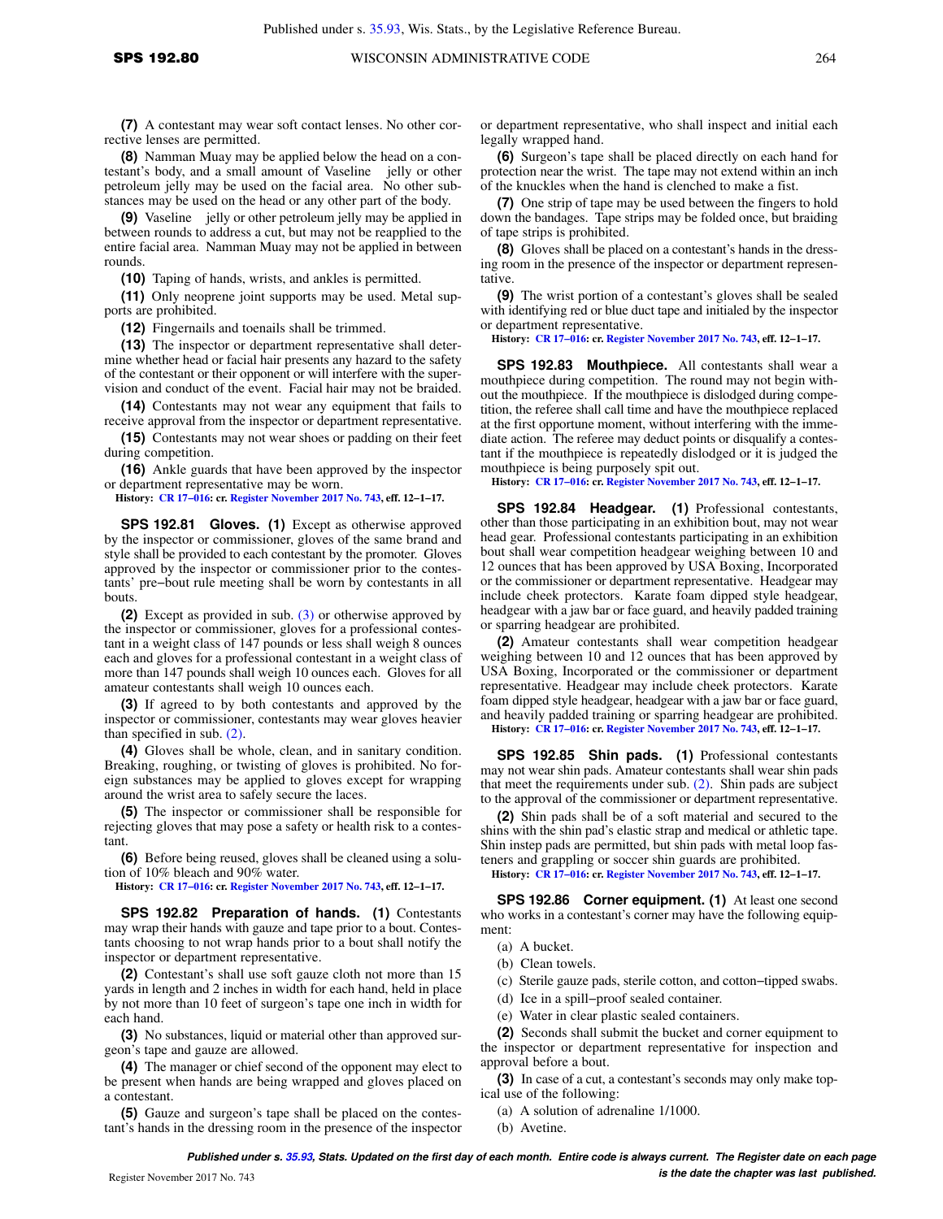**(7)** A contestant may wear soft contact lenses. No other corrective lenses are permitted.

**(8)** Namman Muay may be applied below the head on a contestant's body, and a small amount of Vaseline jelly or other petroleum jelly may be used on the facial area. No other substances may be used on the head or any other part of the body.

**(9)** Vaseline jelly or other petroleum jelly may be applied in between rounds to address a cut, but may not be reapplied to the entire facial area. Namman Muay may not be applied in between rounds.

**(10)** Taping of hands, wrists, and ankles is permitted.

**(11)** Only neoprene joint supports may be used. Metal supports are prohibited.

**(12)** Fingernails and toenails shall be trimmed.

**(13)** The inspector or department representative shall determine whether head or facial hair presents any hazard to the safety of the contestant or their opponent or will interfere with the supervision and conduct of the bout. Facial hair may not be braided.

**(14)** Contestants may not wear any equipment that fails to receive approval from the inspector or department representative.

**(15)** Contestants may not wear shoes or padding on their feet during competition.

**(16)** Ankle guards that have been approved by the inspector or department representative may be worn.

**History:** CR 17–016: cr. Register November 2017 No. 743, eff. 12–1–17.

**SPS 192.81 Gloves. (1)** Except as otherwise approved by the inspector or commissioner, gloves of the same brand and style shall be provided to each contestant by the promoter. Gloves approved by the inspector or commissioner prior to the contestants' pre–bout rule meeting shall be worn by contestants in all bouts.

**(2)** Except as provided in sub. (3) or otherwise approved by the inspector or commissioner, gloves for a professional contestant in a weight class of 147 pounds or less shall weigh 8 ounces each and gloves for a professional contestant in a weight class of more than 147 pounds shall weigh 10 ounces each. Gloves for all amateur contestants shall weigh 10 ounces each.

**(3)** If agreed to by both contestants and approved by the inspector or commissioner, contestants may wear gloves heavier than specified in sub. (2).

**(4)** Gloves shall be whole, clean, and in sanitary condition. Breaking, roughing, or twisting of gloves is prohibited. No foreign substances may be applied to gloves except for wrapping around the wrist area to safely secure the laces.

**(5)** The inspector or commissioner shall be responsible for rejecting gloves that may pose a safety or health risk to a contestant.

**(6)** Before being reused, gloves shall be cleaned using a solution of 10% bleach and 90% water.

**History:** CR 17–016: cr. Register November 2017 No. 743, eff. 12–1–17.

**SPS 192.82 Preparation of hands. (1)** Contestants may wrap their hands with gauze and tape prior to a bout. Contestants choosing to not wrap hands prior to a bout shall notify the inspector or department representative.

**(2)** Contestant's shall use soft gauze cloth not more than 15 yards in length and 2 inches in width for each hand, held in place by not more than 10 feet of surgeon's tape one inch in width for each hand.

**(3)** No substances, liquid or material other than approved surgeon's tape and gauze are allowed.

**(4)** The manager or chief second of the opponent may elect to be present when hands are being wrapped and gloves placed on a contestant.

**(5)** Gauze and surgeon's tape shall be placed on the contestant's hands in the dressing room in the presence of the inspector or department representative, who shall inspect and initial each legally wrapped hand.

**(6)** Surgeon's tape shall be placed directly on each hand for protection near the wrist. The tape may not extend within an inch of the knuckles when the hand is clenched to make a fist.

**(7)** One strip of tape may be used between the fingers to hold down the bandages. Tape strips may be folded once, but braiding of tape strips is prohibited.

**(8)** Gloves shall be placed on a contestant's hands in the dressing room in the presence of the inspector or department representative.

**(9)** The wrist portion of a contestant's gloves shall be sealed with identifying red or blue duct tape and initialed by the inspector or department representative.

**History:** CR 17–016: cr. Register November 2017 No. 743, eff. 12–1–17.

**SPS 192.83 Mouthpiece.** All contestants shall wear a mouthpiece during competition. The round may not begin without the mouthpiece. If the mouthpiece is dislodged during competition, the referee shall call time and have the mouthpiece replaced at the first opportune moment, without interfering with the immediate action. The referee may deduct points or disqualify a contestant if the mouthpiece is repeatedly dislodged or it is judged the mouthpiece is being purposely spit out.

**History:** CR 17–016: cr. Register November 2017 No. 743, eff. 12–1–17.

**SPS 192.84 Headgear. (1)** Professional contestants, other than those participating in an exhibition bout, may not wear head gear. Professional contestants participating in an exhibition bout shall wear competition headgear weighing between 10 and 12 ounces that has been approved by USA Boxing, Incorporated or the commissioner or department representative. Headgear may include cheek protectors. Karate foam dipped style headgear, headgear with a jaw bar or face guard, and heavily padded training or sparring headgear are prohibited.

**(2)** Amateur contestants shall wear competition headgear weighing between 10 and 12 ounces that has been approved by USA Boxing, Incorporated or the commissioner or department representative. Headgear may include cheek protectors. Karate foam dipped style headgear, headgear with a jaw bar or face guard, and heavily padded training or sparring headgear are prohibited.

**History:** CR 17–016: cr. Register November 2017 No. 743, eff. 12–1–17.

**SPS 192.85 Shin pads. (1)** Professional contestants may not wear shin pads. Amateur contestants shall wear shin pads that meet the requirements under sub. (2). Shin pads are subject to the approval of the commissioner or department representative.

**(2)** Shin pads shall be of a soft material and secured to the shins with the shin pad's elastic strap and medical or athletic tape. Shin instep pads are permitted, but shin pads with metal loop fasteners and grappling or soccer shin guards are prohibited.

**History:** CR 17–016: cr. Register November 2017 No. 743, eff. 12–1–17.

**SPS 192.86 Corner equipment. (1)** At least one second who works in a contestant's corner may have the following equipment:

(a) A bucket.

(b) Clean towels.

(c) Sterile gauze pads, sterile cotton, and cotton–tipped swabs.

(d) Ice in a spill–proof sealed container.

(e) Water in clear plastic sealed containers.

**(2)** Seconds shall submit the bucket and corner equipment to the inspector or department representative for inspection and approval before a bout.

**(3)** In case of a cut, a contestant's seconds may only make topical use of the following:

(a) A solution of adrenaline 1/1000.

(b) Avetine.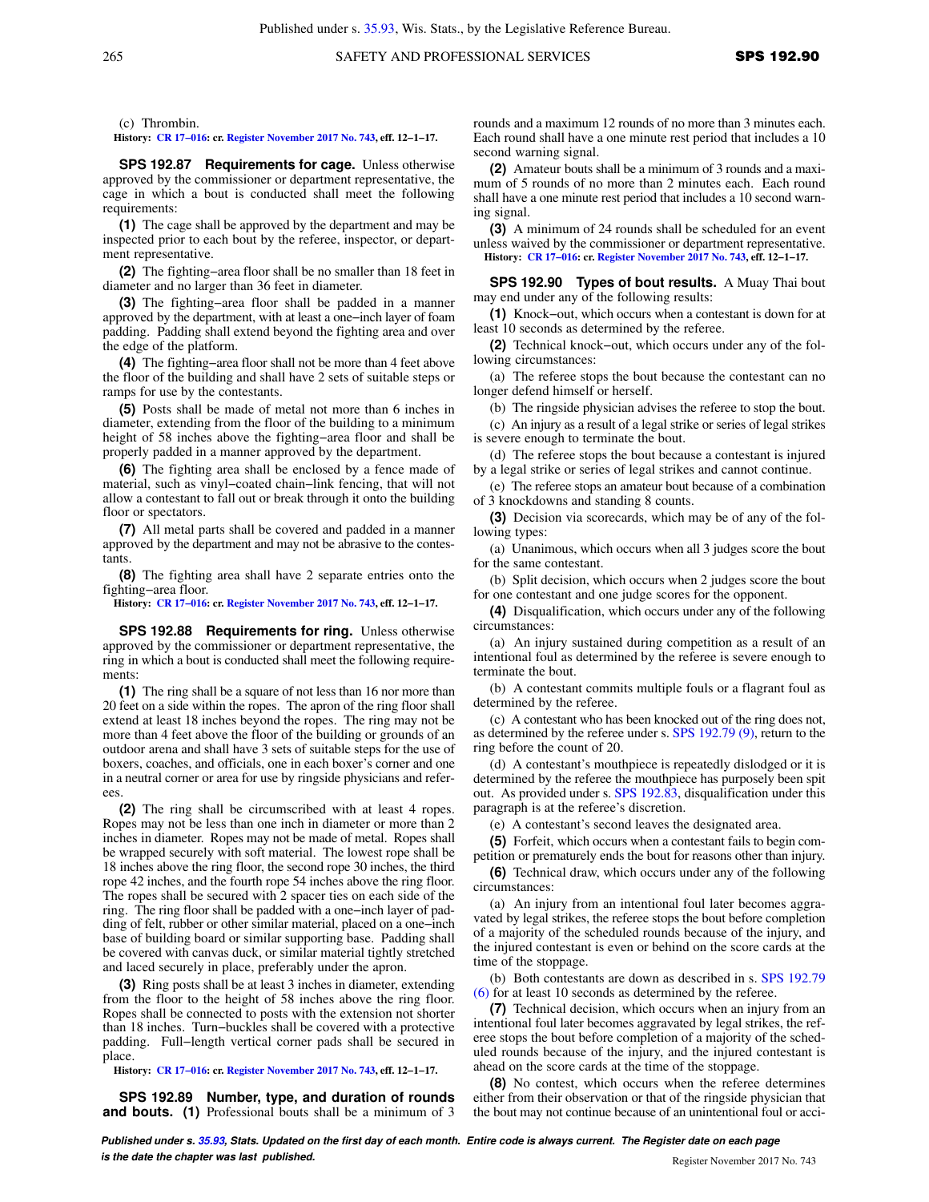(c) Thrombin.

**History:** CR 17–016: cr. Register November 2017 No. 743, eff. 12–1–17.

**SPS 192.87 Requirements for cage.** Unless otherwise approved by the commissioner or department representative, the cage in which a bout is conducted shall meet the following requirements:

**(1)** The cage shall be approved by the department and may be inspected prior to each bout by the referee, inspector, or department representative.

**(2)** The fighting–area floor shall be no smaller than 18 feet in diameter and no larger than 36 feet in diameter.

**(3)** The fighting–area floor shall be padded in a manner approved by the department, with at least a one–inch layer of foam padding. Padding shall extend beyond the fighting area and over the edge of the platform.

**(4)** The fighting–area floor shall not be more than 4 feet above the floor of the building and shall have 2 sets of suitable steps or ramps for use by the contestants.

**(5)** Posts shall be made of metal not more than 6 inches in diameter, extending from the floor of the building to a minimum height of 58 inches above the fighting–area floor and shall be properly padded in a manner approved by the department.

**(6)** The fighting area shall be enclosed by a fence made of material, such as vinyl–coated chain–link fencing, that will not allow a contestant to fall out or break through it onto the building floor or spectators.

**(7)** All metal parts shall be covered and padded in a manner approved by the department and may not be abrasive to the contestants.

**(8)** The fighting area shall have 2 separate entries onto the fighting–area floor.

**History:** CR 17–016: cr. Register November 2017 No. 743, eff. 12–1–17.

**SPS 192.88 Requirements for ring.** Unless otherwise approved by the commissioner or department representative, the ring in which a bout is conducted shall meet the following requirements:

**(1)** The ring shall be a square of not less than 16 nor more than 20 feet on a side within the ropes. The apron of the ring floor shall extend at least 18 inches beyond the ropes. The ring may not be more than 4 feet above the floor of the building or grounds of an outdoor arena and shall have 3 sets of suitable steps for the use of boxers, coaches, and officials, one in each boxer's corner and one in a neutral corner or area for use by ringside physicians and referees.

**(2)** The ring shall be circumscribed with at least 4 ropes. Ropes may not be less than one inch in diameter or more than 2 inches in diameter. Ropes may not be made of metal. Ropes shall be wrapped securely with soft material. The lowest rope shall be 18 inches above the ring floor, the second rope 30 inches, the third rope 42 inches, and the fourth rope 54 inches above the ring floor. The ropes shall be secured with 2 spacer ties on each side of the ring. The ring floor shall be padded with a one–inch layer of padding of felt, rubber or other similar material, placed on a one–inch base of building board or similar supporting base. Padding shall be covered with canvas duck, or similar material tightly stretched and laced securely in place, preferably under the apron.

**(3)** Ring posts shall be at least 3 inches in diameter, extending from the floor to the height of 58 inches above the ring floor. Ropes shall be connected to posts with the extension not shorter than 18 inches. Turn–buckles shall be covered with a protective padding. Full–length vertical corner pads shall be secured in place.

**History:** CR 17–016: cr. Register November 2017 No. 743, eff. 12–1–17.

**SPS 192.89 Number, type, and duration of rounds and bouts.** **(1)** Professional bouts shall be a minimum of 3 rounds and a maximum 12 rounds of no more than 3 minutes each. Each round shall have a one minute rest period that includes a 10 second warning signal.

**(2)** Amateur bouts shall be a minimum of 3 rounds and a maximum of 5 rounds of no more than 2 minutes each. Each round shall have a one minute rest period that includes a 10 second warning signal.

**(3)** A minimum of 24 rounds shall be scheduled for an event unless waived by the commissioner or department representative.

**History:** CR 17–016: cr. Register November 2017 No. 743, eff. 12–1–17.

**SPS 192.90 Types of bout results.** A Muay Thai bout may end under any of the following results:

**(1)** Knock–out, which occurs when a contestant is down for at least 10 seconds as determined by the referee.

**(2)** Technical knock–out, which occurs under any of the following circumstances:

(a) The referee stops the bout because the contestant can no longer defend himself or herself.

(b) The ringside physician advises the referee to stop the bout.

(c) An injury as a result of a legal strike or series of legal strikes is severe enough to terminate the bout.

(d) The referee stops the bout because a contestant is injured by a legal strike or series of legal strikes and cannot continue.

(e) The referee stops an amateur bout because of a combination of 3 knockdowns and standing 8 counts.

**(3)** Decision via scorecards, which may be of any of the following types:

(a) Unanimous, which occurs when all 3 judges score the bout for the same contestant.

(b) Split decision, which occurs when 2 judges score the bout for one contestant and one judge scores for the opponent.

**(4)** Disqualification, which occurs under any of the following circumstances:

(a) An injury sustained during competition as a result of an intentional foul as determined by the referee is severe enough to terminate the bout.

(b) A contestant commits multiple fouls or a flagrant foul as determined by the referee.

(c) A contestant who has been knocked out of the ring does not, as determined by the referee under s. SPS 192.79 (9), return to the ring before the count of 20.

(d) A contestant's mouthpiece is repeatedly dislodged or it is determined by the referee the mouthpiece has purposely been spit out. As provided under s. SPS 192.83, disqualification under this paragraph is at the referee's discretion.

(e) A contestant's second leaves the designated area.

**(5)** Forfeit, which occurs when a contestant fails to begin competition or prematurely ends the bout for reasons other than injury.

**(6)** Technical draw, which occurs under any of the following circumstances:

(a) An injury from an intentional foul later becomes aggravated by legal strikes, the referee stops the bout before completion of a majority of the scheduled rounds because of the injury, and the injured contestant is even or behind on the score cards at the time of the stoppage.

(b) Both contestants are down as described in s. SPS 192.79 (6) for at least 10 seconds as determined by the referee.

**(7)** Technical decision, which occurs when an injury from an intentional foul later becomes aggravated by legal strikes, the referee stops the bout before completion of a majority of the scheduled rounds because of the injury, and the injured contestant is ahead on the score cards at the time of the stoppage.

**(8)** No contest, which occurs when the referee determines either from their observation or that of the ringside physician that the bout may not continue because of an unintentional foul or acci-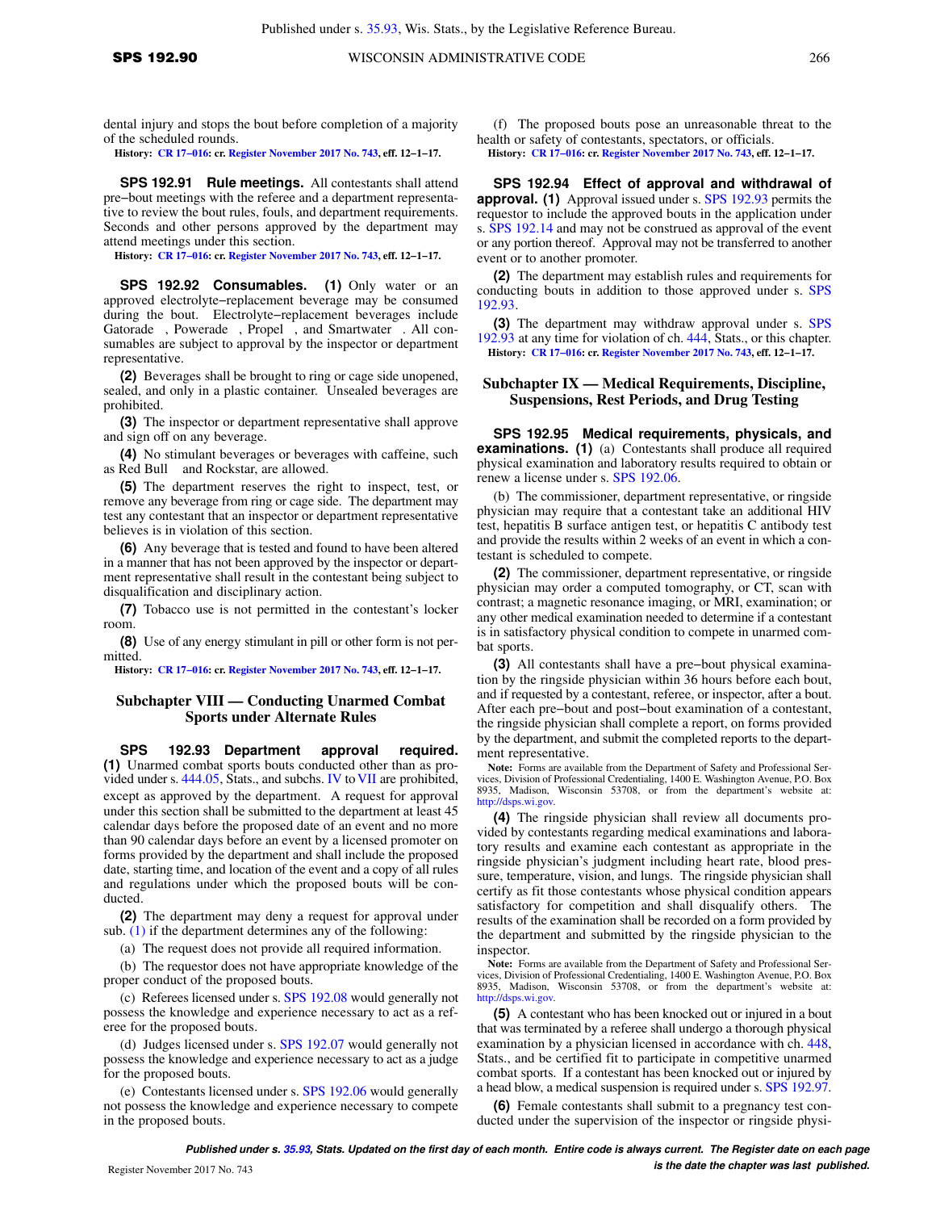dental injury and stops the bout before completion of a majority of the scheduled rounds.

**History:** CR 17–016: cr. Register November 2017 No. 743, eff. 12–1–17.

**SPS 192.91 Rule meetings.** All contestants shall attend pre–bout meetings with the referee and a department representative to review the bout rules, fouls, and department requirements. Seconds and other persons approved by the department may attend meetings under this section.

**History:** CR 17–016: cr. Register November 2017 No. 743, eff. 12–1–17.

**SPS 192.92 Consumables.** **(1)** Only water or an approved electrolyte–replacement beverage may be consumed during the bout. Electrolyte–replacement beverages include Gatorade , Powerade , Propel , and Smartwater . All consumables are subject to approval by the inspector or department representative.

**(2)** Beverages shall be brought to ring or cage side unopened, sealed, and only in a plastic container. Unsealed beverages are prohibited.

**(3)** The inspector or department representative shall approve and sign off on any beverage.

**(4)** No stimulant beverages or beverages with caffeine, such as Red Bull and Rockstar, are allowed.

**(5)** The department reserves the right to inspect, test, or remove any beverage from ring or cage side. The department may test any contestant that an inspector or department representative believes is in violation of this section.

**(6)** Any beverage that is tested and found to have been altered in a manner that has not been approved by the inspector or department representative shall result in the contestant being subject to disqualification and disciplinary action.

**(7)** Tobacco use is not permitted in the contestant's locker room.

**(8)** Use of any energy stimulant in pill or other form is not permitted.

**History:** CR 17–016: cr. Register November 2017 No. 743, eff. 12–1–17.

## Subchapter VIII — Conducting Unarmed Combat Sports under Alternate Rules

**SPS 192.93 Department approval required.** **(1)** Unarmed combat sports bouts conducted other than as provided under s. 444.05, Stats., and subchs. IV to VII are prohibited, except as approved by the department. A request for approval under this section shall be submitted to the department at least 45 calendar days before the proposed date of an event and no more than 90 calendar days before an event by a licensed promoter on forms provided by the department and shall include the proposed date, starting time, and location of the event and a copy of all rules and regulations under which the proposed bouts will be conducted.

**(2)** The department may deny a request for approval under sub. (1) if the department determines any of the following:

(a) The request does not provide all required information.

(b) The requestor does not have appropriate knowledge of the proper conduct of the proposed bouts.

(c) Referees licensed under s. SPS 192.08 would generally not possess the knowledge and experience necessary to act as a referee for the proposed bouts.

(d) Judges licensed under s. SPS 192.07 would generally not possess the knowledge and experience necessary to act as a judge for the proposed bouts.

(e) Contestants licensed under s. SPS 192.06 would generally not possess the knowledge and experience necessary to compete in the proposed bouts.

(f) The proposed bouts pose an unreasonable threat to the health or safety of contestants, spectators, or officials.

**History:** CR 17–016: cr. Register November 2017 No. 743, eff. 12–1–17.

**SPS 192.94 Effect of approval and withdrawal of approval.** **(1)** Approval issued under s. SPS 192.93 permits the requestor to include the approved bouts in the application under s. SPS 192.14 and may not be construed as approval of the event or any portion thereof. Approval may not be transferred to another event or to another promoter.

**(2)** The department may establish rules and requirements for conducting bouts in addition to those approved under s. SPS 192.93.

**(3)** The department may withdraw approval under s. SPS 192.93 at any time for violation of ch. 444, Stats., or this chapter.

**History:** CR 17–016: cr. Register November 2017 No. 743, eff. 12–1–17.

## Subchapter IX — Medical Requirements, Discipline, Suspensions, Rest Periods, and Drug Testing

**SPS 192.95 Medical requirements, physicals, and examinations.** **(1)** (a) Contestants shall produce all required physical examination and laboratory results required to obtain or renew a license under s. SPS 192.06.

(b) The commissioner, department representative, or ringside physician may require that a contestant take an additional HIV test, hepatitis B surface antigen test, or hepatitis C antibody test and provide the results within 2 weeks of an event in which a contestant is scheduled to compete.

**(2)** The commissioner, department representative, or ringside physician may order a computed tomography, or CT, scan with contrast; a magnetic resonance imaging, or MRI, examination; or any other medical examination needed to determine if a contestant is in satisfactory physical condition to compete in unarmed combat sports.

**(3)** All contestants shall have a pre–bout physical examination by the ringside physician within 36 hours before each bout, and if requested by a contestant, referee, or inspector, after a bout. After each pre–bout and post–bout examination of a contestant, the ringside physician shall complete a report, on forms provided by the department, and submit the completed reports to the department representative.

**Note:** Forms are available from the Department of Safety and Professional Services, Division of Professional Credentialing, 1400 E. Washington Avenue, P.O. Box 8935, Madison, Wisconsin 53708, or from the department's website at: http://dsps.wi.gov.

**(4)** The ringside physician shall review all documents provided by contestants regarding medical examinations and laboratory results and examine each contestant as appropriate in the ringside physician's judgment including heart rate, blood pressure, temperature, vision, and lungs. The ringside physician shall certify as fit those contestants whose physical condition appears satisfactory for competition and shall disqualify others. The results of the examination shall be recorded on a form provided by the department and submitted by the ringside physician to the inspector.

**Note:** Forms are available from the Department of Safety and Professional Services, Division of Professional Credentialing, 1400 E. Washington Avenue, P.O. Box 8935, Madison, Wisconsin 53708, or from the department's website at: http://dsps.wi.gov.

**(5)** A contestant who has been knocked out or injured in a bout that was terminated by a referee shall undergo a thorough physical examination by a physician licensed in accordance with ch. 448, Stats., and be certified fit to participate in competitive unarmed combat sports. If a contestant has been knocked out or injured by a head blow, a medical suspension is required under s. SPS 192.97.

**(6)** Female contestants shall submit to a pregnancy test conducted under the supervision of the inspector or ringside physi-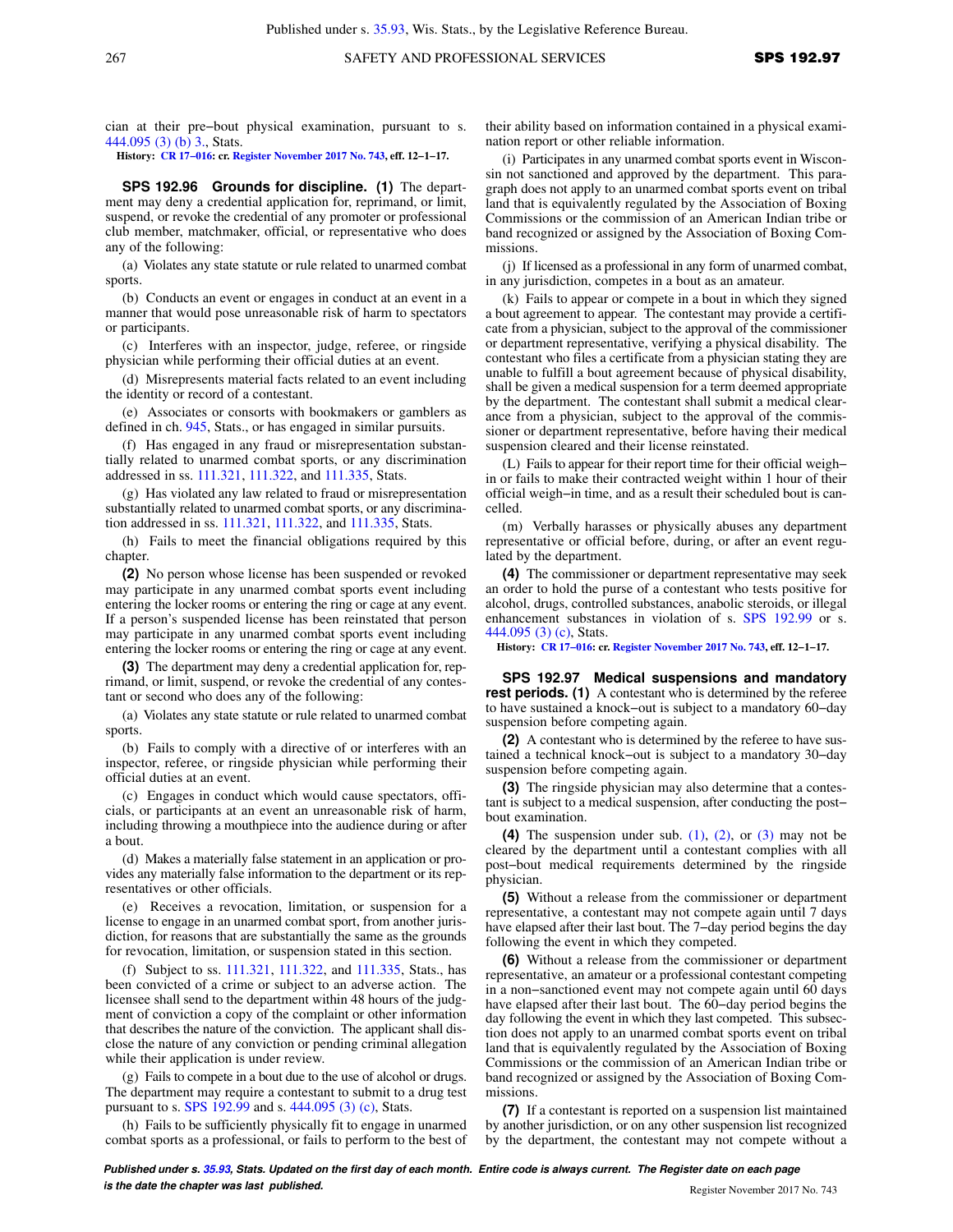cian at their pre−bout physical examination, pursuant to s. 444.095 (3) (b) 3., Stats.

**History:** CR 17−016: cr. Register November 2017 No. 743, eff. 12−1−17.

**SPS 192.96 Grounds for discipline. (1)** The department may deny a credential application for, reprimand, or limit, suspend, or revoke the credential of any promoter or professional club member, matchmaker, official, or representative who does any of the following:

(a) Violates any state statute or rule related to unarmed combat sports.

(b) Conducts an event or engages in conduct at an event in a manner that would pose unreasonable risk of harm to spectators or participants.

(c) Interferes with an inspector, judge, referee, or ringside physician while performing their official duties at an event.

(d) Misrepresents material facts related to an event including the identity or record of a contestant.

(e) Associates or consorts with bookmakers or gamblers as defined in ch. 945, Stats., or has engaged in similar pursuits.

(f) Has engaged in any fraud or misrepresentation substantially related to unarmed combat sports, or any discrimination addressed in ss. 111.321, 111.322, and 111.335, Stats.

(g) Has violated any law related to fraud or misrepresentation substantially related to unarmed combat sports, or any discrimination addressed in ss. 111.321, 111.322, and 111.335, Stats.

(h) Fails to meet the financial obligations required by this chapter.

**(2)** No person whose license has been suspended or revoked may participate in any unarmed combat sports event including entering the locker rooms or entering the ring or cage at any event. If a person's suspended license has been reinstated that person may participate in any unarmed combat sports event including entering the locker rooms or entering the ring or cage at any event.

**(3)** The department may deny a credential application for, reprimand, or limit, suspend, or revoke the credential of any contestant or second who does any of the following:

(a) Violates any state statute or rule related to unarmed combat sports.

(b) Fails to comply with a directive of or interferes with an inspector, referee, or ringside physician while performing their official duties at an event.

(c) Engages in conduct which would cause spectators, officials, or participants at an event an unreasonable risk of harm, including throwing a mouthpiece into the audience during or after a bout.

(d) Makes a materially false statement in an application or provides any materially false information to the department or its representatives or other officials.

(e) Receives a revocation, limitation, or suspension for a license to engage in an unarmed combat sport, from another jurisdiction, for reasons that are substantially the same as the grounds for revocation, limitation, or suspension stated in this section.

(f) Subject to ss. 111.321, 111.322, and 111.335, Stats., has been convicted of a crime or subject to an adverse action. The licensee shall send to the department within 48 hours of the judgment of conviction a copy of the complaint or other information that describes the nature of the conviction. The applicant shall disclose the nature of any conviction or pending criminal allegation while their application is under review.

(g) Fails to compete in a bout due to the use of alcohol or drugs. The department may require a contestant to submit to a drug test pursuant to s. SPS 192.99 and s. 444.095 (3) (c), Stats.

(h) Fails to be sufficiently physically fit to engage in unarmed combat sports as a professional, or fails to perform to the best of their ability based on information contained in a physical examination report or other reliable information.

(i) Participates in any unarmed combat sports event in Wisconsin not sanctioned and approved by the department. This paragraph does not apply to an unarmed combat sports event on tribal land that is equivalently regulated by the Association of Boxing Commissions or the commission of an American Indian tribe or band recognized or assigned by the Association of Boxing Commissions.

(j) If licensed as a professional in any form of unarmed combat, in any jurisdiction, competes in a bout as an amateur.

(k) Fails to appear or compete in a bout in which they signed a bout agreement to appear. The contestant may provide a certificate from a physician, subject to the approval of the commissioner or department representative, verifying a physical disability. The contestant who files a certificate from a physician stating they are unable to fulfill a bout agreement because of physical disability, shall be given a medical suspension for a term deemed appropriate by the department. The contestant shall submit a medical clearance from a physician, subject to the approval of the commissioner or department representative, before having their medical suspension cleared and their license reinstated.

(L) Fails to appear for their report time for their official weigh−in or fails to make their contracted weight within 1 hour of their official weigh−in time, and as a result their scheduled bout is cancelled.

(m) Verbally harasses or physically abuses any department representative or official before, during, or after an event regulated by the department.

**(4)** The commissioner or department representative may seek an order to hold the purse of a contestant who tests positive for alcohol, drugs, controlled substances, anabolic steroids, or illegal enhancement substances in violation of s. SPS 192.99 or s. 444.095 (3) (c), Stats.

**History:** CR 17−016: cr. Register November 2017 No. 743, eff. 12−1−17.

**SPS 192.97 Medical suspensions and mandatory rest periods. (1)** A contestant who is determined by the referee to have sustained a knock−out is subject to a mandatory 60−day suspension before competing again.

**(2)** A contestant who is determined by the referee to have sustained a technical knock−out is subject to a mandatory 30−day suspension before competing again.

**(3)** The ringside physician may also determine that a contestant is subject to a medical suspension, after conducting the post−bout examination.

**(4)** The suspension under sub. (1), (2), or (3) may not be cleared by the department until a contestant complies with all post−bout medical requirements determined by the ringside physician.

**(5)** Without a release from the commissioner or department representative, a contestant may not compete again until 7 days have elapsed after their last bout. The 7−day period begins the day following the event in which they competed.

**(6)** Without a release from the commissioner or department representative, an amateur or a professional contestant competing in a non−sanctioned event may not compete again until 60 days have elapsed after their last bout. The 60−day period begins the day following the event in which they last competed. This subsection does not apply to an unarmed combat sports event on tribal land that is equivalently regulated by the Association of Boxing Commissions or the commission of an American Indian tribe or band recognized or assigned by the Association of Boxing Commissions.

**(7)** If a contestant is reported on a suspension list maintained by another jurisdiction, or on any other suspension list recognized by the department, the contestant may not compete without a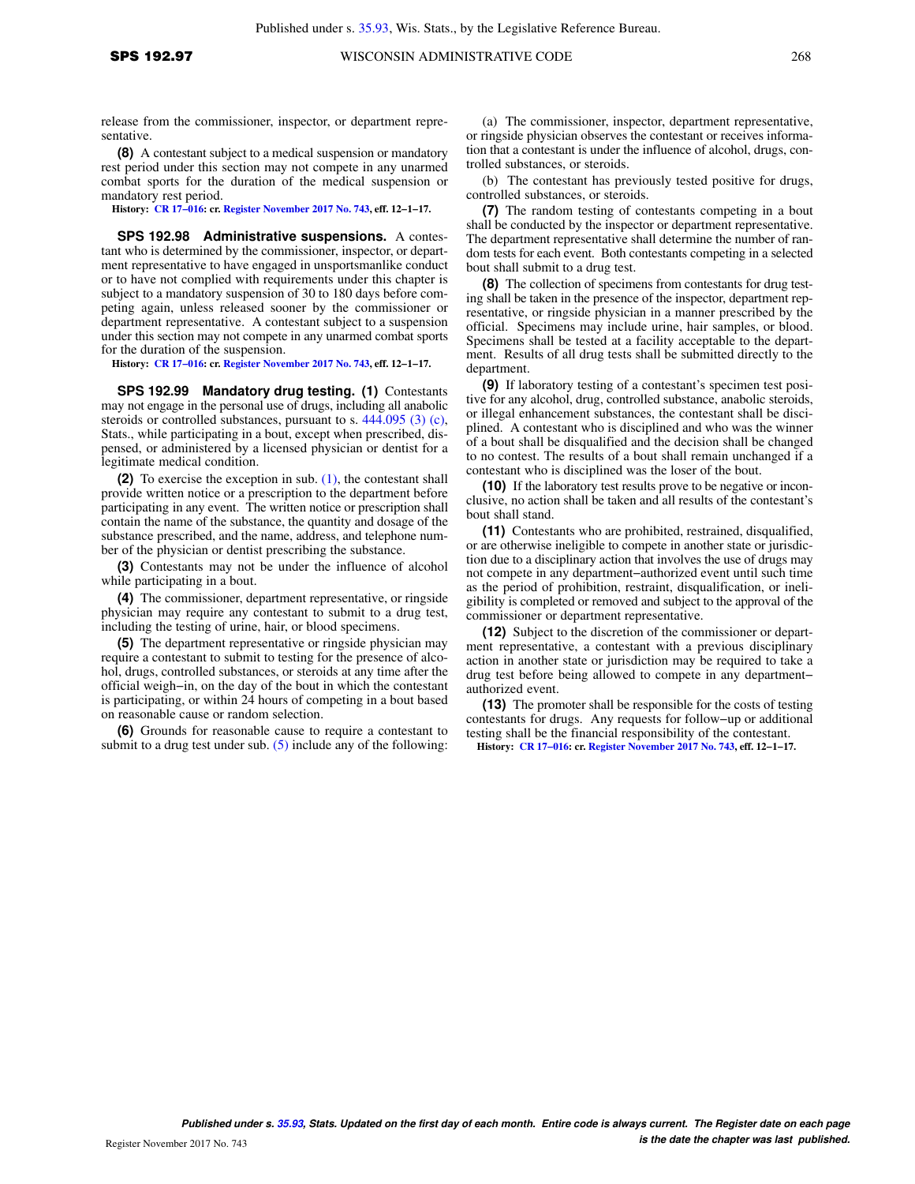release from the commissioner, inspector, or department representative.

**(8)** A contestant subject to a medical suspension or mandatory rest period under this section may not compete in any unarmed combat sports for the duration of the medical suspension or mandatory rest period.

**History:** CR 17–016: cr. Register November 2017 No. 743, eff. 12–1–17.

**SPS 192.98 Administrative suspensions.** A contestant who is determined by the commissioner, inspector, or department representative to have engaged in unsportsmanlike conduct or to have not complied with requirements under this chapter is subject to a mandatory suspension of 30 to 180 days before competing again, unless released sooner by the commissioner or department representative. A contestant subject to a suspension under this section may not compete in any unarmed combat sports for the duration of the suspension.

**History:** CR 17–016: cr. Register November 2017 No. 743, eff. 12–1–17.

**SPS 192.99 Mandatory drug testing. (1)** Contestants may not engage in the personal use of drugs, including all anabolic steroids or controlled substances, pursuant to s. 444.095 (3) (c), Stats., while participating in a bout, except when prescribed, dispensed, or administered by a licensed physician or dentist for a legitimate medical condition.

**(2)** To exercise the exception in sub. (1), the contestant shall provide written notice or a prescription to the department before participating in any event. The written notice or prescription shall contain the name of the substance, the quantity and dosage of the substance prescribed, and the name, address, and telephone number of the physician or dentist prescribing the substance.

**(3)** Contestants may not be under the influence of alcohol while participating in a bout.

**(4)** The commissioner, department representative, or ringside physician may require any contestant to submit to a drug test, including the testing of urine, hair, or blood specimens.

**(5)** The department representative or ringside physician may require a contestant to submit to testing for the presence of alcohol, drugs, controlled substances, or steroids at any time after the official weigh–in, on the day of the bout in which the contestant is participating, or within 24 hours of competing in a bout based on reasonable cause or random selection.

**(6)** Grounds for reasonable cause to require a contestant to submit to a drug test under sub. (5) include any of the following:

(a) The commissioner, inspector, department representative, or ringside physician observes the contestant or receives information that a contestant is under the influence of alcohol, drugs, controlled substances, or steroids.

(b) The contestant has previously tested positive for drugs, controlled substances, or steroids.

**(7)** The random testing of contestants competing in a bout shall be conducted by the inspector or department representative. The department representative shall determine the number of random tests for each event. Both contestants competing in a selected bout shall submit to a drug test.

**(8)** The collection of specimens from contestants for drug testing shall be taken in the presence of the inspector, department representative, or ringside physician in a manner prescribed by the official. Specimens may include urine, hair samples, or blood. Specimens shall be tested at a facility acceptable to the department. Results of all drug tests shall be submitted directly to the department.

**(9)** If laboratory testing of a contestant's specimen test positive for any alcohol, drug, controlled substance, anabolic steroids, or illegal enhancement substances, the contestant shall be disciplined. A contestant who is disciplined and who was the winner of a bout shall be disqualified and the decision shall be changed to no contest. The results of a bout shall remain unchanged if a contestant who is disciplined was the loser of the bout.

**(10)** If the laboratory test results prove to be negative or inconclusive, no action shall be taken and all results of the contestant's bout shall stand.

**(11)** Contestants who are prohibited, restrained, disqualified, or are otherwise ineligible to compete in another state or jurisdiction due to a disciplinary action that involves the use of drugs may not compete in any department–authorized event until such time as the period of prohibition, restraint, disqualification, or ineligibility is completed or removed and subject to the approval of the commissioner or department representative.

**(12)** Subject to the discretion of the commissioner or department representative, a contestant with a previous disciplinary action in another state or jurisdiction may be required to take a drug test before being allowed to compete in any department–authorized event.

**(13)** The promoter shall be responsible for the costs of testing contestants for drugs. Any requests for follow–up or additional testing shall be the financial responsibility of the contestant.

**History:** CR 17–016: cr. Register November 2017 No. 743, eff. 12–1–17.